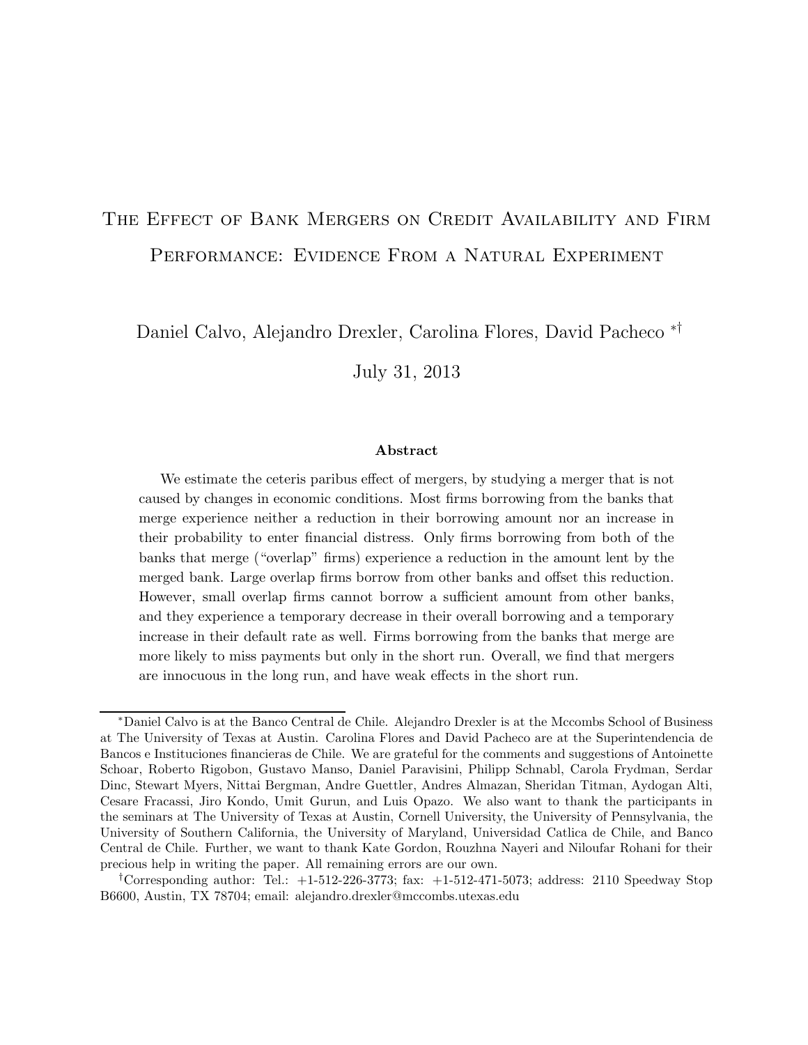# The Effect of Bank Mergers on Credit Availability and Firm Performance: Evidence From a Natural Experiment

Daniel Calvo, Alejandro Drexler, Carolina Flores, David Pacheco [*] [†]

July 31, 2013

### Abstract

We estimate the ceteris paribus effect of mergers, by studying a merger that is not caused by changes in economic conditions. Most firms borrowing from the banks that merge experience neither a reduction in their borrowing amount nor an increase in their probability to enter financial distress. Only firms borrowing from both of the banks that merge ("overlap" firms) experience a reduction in the amount lent by the merged bank. Large overlap firms borrow from other banks and offset this reduction. However, small overlap firms cannot borrow a sufficient amount from other banks, and they experience a temporary decrease in their overall borrowing and a temporary increase in their default rate as well. Firms borrowing from the banks that merge are more likely to miss payments but only in the short run. Overall, we find that mergers are innocuous in the long run, and have weak effects in the short run.

---

[*] Daniel Calvo is at the Banco Central de Chile. Alejandro Drexler is at the Mccombs School of Business at The University of Texas at Austin. Carolina Flores and David Pacheco are at the Superintendencia de Bancos e Instituciones financieras de Chile. We are grateful for the comments and suggestions of Antoinette Schoar, Roberto Rigobon, Gustavo Manso, Daniel Paravisini, Philipp Schnabl, Carola Frydman, Serdar Dinc, Stewart Myers, Nittai Bergman, Andre Guettler, Andres Almazan, Sheridan Titman, Aydogan Alti, Cesare Fracassi, Jiro Kondo, Umit Gurun, and Luis Opazo. We also want to thank the participants in the seminars at The University of Texas at Austin, Cornell University, the University of Pennsylvania, the University of Southern California, the University of Maryland, Universidad Catlica de Chile, and Banco Central de Chile. Further, we want to thank Kate Gordon, Rouzhna Nayeri and Niloufar Rohani for their precious help in writing the paper. All remaining errors are our own.

[†] Corresponding author: Tel.: +1-512-226-3773; fax: +1-512-471-5073; address: 2110 Speedway Stop B6600, Austin, TX 78704; email: alejandro.drexler@mccombs.utexas.edu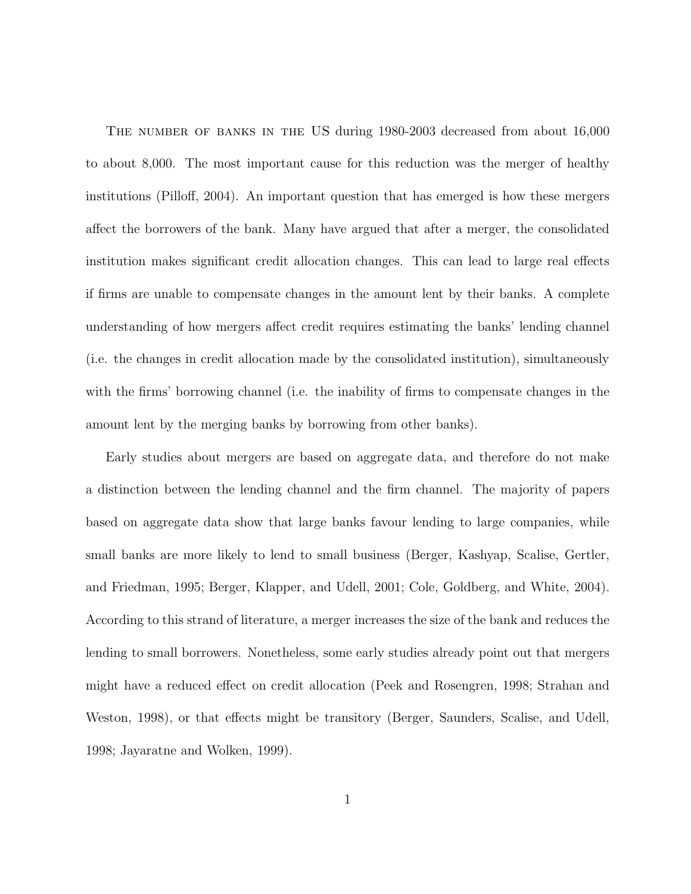The number of banks in the US during 1980-2003 decreased from about 16,000 to about 8,000. The most important cause for this reduction was the merger of healthy institutions (Pilloff, 2004). An important question that has emerged is how these mergers affect the borrowers of the bank. Many have argued that after a merger, the consolidated institution makes significant credit allocation changes. This can lead to large real effects if firms are unable to compensate changes in the amount lent by their banks. A complete understanding of how mergers affect credit requires estimating the banks' lending channel (i.e. the changes in credit allocation made by the consolidated institution), simultaneously with the firms' borrowing channel (i.e. the inability of firms to compensate changes in the amount lent by the merging banks by borrowing from other banks).

Early studies about mergers are based on aggregate data, and therefore do not make a distinction between the lending channel and the firm channel. The majority of papers based on aggregate data show that large banks favour lending to large companies, while small banks are more likely to lend to small business (Berger, Kashyap, Scalise, Gertler, and Friedman, 1995; Berger, Klapper, and Udell, 2001; Cole, Goldberg, and White, 2004). According to this strand of literature, a merger increases the size of the bank and reduces the lending to small borrowers. Nonetheless, some early studies already point out that mergers might have a reduced effect on credit allocation (Peek and Rosengren, 1998; Strahan and Weston, 1998), or that effects might be transitory (Berger, Saunders, Scalise, and Udell, 1998; Jayaratne and Wolken, 1999).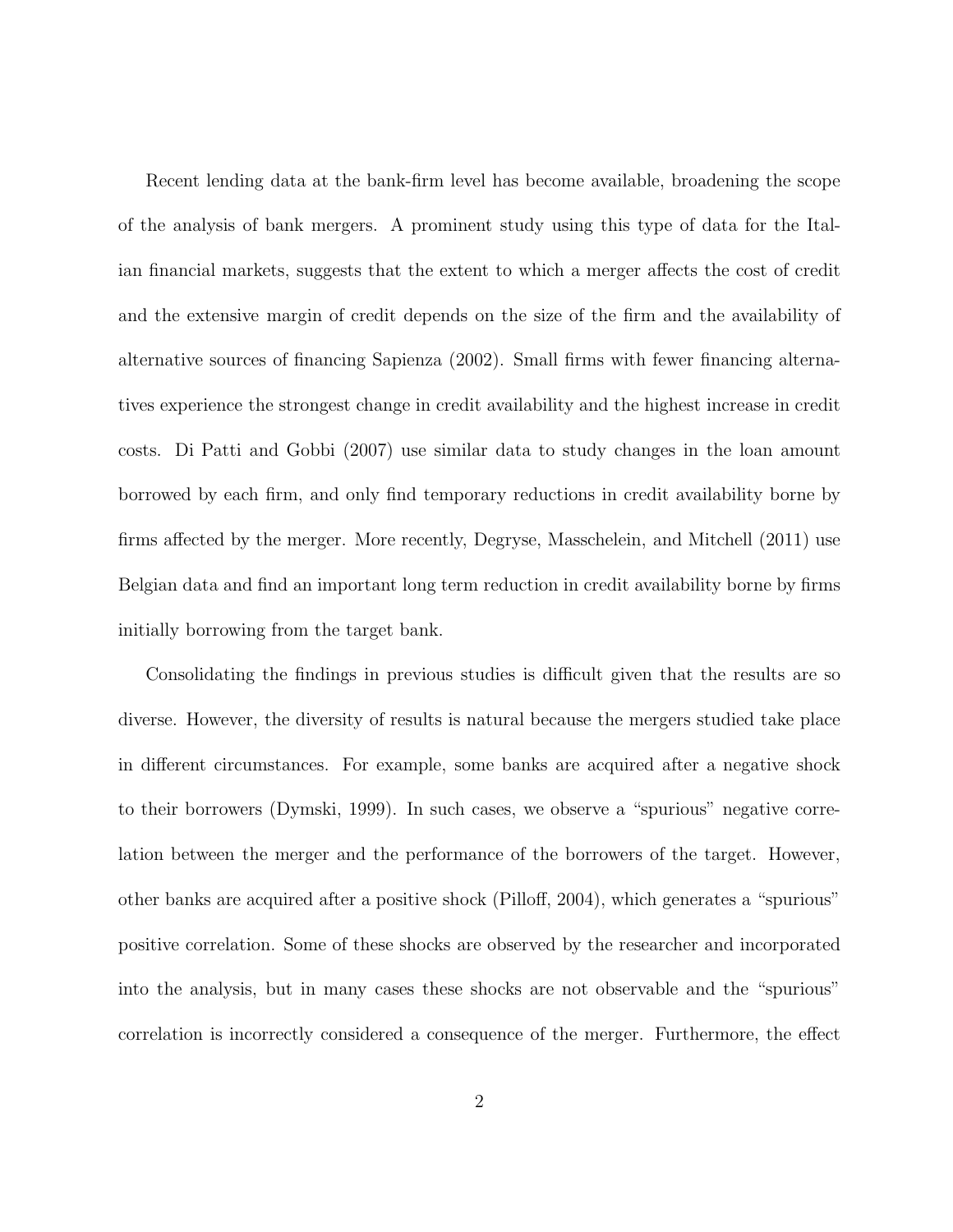Recent lending data at the bank-firm level has become available, broadening the scope of the analysis of bank mergers. A prominent study using this type of data for the Italian financial markets, suggests that the extent to which a merger affects the cost of credit and the extensive margin of credit depends on the size of the firm and the availability of alternative sources of financing Sapienza (2002). Small firms with fewer financing alternatives experience the strongest change in credit availability and the highest increase in credit costs. Di Patti and Gobbi (2007) use similar data to study changes in the loan amount borrowed by each firm, and only find temporary reductions in credit availability borne by firms affected by the merger. More recently, Degryse, Masschelein, and Mitchell (2011) use Belgian data and find an important long term reduction in credit availability borne by firms initially borrowing from the target bank.

Consolidating the findings in previous studies is difficult given that the results are so diverse. However, the diversity of results is natural because the mergers studied take place in different circumstances. For example, some banks are acquired after a negative shock to their borrowers (Dymski, 1999). In such cases, we observe a "spurious" negative correlation between the merger and the performance of the borrowers of the target. However, other banks are acquired after a positive shock (Pilloff, 2004), which generates a "spurious" positive correlation. Some of these shocks are observed by the researcher and incorporated into the analysis, but in many cases these shocks are not observable and the "spurious" correlation is incorrectly considered a consequence of the merger. Furthermore, the effect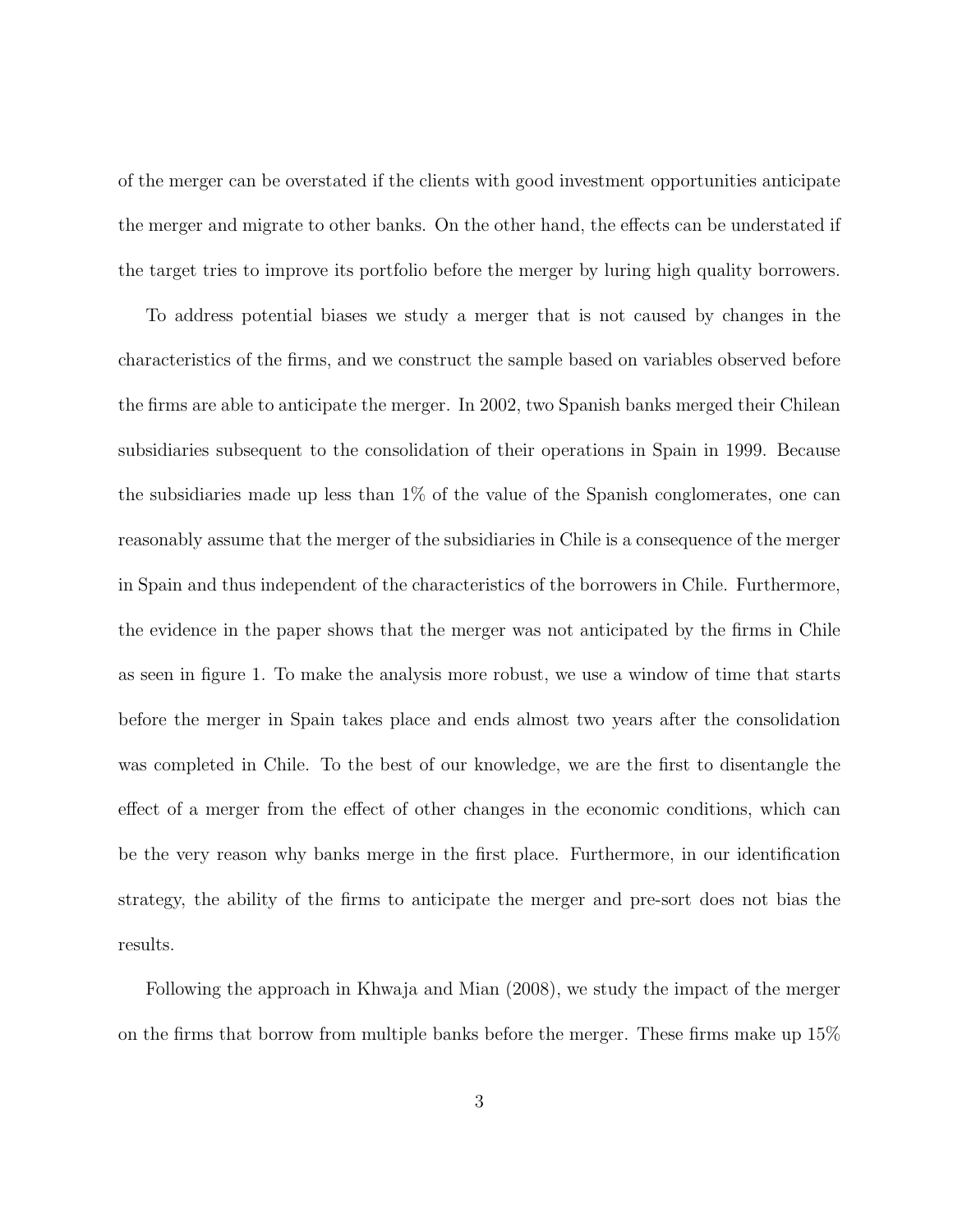of the merger can be overstated if the clients with good investment opportunities anticipate the merger and migrate to other banks. On the other hand, the effects can be understated if the target tries to improve its portfolio before the merger by luring high quality borrowers.

To address potential biases we study a merger that is not caused by changes in the characteristics of the firms, and we construct the sample based on variables observed before the firms are able to anticipate the merger. In 2002, two Spanish banks merged their Chilean subsidiaries subsequent to the consolidation of their operations in Spain in 1999. Because the subsidiaries made up less than 1% of the value of the Spanish conglomerates, one can reasonably assume that the merger of the subsidiaries in Chile is a consequence of the merger in Spain and thus independent of the characteristics of the borrowers in Chile. Furthermore, the evidence in the paper shows that the merger was not anticipated by the firms in Chile as seen in figure 1. To make the analysis more robust, we use a window of time that starts before the merger in Spain takes place and ends almost two years after the consolidation was completed in Chile. To the best of our knowledge, we are the first to disentangle the effect of a merger from the effect of other changes in the economic conditions, which can be the very reason why banks merge in the first place. Furthermore, in our identification strategy, the ability of the firms to anticipate the merger and pre-sort does not bias the results.

Following the approach in Khwaja and Mian (2008), we study the impact of the merger on the firms that borrow from multiple banks before the merger. These firms make up 15%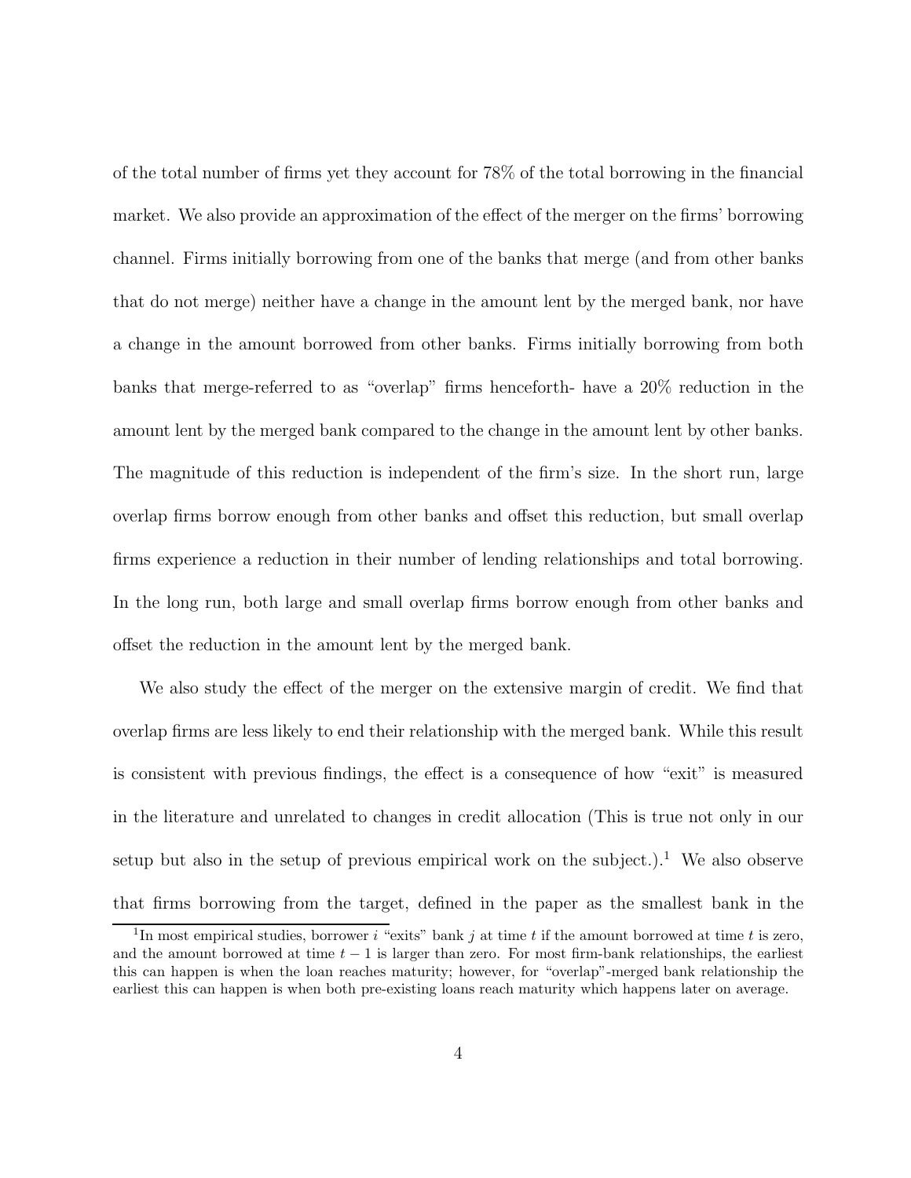of the total number of firms yet they account for 78% of the total borrowing in the financial market. We also provide an approximation of the effect of the merger on the firms' borrowing channel. Firms initially borrowing from one of the banks that merge (and from other banks that do not merge) neither have a change in the amount lent by the merged bank, nor have a change in the amount borrowed from other banks. Firms initially borrowing from both banks that merge-referred to as "overlap" firms henceforth- have a 20% reduction in the amount lent by the merged bank compared to the change in the amount lent by other banks. The magnitude of this reduction is independent of the firm's size. In the short run, large overlap firms borrow enough from other banks and offset this reduction, but small overlap firms experience a reduction in their number of lending relationships and total borrowing. In the long run, both large and small overlap firms borrow enough from other banks and offset the reduction in the amount lent by the merged bank.

We also study the effect of the merger on the extensive margin of credit. We find that overlap firms are less likely to end their relationship with the merged bank. While this result is consistent with previous findings, the effect is a consequence of how "exit" is measured in the literature and unrelated to changes in credit allocation (This is true not only in our setup but also in the setup of previous empirical work on the subject.).[1] We also observe that firms borrowing from the target, defined in the paper as the smallest bank in the

[1] In most empirical studies, borrower $i$ "exits" bank $j$ at time $t$ if the amount borrowed at time $t$ is zero, and the amount borrowed at time $t-1$ is larger than zero. For most firm-bank relationships, the earliest this can happen is when the loan reaches maturity; however, for "overlap"-merged bank relationship the earliest this can happen is when both pre-existing loans reach maturity which happens later on average.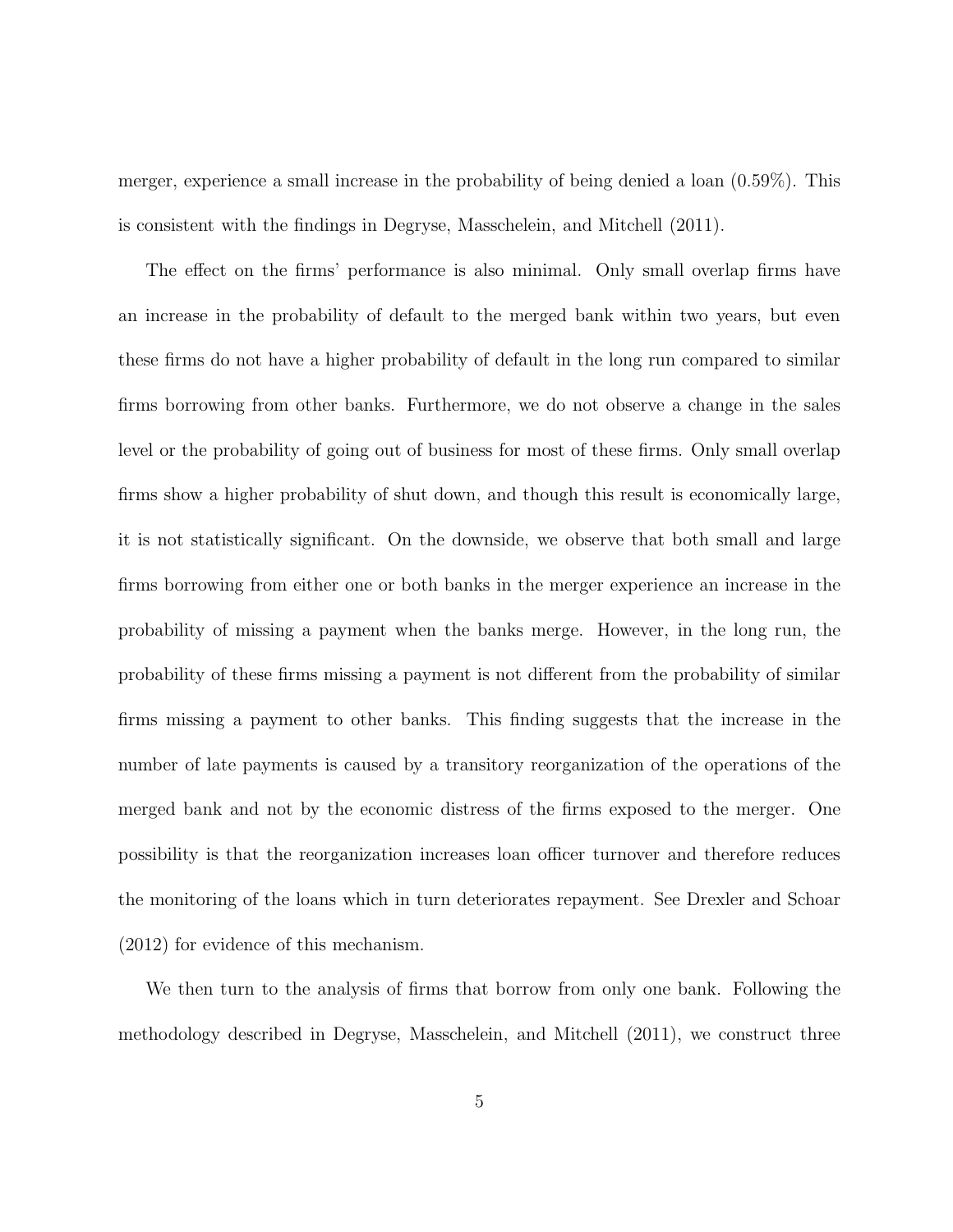merger, experience a small increase in the probability of being denied a loan (0.59%). This is consistent with the findings in Degryse, Masschelein, and Mitchell (2011).

The effect on the firms' performance is also minimal. Only small overlap firms have an increase in the probability of default to the merged bank within two years, but even these firms do not have a higher probability of default in the long run compared to similar firms borrowing from other banks. Furthermore, we do not observe a change in the sales level or the probability of going out of business for most of these firms. Only small overlap firms show a higher probability of shut down, and though this result is economically large, it is not statistically significant. On the downside, we observe that both small and large firms borrowing from either one or both banks in the merger experience an increase in the probability of missing a payment when the banks merge. However, in the long run, the probability of these firms missing a payment is not different from the probability of similar firms missing a payment to other banks. This finding suggests that the increase in the number of late payments is caused by a transitory reorganization of the operations of the merged bank and not by the economic distress of the firms exposed to the merger. One possibility is that the reorganization increases loan officer turnover and therefore reduces the monitoring of the loans which in turn deteriorates repayment. See Drexler and Schoar (2012) for evidence of this mechanism.

We then turn to the analysis of firms that borrow from only one bank. Following the methodology described in Degryse, Masschelein, and Mitchell (2011), we construct three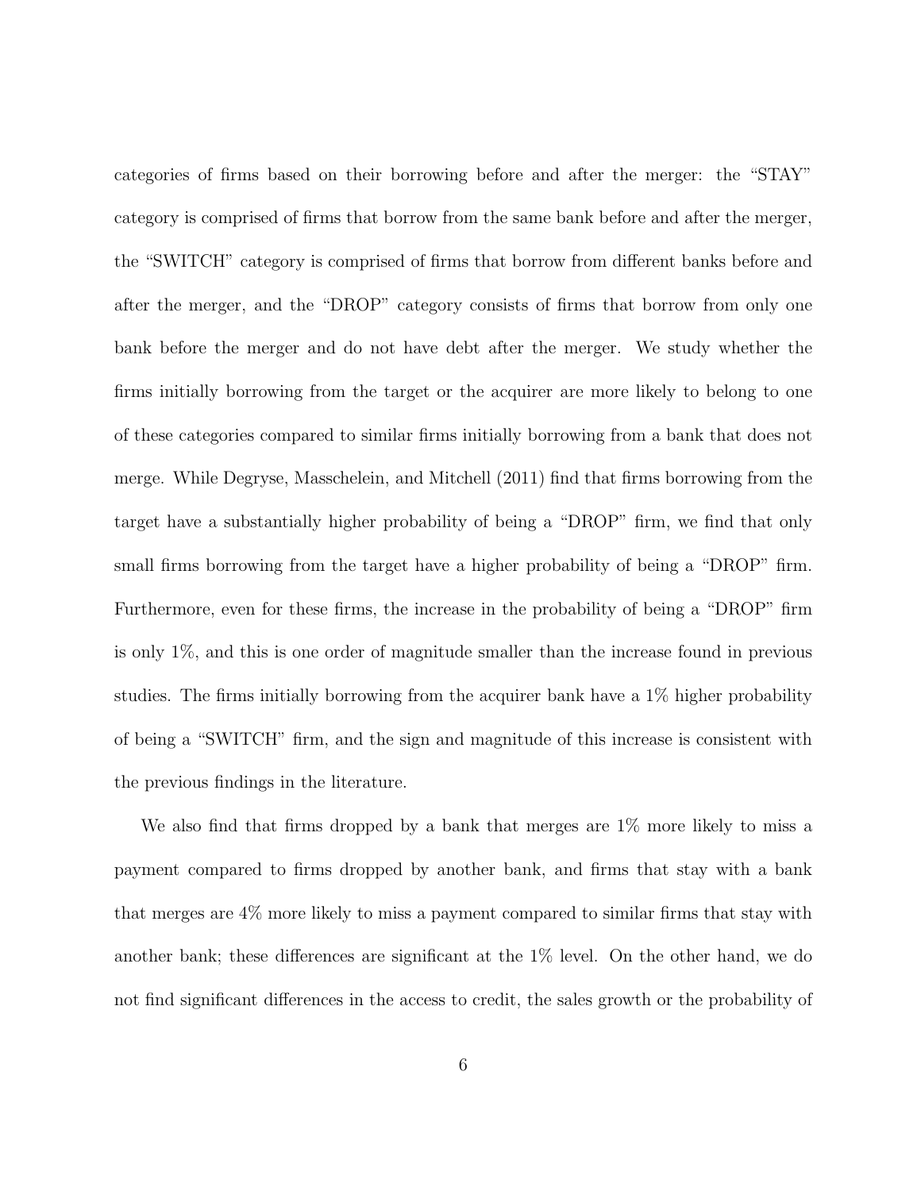categories of firms based on their borrowing before and after the merger: the "STAY" category is comprised of firms that borrow from the same bank before and after the merger, the "SWITCH" category is comprised of firms that borrow from different banks before and after the merger, and the "DROP" category consists of firms that borrow from only one bank before the merger and do not have debt after the merger. We study whether the firms initially borrowing from the target or the acquirer are more likely to belong to one of these categories compared to similar firms initially borrowing from a bank that does not merge. While Degryse, Masschelein, and Mitchell (2011) find that firms borrowing from the target have a substantially higher probability of being a "DROP" firm, we find that only small firms borrowing from the target have a higher probability of being a "DROP" firm. Furthermore, even for these firms, the increase in the probability of being a "DROP" firm is only 1%, and this is one order of magnitude smaller than the increase found in previous studies. The firms initially borrowing from the acquirer bank have a 1% higher probability of being a "SWITCH" firm, and the sign and magnitude of this increase is consistent with the previous findings in the literature.

We also find that firms dropped by a bank that merges are 1% more likely to miss a payment compared to firms dropped by another bank, and firms that stay with a bank that merges are 4% more likely to miss a payment compared to similar firms that stay with another bank; these differences are significant at the 1% level. On the other hand, we do not find significant differences in the access to credit, the sales growth or the probability of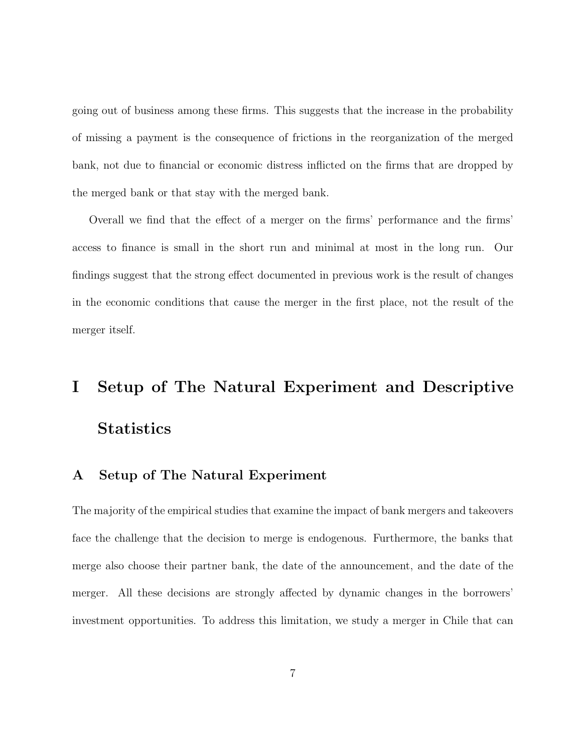going out of business among these firms. This suggests that the increase in the probability of missing a payment is the consequence of frictions in the reorganization of the merged bank, not due to financial or economic distress inflicted on the firms that are dropped by the merged bank or that stay with the merged bank.

Overall we find that the effect of a merger on the firms' performance and the firms' access to finance is small in the short run and minimal at most in the long run. Our findings suggest that the strong effect documented in previous work is the result of changes in the economic conditions that cause the merger in the first place, not the result of the merger itself.

# I Setup of The Natural Experiment and Descriptive Statistics

## A Setup of The Natural Experiment

The majority of the empirical studies that examine the impact of bank mergers and takeovers face the challenge that the decision to merge is endogenous. Furthermore, the banks that merge also choose their partner bank, the date of the announcement, and the date of the merger. All these decisions are strongly affected by dynamic changes in the borrowers' investment opportunities. To address this limitation, we study a merger in Chile that can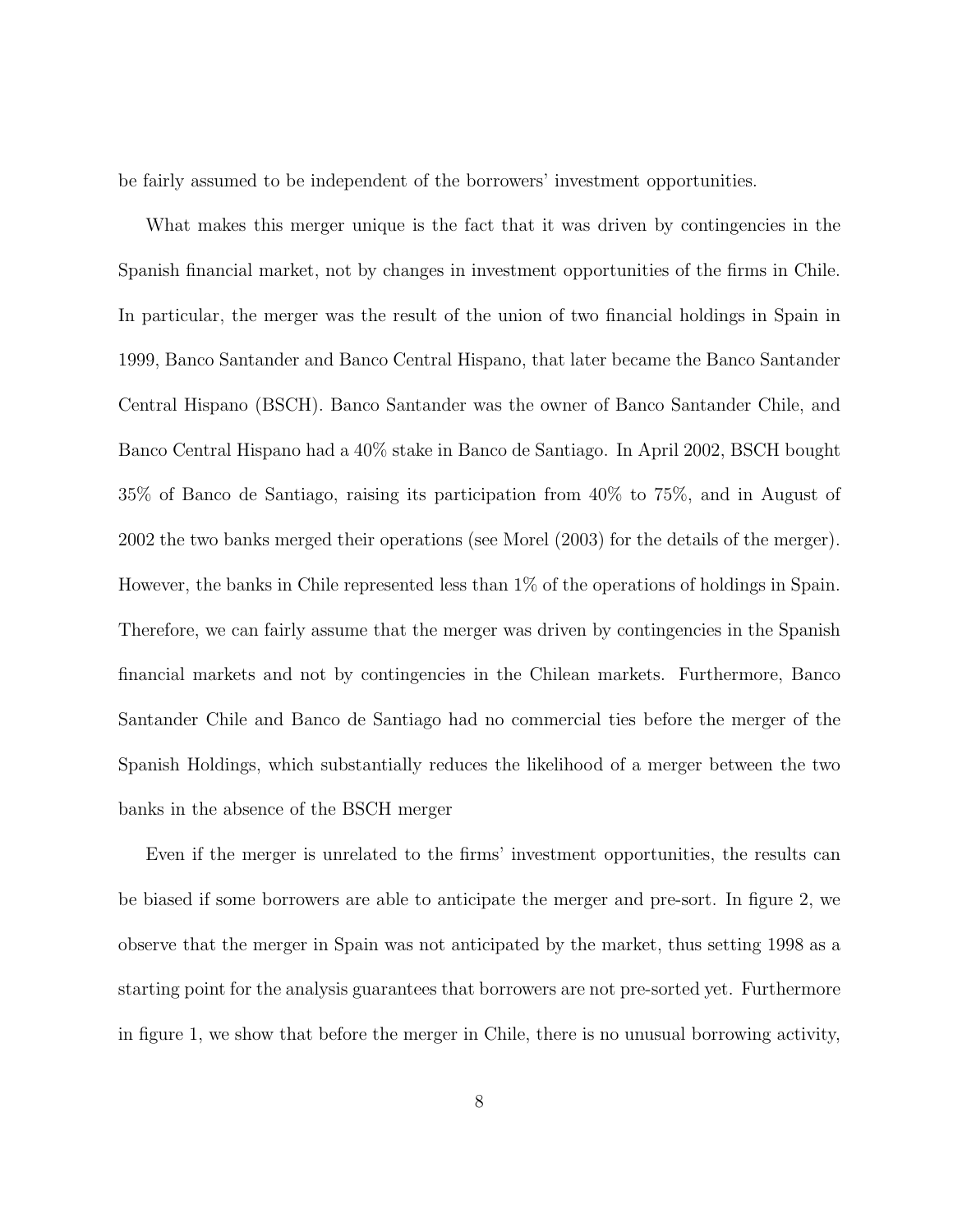be fairly assumed to be independent of the borrowers' investment opportunities.

What makes this merger unique is the fact that it was driven by contingencies in the Spanish financial market, not by changes in investment opportunities of the firms in Chile. In particular, the merger was the result of the union of two financial holdings in Spain in 1999, Banco Santander and Banco Central Hispano, that later became the Banco Santander Central Hispano (BSCH). Banco Santander was the owner of Banco Santander Chile, and Banco Central Hispano had a 40% stake in Banco de Santiago. In April 2002, BSCH bought 35% of Banco de Santiago, raising its participation from 40% to 75%, and in August of 2002 the two banks merged their operations (see Morel (2003) for the details of the merger). However, the banks in Chile represented less than 1% of the operations of holdings in Spain. Therefore, we can fairly assume that the merger was driven by contingencies in the Spanish financial markets and not by contingencies in the Chilean markets. Furthermore, Banco Santander Chile and Banco de Santiago had no commercial ties before the merger of the Spanish Holdings, which substantially reduces the likelihood of a merger between the two banks in the absence of the BSCH merger

Even if the merger is unrelated to the firms' investment opportunities, the results can be biased if some borrowers are able to anticipate the merger and pre-sort. In figure 2, we observe that the merger in Spain was not anticipated by the market, thus setting 1998 as a starting point for the analysis guarantees that borrowers are not pre-sorted yet. Furthermore in figure 1, we show that before the merger in Chile, there is no unusual borrowing activity,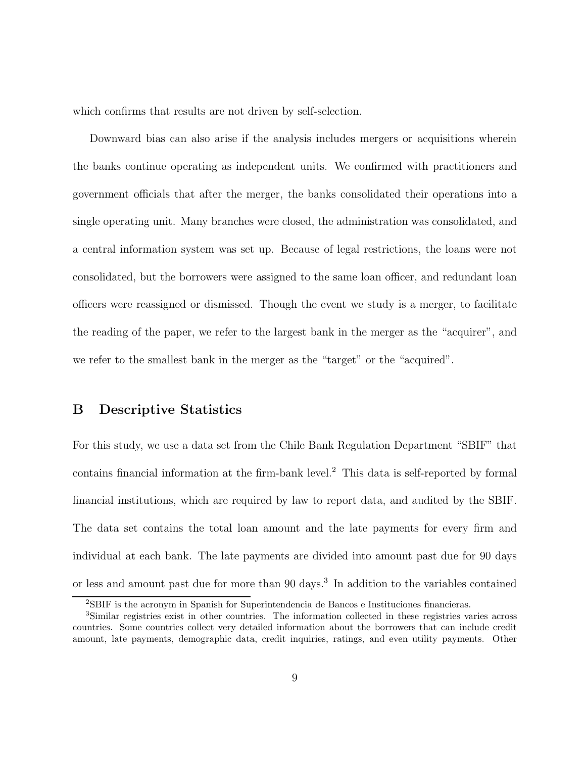which confirms that results are not driven by self-selection.

Downward bias can also arise if the analysis includes mergers or acquisitions wherein the banks continue operating as independent units. We confirmed with practitioners and government officials that after the merger, the banks consolidated their operations into a single operating unit. Many branches were closed, the administration was consolidated, and a central information system was set up. Because of legal restrictions, the loans were not consolidated, but the borrowers were assigned to the same loan officer, and redundant loan officers were reassigned or dismissed. Though the event we study is a merger, to facilitate the reading of the paper, we refer to the largest bank in the merger as the "acquirer", and we refer to the smallest bank in the merger as the "target" or the "acquired".

## B Descriptive Statistics

For this study, we use a data set from the Chile Bank Regulation Department "SBIF" that contains financial information at the firm-bank level.[2] This data is self-reported by formal financial institutions, which are required by law to report data, and audited by the SBIF. The data set contains the total loan amount and the late payments for every firm and individual at each bank. The late payments are divided into amount past due for 90 days or less and amount past due for more than 90 days.[3] In addition to the variables contained

[2] SBIF is the acronym in Spanish for Superintendencia de Bancos e Instituciones financieras.

[3] Similar registries exist in other countries. The information collected in these registries varies across countries. Some countries collect very detailed information about the borrowers that can include credit amount, late payments, demographic data, credit inquiries, ratings, and even utility payments. Other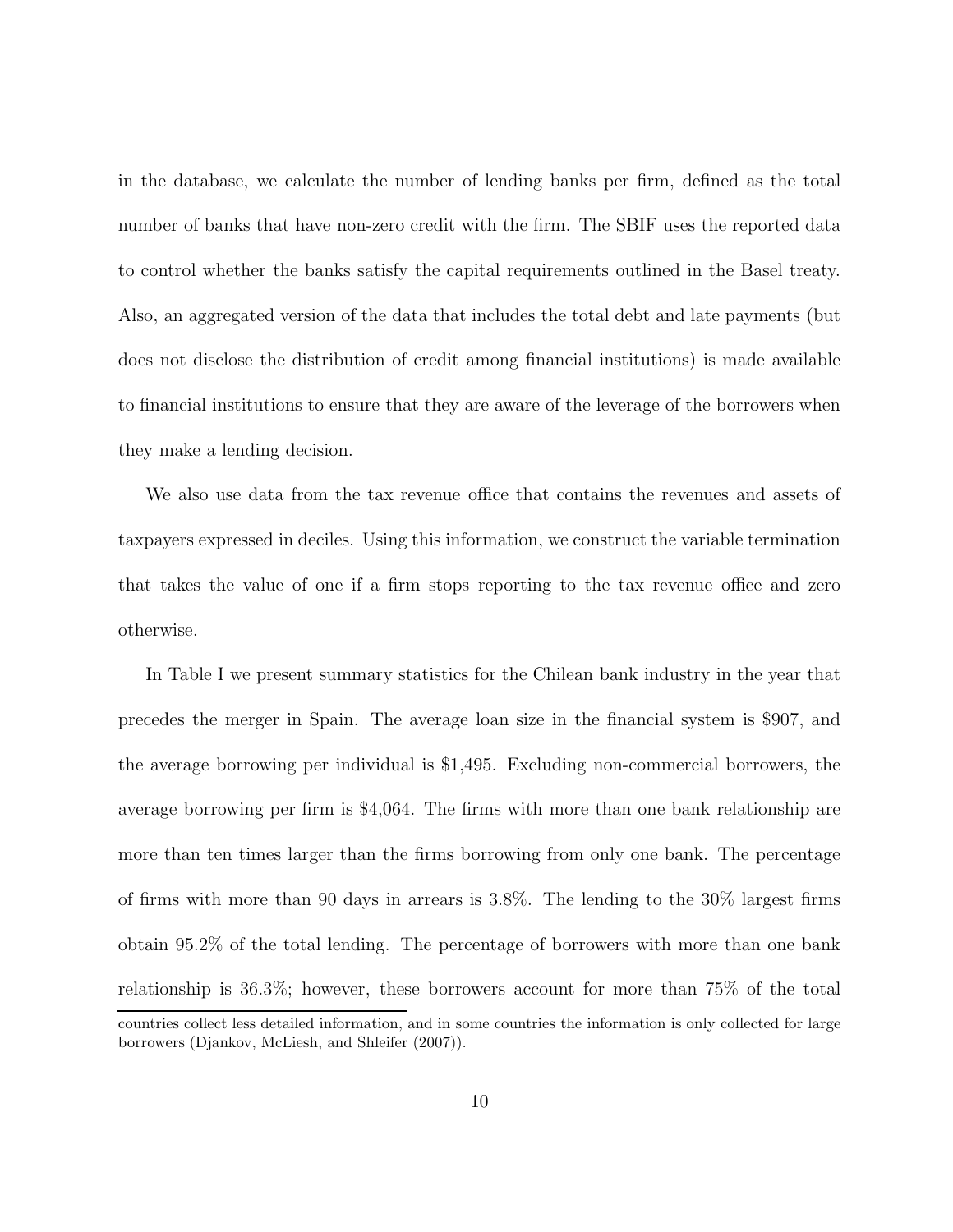in the database, we calculate the number of lending banks per firm, defined as the total number of banks that have non-zero credit with the firm. The SBIF uses the reported data to control whether the banks satisfy the capital requirements outlined in the Basel treaty. Also, an aggregated version of the data that includes the total debt and late payments (but does not disclose the distribution of credit among financial institutions) is made available to financial institutions to ensure that they are aware of the leverage of the borrowers when they make a lending decision.

We also use data from the tax revenue office that contains the revenues and assets of taxpayers expressed in deciles. Using this information, we construct the variable termination that takes the value of one if a firm stops reporting to the tax revenue office and zero otherwise.

In Table I we present summary statistics for the Chilean bank industry in the year that precedes the merger in Spain. The average loan size in the financial system is $907, and the average borrowing per individual is $1,495. Excluding non-commercial borrowers, the average borrowing per firm is $4,064. The firms with more than one bank relationship are more than ten times larger than the firms borrowing from only one bank. The percentage of firms with more than 90 days in arrears is 3.8%. The lending to the 30% largest firms obtain 95.2% of the total lending. The percentage of borrowers with more than one bank relationship is 36.3%; however, these borrowers account for more than 75% of the total

countries collect less detailed information, and in some countries the information is only collected for large borrowers (Djankov, McLiesh, and Shleifer (2007)).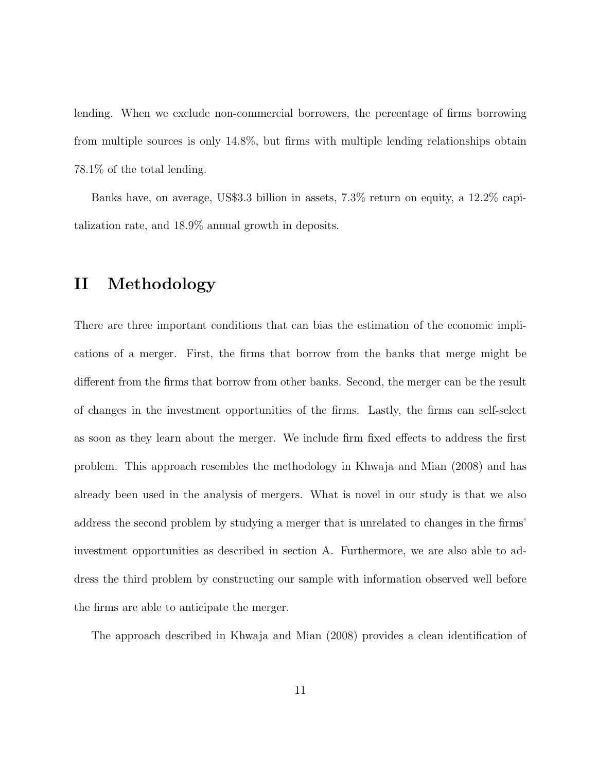lending. When we exclude non-commercial borrowers, the percentage of firms borrowing from multiple sources is only 14.8%, but firms with multiple lending relationships obtain 78.1% of the total lending.

Banks have, on average, US$3.3 billion in assets, 7.3% return on equity, a 12.2% capitalization rate, and 18.9% annual growth in deposits.

# II Methodology

There are three important conditions that can bias the estimation of the economic implications of a merger. First, the firms that borrow from the banks that merge might be different from the firms that borrow from other banks. Second, the merger can be the result of changes in the investment opportunities of the firms. Lastly, the firms can self-select as soon as they learn about the merger. We include firm fixed effects to address the first problem. This approach resembles the methodology in Khwaja and Mian (2008) and has already been used in the analysis of mergers. What is novel in our study is that we also address the second problem by studying a merger that is unrelated to changes in the firms' investment opportunities as described in section A. Furthermore, we are also able to address the third problem by constructing our sample with information observed well before the firms are able to anticipate the merger.

The approach described in Khwaja and Mian (2008) provides a clean identification of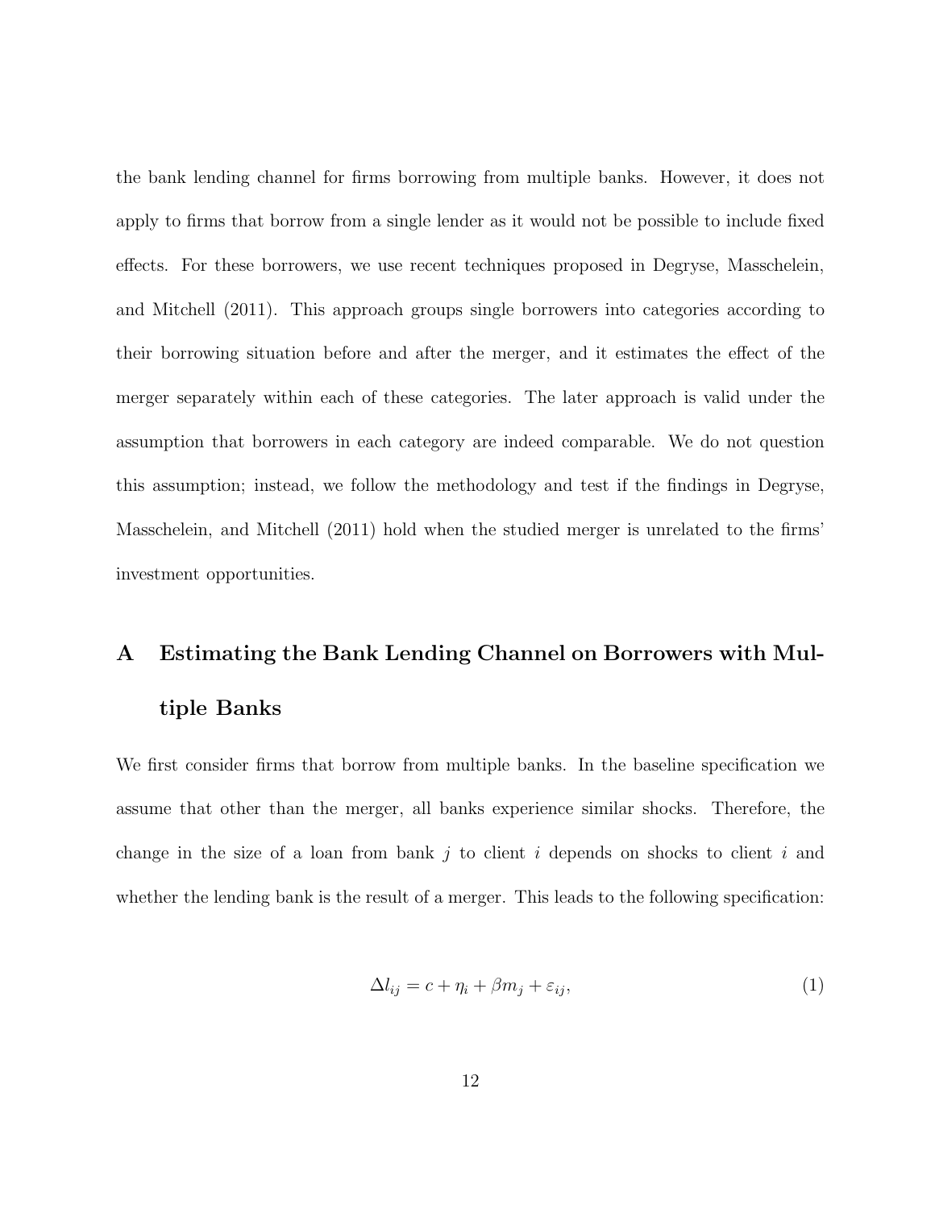the bank lending channel for firms borrowing from multiple banks. However, it does not apply to firms that borrow from a single lender as it would not be possible to include fixed effects. For these borrowers, we use recent techniques proposed in Degryse, Masschelein, and Mitchell (2011). This approach groups single borrowers into categories according to their borrowing situation before and after the merger, and it estimates the effect of the merger separately within each of these categories. The later approach is valid under the assumption that borrowers in each category are indeed comparable. We do not question this assumption; instead, we follow the methodology and test if the findings in Degryse, Masschelein, and Mitchell (2011) hold when the studied merger is unrelated to the firms' investment opportunities.

## A Estimating the Bank Lending Channel on Borrowers with Multiple Banks

We first consider firms that borrow from multiple banks. In the baseline specification we assume that other than the merger, all banks experience similar shocks. Therefore, the change in the size of a loan from bank $j$ to client $i$ depends on shocks to client $i$ and whether the lending bank is the result of a merger. This leads to the following specification:

$$\Delta l_{ij} = c + \eta_i + \beta m_j + \varepsilon_{ij}, \tag{1}$$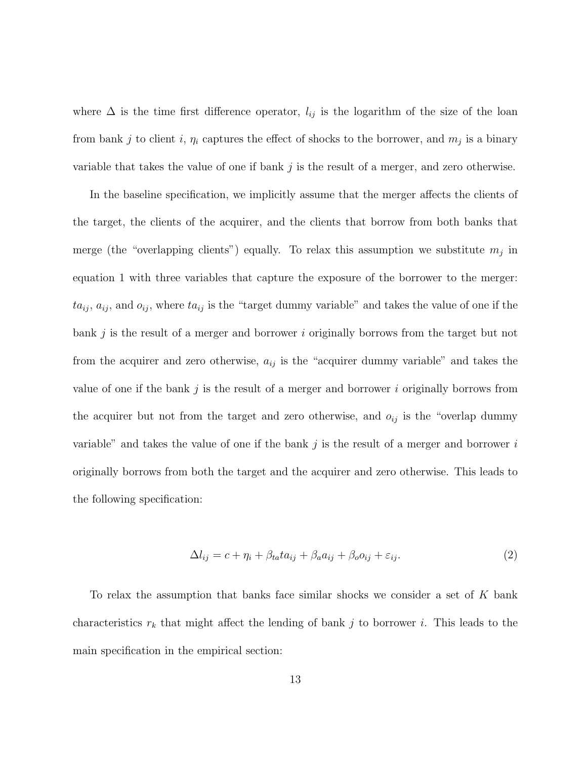where $\Delta$ is the time first difference operator, $l_{ij}$ is the logarithm of the size of the loan from bank $j$ to client $i$, $\eta_i$ captures the effect of shocks to the borrower, and $m_j$ is a binary variable that takes the value of one if bank $j$ is the result of a merger, and zero otherwise.

In the baseline specification, we implicitly assume that the merger affects the clients of the target, the clients of the acquirer, and the clients that borrow from both banks that merge (the "overlapping clients") equally. To relax this assumption we substitute $m_j$ in equation 1 with three variables that capture the exposure of the borrower to the merger: $ta_{ij}$, $a_{ij}$, and $o_{ij}$, where $ta_{ij}$ is the "target dummy variable" and takes the value of one if the bank $j$ is the result of a merger and borrower $i$ originally borrows from the target but not from the acquirer and zero otherwise, $a_{ij}$ is the "acquirer dummy variable" and takes the value of one if the bank $j$ is the result of a merger and borrower $i$ originally borrows from the acquirer but not from the target and zero otherwise, and $o_{ij}$ is the "overlap dummy variable" and takes the value of one if the bank $j$ is the result of a merger and borrower $i$ originally borrows from both the target and the acquirer and zero otherwise. This leads to the following specification:

$$\Delta l_{ij} = c + \eta_i + \beta_{ta} ta_{ij} + \beta_a a_{ij} + \beta_o o_{ij} + \varepsilon_{ij}. \tag{2}$$

To relax the assumption that banks face similar shocks we consider a set of $K$ bank characteristics $r_k$ that might affect the lending of bank $j$ to borrower $i$. This leads to the main specification in the empirical section: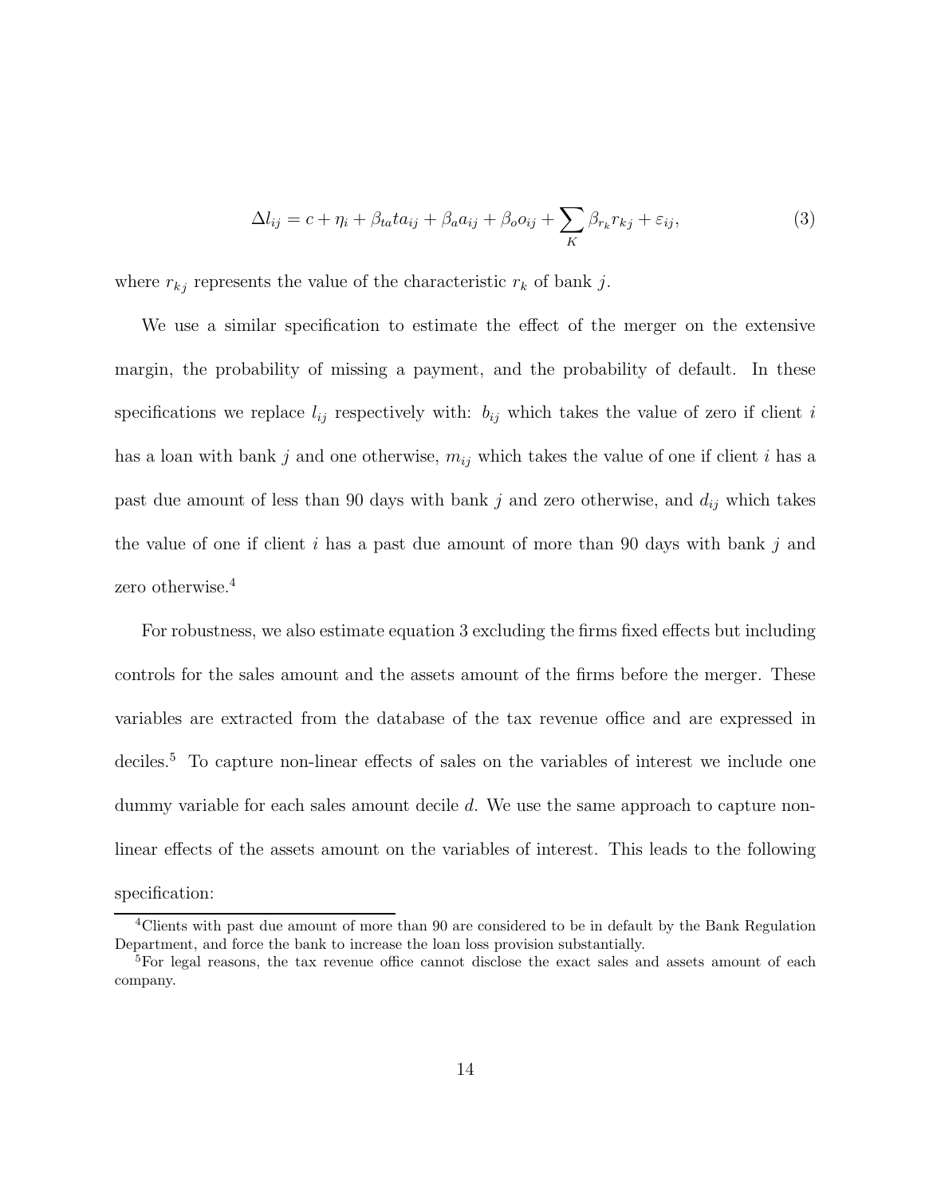$$\Delta l_{ij} = c + \eta_i + \beta_{ta} ta_{ij} + \beta_a a_{ij} + \beta_o o_{ij} + \sum_K \beta_{r_k} r_{kj} + \varepsilon_{ij}, \tag{3}$$

where $r_{kj}$ represents the value of the characteristic $r_k$ of bank $j$.

We use a similar specification to estimate the effect of the merger on the extensive margin, the probability of missing a payment, and the probability of default. In these specifications we replace $l_{ij}$ respectively with: $b_{ij}$ which takes the value of zero if client $i$ has a loan with bank $j$ and one otherwise, $m_{ij}$ which takes the value of one if client $i$ has a past due amount of less than 90 days with bank $j$ and zero otherwise, and $d_{ij}$ which takes the value of one if client $i$ has a past due amount of more than 90 days with bank $j$ and zero otherwise.[4]

For robustness, we also estimate equation 3 excluding the firms fixed effects but including controls for the sales amount and the assets amount of the firms before the merger. These variables are extracted from the database of the tax revenue office and are expressed in deciles.[5] To capture non-linear effects of sales on the variables of interest we include one dummy variable for each sales amount decile $d$. We use the same approach to capture non-linear effects of the assets amount on the variables of interest. This leads to the following specification:

[4] Clients with past due amount of more than 90 are considered to be in default by the Bank Regulation Department, and force the bank to increase the loan loss provision substantially.

[5] For legal reasons, the tax revenue office cannot disclose the exact sales and assets amount of each company.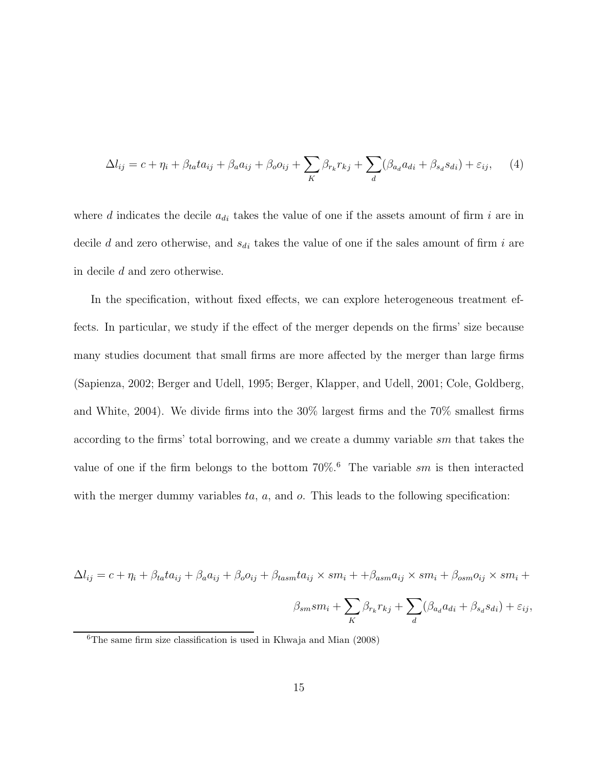$$\Delta l_{ij} = c + \eta_i + \beta_{ta} ta_{ij} + \beta_a a_{ij} + \beta_o o_{ij} + \sum_K \beta_{r_k} r_{kj} + \sum_d (\beta_{a_d} a_{di} + \beta_{s_d} s_{di}) + \varepsilon_{ij}, \qquad (4)$$

where $d$ indicates the decile $a_{di}$ takes the value of one if the assets amount of firm $i$ are in decile $d$ and zero otherwise, and $s_{di}$ takes the value of one if the sales amount of firm $i$ are in decile $d$ and zero otherwise.

In the specification, without fixed effects, we can explore heterogeneous treatment effects. In particular, we study if the effect of the merger depends on the firms' size because many studies document that small firms are more affected by the merger than large firms (Sapienza, 2002; Berger and Udell, 1995; Berger, Klapper, and Udell, 2001; Cole, Goldberg, and White, 2004). We divide firms into the 30% largest firms and the 70% smallest firms according to the firms' total borrowing, and we create a dummy variable $sm$ that takes the value of one if the firm belongs to the bottom 70%.[6] The variable $sm$ is then interacted with the merger dummy variables $ta$, $a$, and $o$. This leads to the following specification:

$$\Delta l_{ij} = c + \eta_i + \beta_{ta} ta_{ij} + \beta_a a_{ij} + \beta_o o_{ij} + \beta_{tasm} ta_{ij} \times sm_i + + \beta_{asm} a_{ij} \times sm_i + \beta_{osm} o_{ij} \times sm_i + \beta_{sm} sm_i + \sum_K \beta_{r_k} r_{kj} + \sum_d (\beta_{a_d} a_{di} + \beta_{s_d} s_{di}) + \varepsilon_{ij},$$

[6] The same firm size classification is used in Khwaja and Mian (2008)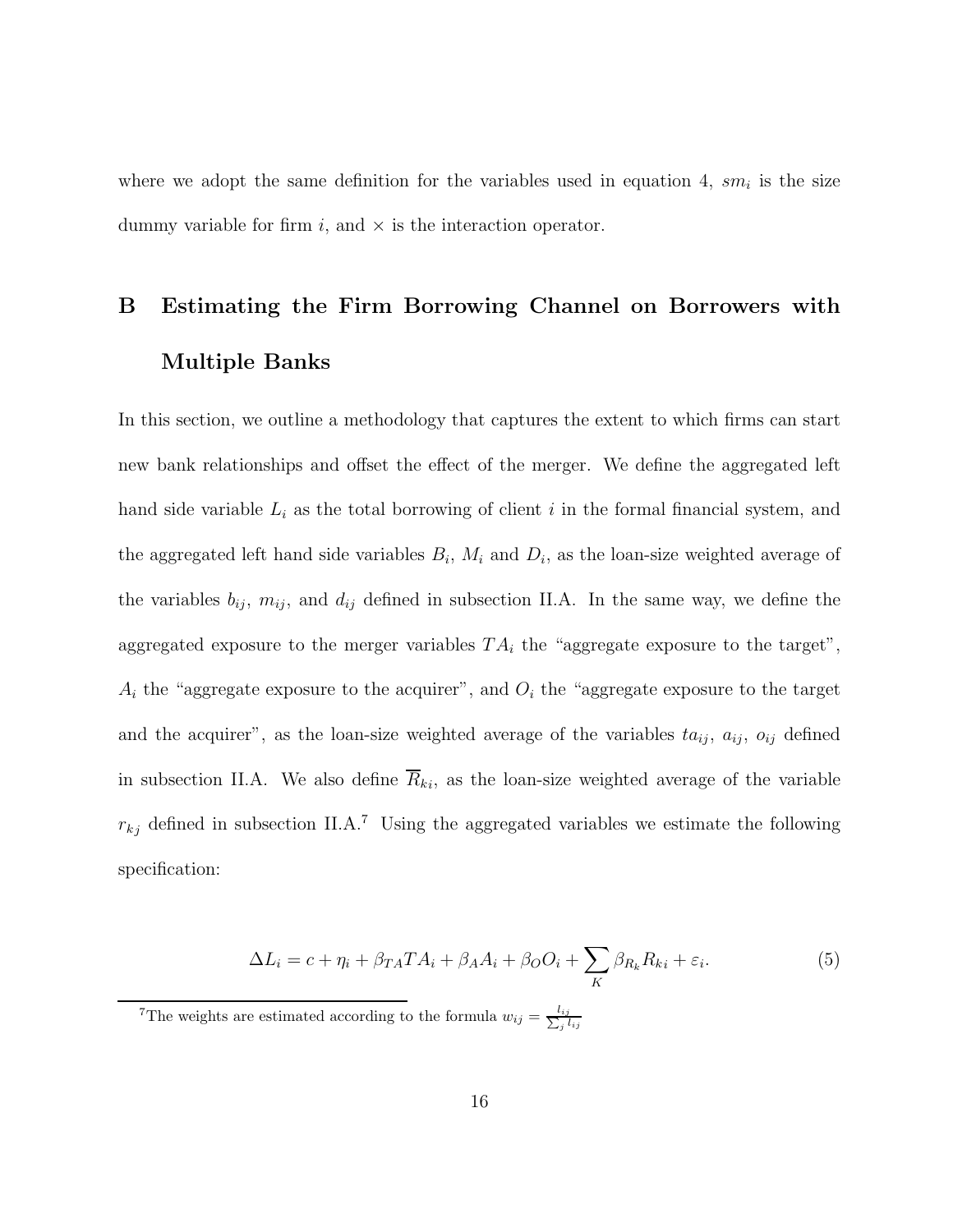where we adopt the same definition for the variables used in equation 4, $sm_i$ is the size dummy variable for firm $i$, and $\times$ is the interaction operator.

## B Estimating the Firm Borrowing Channel on Borrowers with Multiple Banks

In this section, we outline a methodology that captures the extent to which firms can start new bank relationships and offset the effect of the merger. We define the aggregated left hand side variable $L_i$ as the total borrowing of client $i$ in the formal financial system, and the aggregated left hand side variables $B_i$, $M_i$ and $D_i$, as the loan-size weighted average of the variables $b_{ij}$, $m_{ij}$, and $d_{ij}$ defined in subsection II.A. In the same way, we define the aggregated exposure to the merger variables $TA_i$ the "aggregate exposure to the target", $A_i$ the "aggregate exposure to the acquirer", and $O_i$ the "aggregate exposure to the target and the acquirer", as the loan-size weighted average of the variables $ta_{ij}$, $a_{ij}$, $o_{ij}$ defined in subsection II.A. We also define $\overline{R}_{ki}$, as the loan-size weighted average of the variable $r_{kj}$ defined in subsection II.A.[7] Using the aggregated variables we estimate the following specification:

$$\Delta L_i = c + \eta_i + \beta_{TA} TA_i + \beta_A A_i + \beta_O O_i + \sum_K \beta_{R_k} R_{ki} + \varepsilon_i. \tag{5}$$

[7] The weights are estimated according to the formula $w_{ij} = \frac{l_{ij}}{\sum_j l_{ij}}$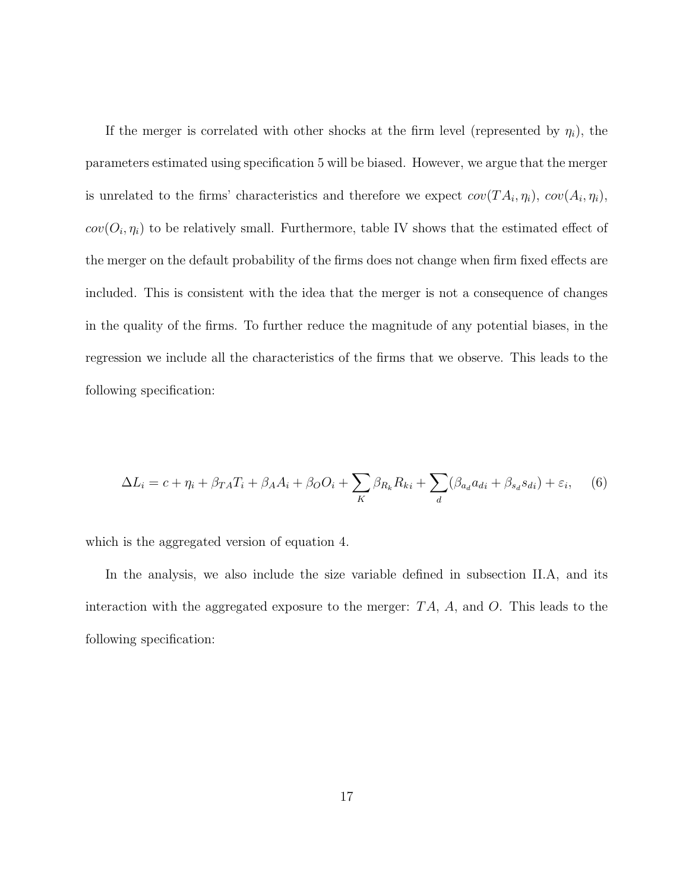If the merger is correlated with other shocks at the firm level (represented by $\eta_i$), the parameters estimated using specification 5 will be biased. However, we argue that the merger is unrelated to the firms' characteristics and therefore we expect $cov(TA_i, \eta_i)$, $cov(A_i, \eta_i)$, $cov(O_i, \eta_i)$ to be relatively small. Furthermore, table IV shows that the estimated effect of the merger on the default probability of the firms does not change when firm fixed effects are included. This is consistent with the idea that the merger is not a consequence of changes in the quality of the firms. To further reduce the magnitude of any potential biases, in the regression we include all the characteristics of the firms that we observe. This leads to the following specification:

$$\Delta L_i = c + \eta_i + \beta_{TA} T_i + \beta_A A_i + \beta_O O_i + \sum_K \beta_{R_k} R_{ki} + \sum_d (\beta_{a_d} a_{di} + \beta_{s_d} s_{di}) + \varepsilon_i, \qquad (6)$$

which is the aggregated version of equation 4.

In the analysis, we also include the size variable defined in subsection II.A, and its interaction with the aggregated exposure to the merger: $TA$, $A$, and $O$. This leads to the following specification: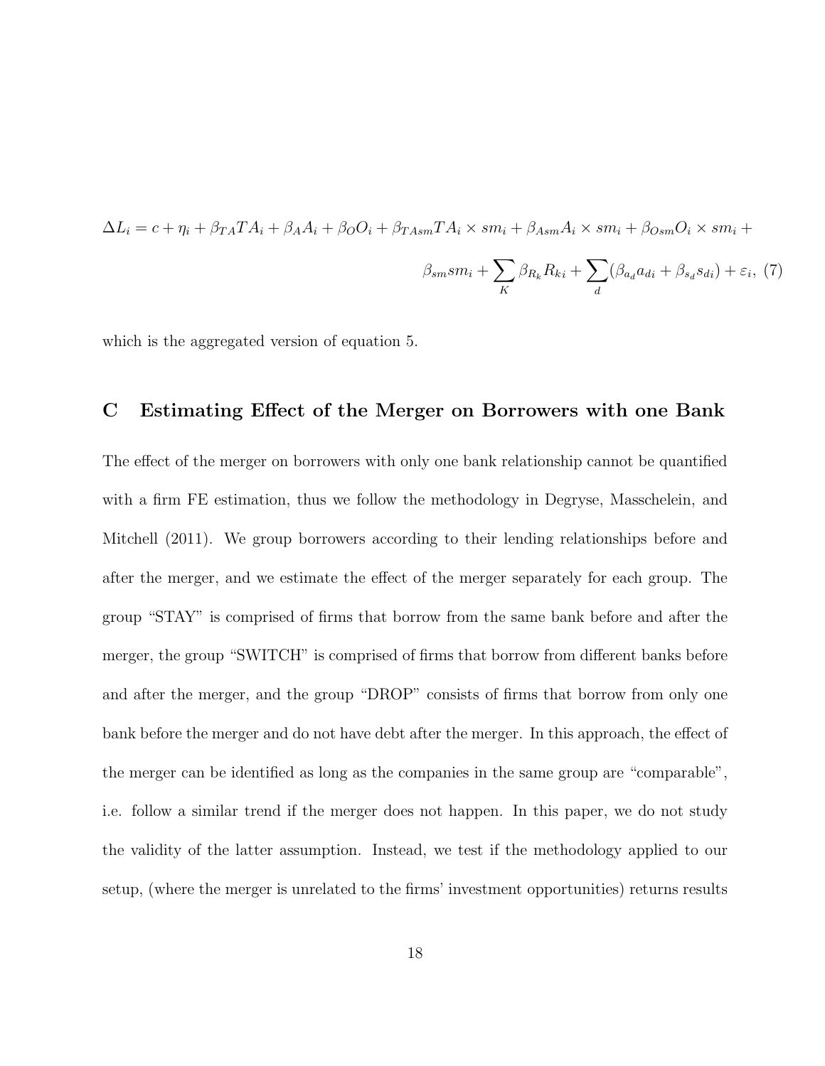$$\Delta L_i = c + \eta_i + \beta_{TA} TA_i + \beta_A A_i + \beta_O O_i + \beta_{TAsm} TA_i \times sm_i + \beta_{Asm} A_i \times sm_i + \beta_{Osm} O_i \times sm_i + \beta_{sm} sm_i + \sum_K \beta_{R_k} R_{ki} + \sum_d (\beta_{a_d} a_{di} + \beta_{s_d} s_{di}) + \varepsilon_i, \quad (7)$$

which is the aggregated version of equation 5.

## C Estimating Effect of the Merger on Borrowers with one Bank

The effect of the merger on borrowers with only one bank relationship cannot be quantified with a firm FE estimation, thus we follow the methodology in Degryse, Masschelein, and Mitchell (2011). We group borrowers according to their lending relationships before and after the merger, and we estimate the effect of the merger separately for each group. The group "STAY" is comprised of firms that borrow from the same bank before and after the merger, the group "SWITCH" is comprised of firms that borrow from different banks before and after the merger, and the group "DROP" consists of firms that borrow from only one bank before the merger and do not have debt after the merger. In this approach, the effect of the merger can be identified as long as the companies in the same group are "comparable", i.e. follow a similar trend if the merger does not happen. In this paper, we do not study the validity of the latter assumption. Instead, we test if the methodology applied to our setup, (where the merger is unrelated to the firms' investment opportunities) returns results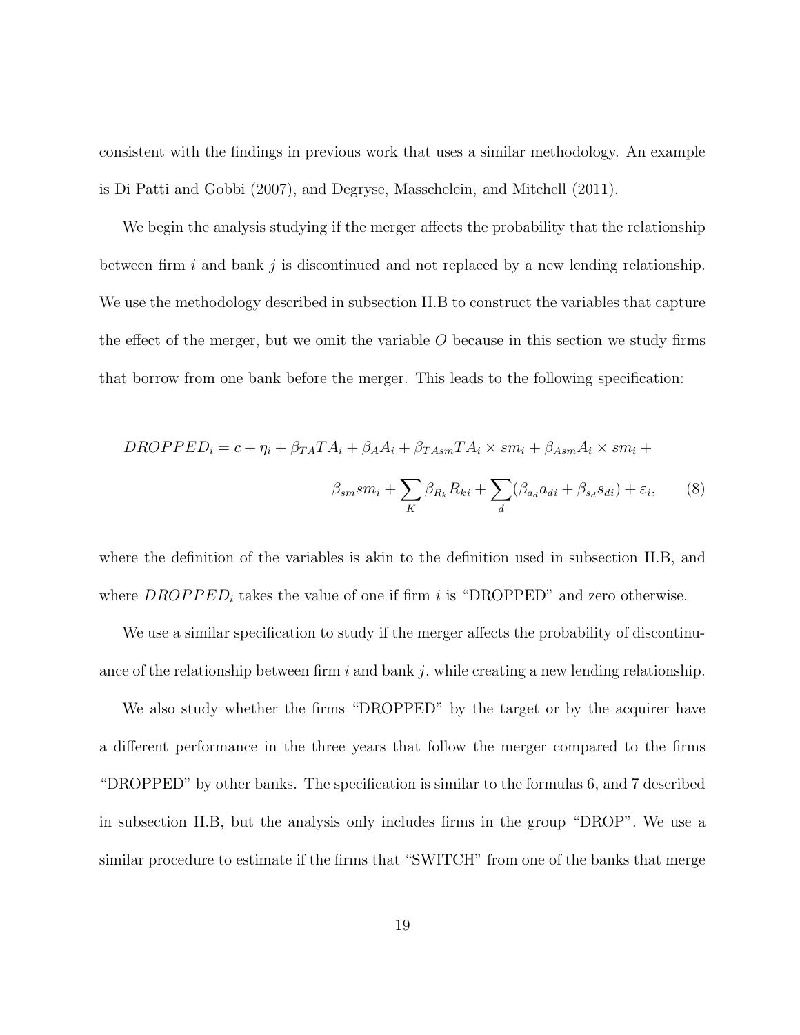consistent with the findings in previous work that uses a similar methodology. An example is Di Patti and Gobbi (2007), and Degryse, Masschelein, and Mitchell (2011).

We begin the analysis studying if the merger affects the probability that the relationship between firm $i$ and bank $j$ is discontinued and not replaced by a new lending relationship. We use the methodology described in subsection II.B to construct the variables that capture the effect of the merger, but we omit the variable $O$ because in this section we study firms that borrow from one bank before the merger. This leads to the following specification:

$$
\begin{aligned}
DROPPED_i = c + \eta_i + \beta_{TA} TA_i + \beta_A A_i + \beta_{TAsm} TA_i \times sm_i + \beta_{Asm} A_i \times sm_i + \\
\beta_{sm} sm_i + \sum_K \beta_{R_k} R_{ki} + \sum_d (\beta_{a_d} a_{di} + \beta_{s_d} s_{di}) + \varepsilon_i,
\end{aligned}
\tag{8}
$$

where the definition of the variables is akin to the definition used in subsection II.B, and where $DROPPED_i$ takes the value of one if firm $i$ is "DROPPED" and zero otherwise.

We use a similar specification to study if the merger affects the probability of discontinuance of the relationship between firm $i$ and bank $j$, while creating a new lending relationship.

We also study whether the firms "DROPPED" by the target or by the acquirer have a different performance in the three years that follow the merger compared to the firms "DROPPED" by other banks. The specification is similar to the formulas 6, and 7 described in subsection II.B, but the analysis only includes firms in the group "DROP". We use a similar procedure to estimate if the firms that "SWITCH" from one of the banks that merge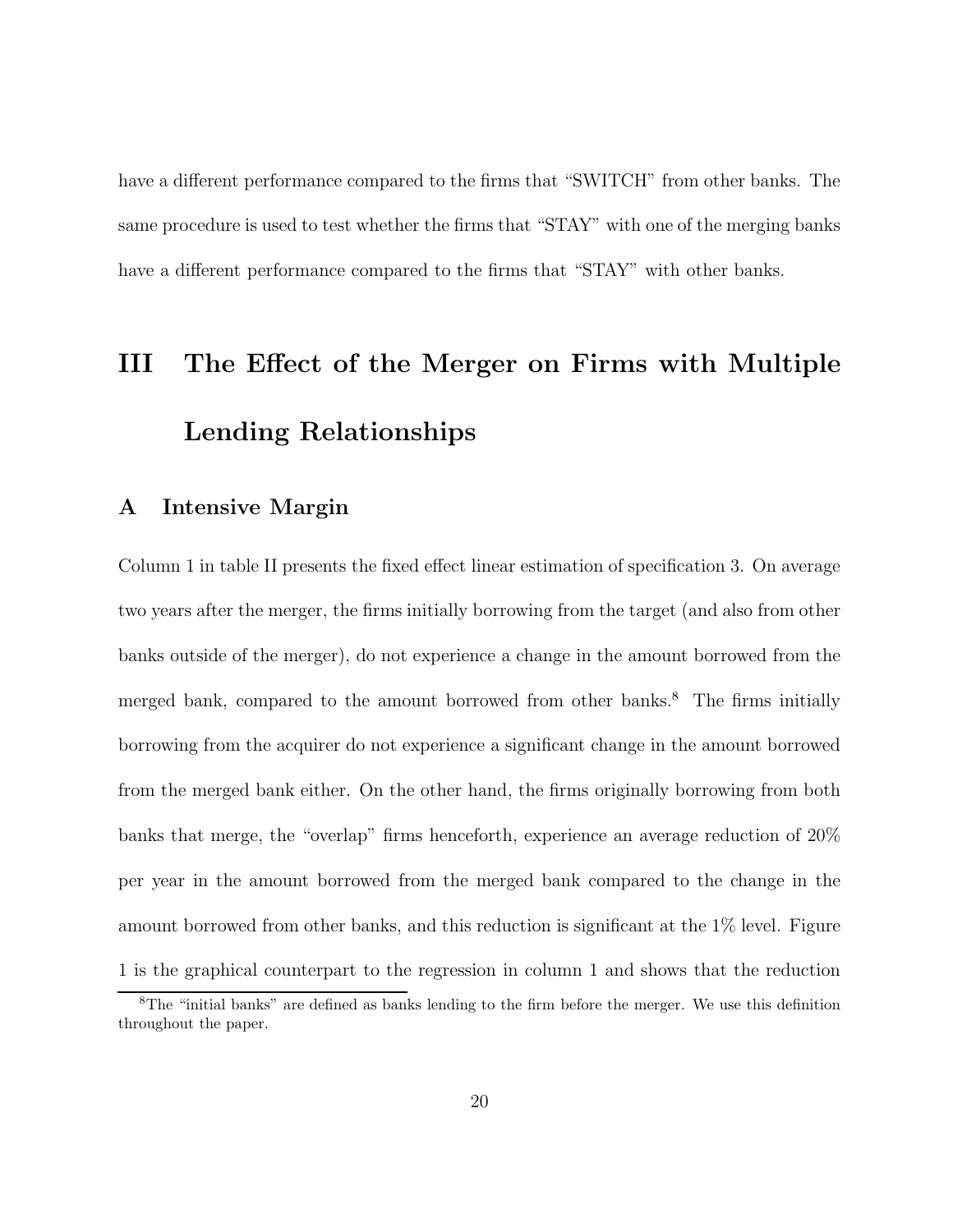have a different performance compared to the firms that "SWITCH" from other banks. The same procedure is used to test whether the firms that "STAY" with one of the merging banks have a different performance compared to the firms that "STAY" with other banks.

# III The Effect of the Merger on Firms with Multiple Lending Relationships

## A Intensive Margin

Column 1 in table II presents the fixed effect linear estimation of specification 3. On average two years after the merger, the firms initially borrowing from the target (and also from other banks outside of the merger), do not experience a change in the amount borrowed from the merged bank, compared to the amount borrowed from other banks.[8] The firms initially borrowing from the acquirer do not experience a significant change in the amount borrowed from the merged bank either. On the other hand, the firms originally borrowing from both banks that merge, the "overlap" firms henceforth, experience an average reduction of 20% per year in the amount borrowed from the merged bank compared to the change in the amount borrowed from other banks, and this reduction is significant at the 1% level. Figure 1 is the graphical counterpart to the regression in column 1 and shows that the reduction

[8] The "initial banks" are defined as banks lending to the firm before the merger. We use this definition throughout the paper.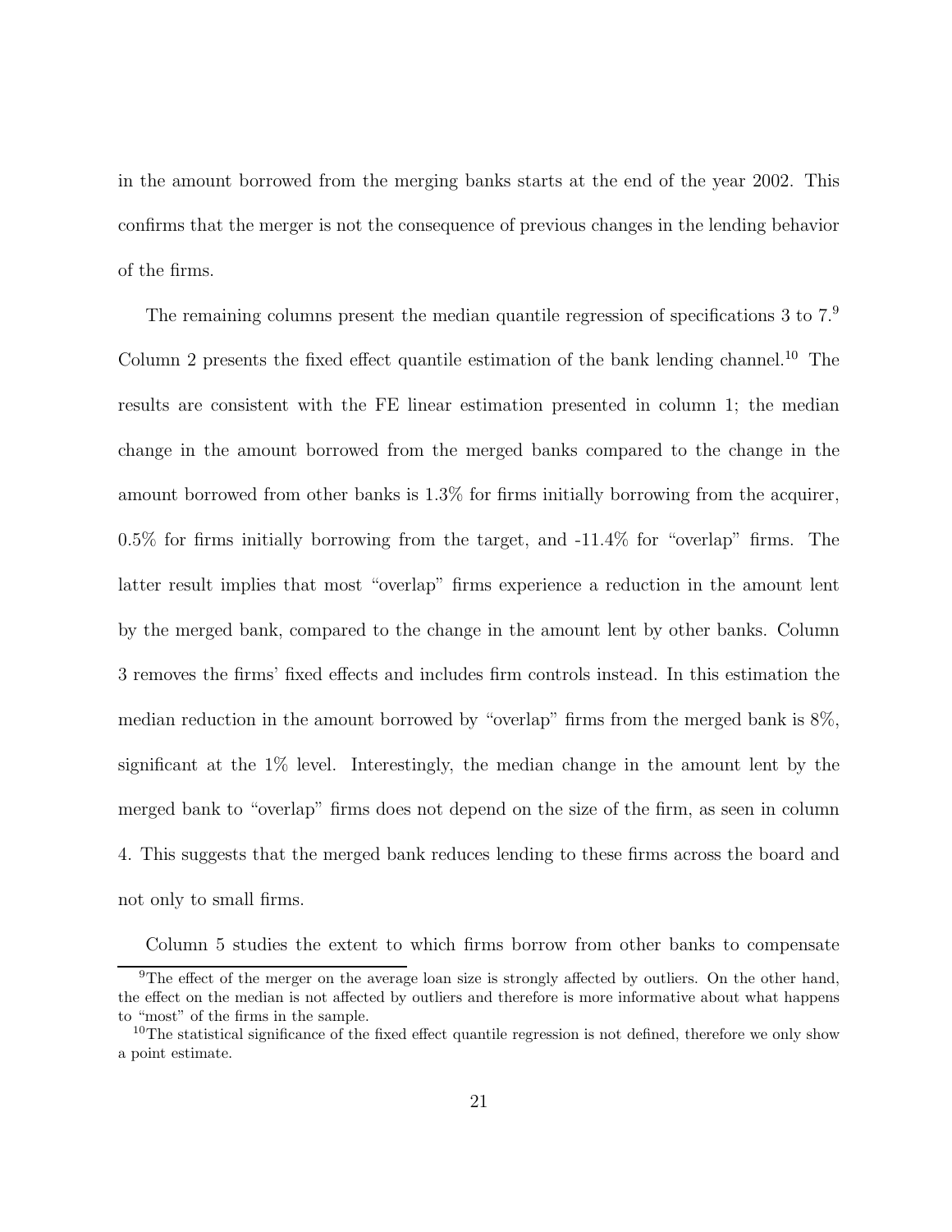in the amount borrowed from the merging banks starts at the end of the year 2002. This confirms that the merger is not the consequence of previous changes in the lending behavior of the firms.

The remaining columns present the median quantile regression of specifications 3 to 7.[9] Column 2 presents the fixed effect quantile estimation of the bank lending channel.[10] The results are consistent with the FE linear estimation presented in column 1; the median change in the amount borrowed from the merged banks compared to the change in the amount borrowed from other banks is 1.3% for firms initially borrowing from the acquirer, 0.5% for firms initially borrowing from the target, and -11.4% for "overlap" firms. The latter result implies that most "overlap" firms experience a reduction in the amount lent by the merged bank, compared to the change in the amount lent by other banks. Column 3 removes the firms' fixed effects and includes firm controls instead. In this estimation the median reduction in the amount borrowed by "overlap" firms from the merged bank is 8%, significant at the 1% level. Interestingly, the median change in the amount lent by the merged bank to "overlap" firms does not depend on the size of the firm, as seen in column 4. This suggests that the merged bank reduces lending to these firms across the board and not only to small firms.

Column 5 studies the extent to which firms borrow from other banks to compensate

[9] The effect of the merger on the average loan size is strongly affected by outliers. On the other hand, the effect on the median is not affected by outliers and therefore is more informative about what happens to "most" of the firms in the sample.

[10] The statistical significance of the fixed effect quantile regression is not defined, therefore we only show a point estimate.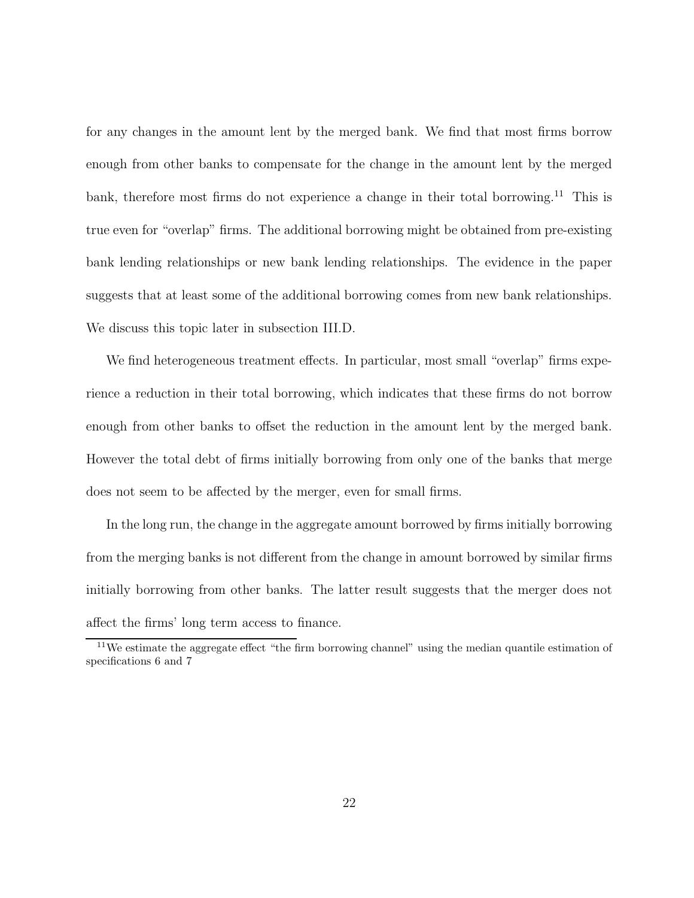for any changes in the amount lent by the merged bank. We find that most firms borrow enough from other banks to compensate for the change in the amount lent by the merged bank, therefore most firms do not experience a change in their total borrowing.[11] This is true even for "overlap" firms. The additional borrowing might be obtained from pre-existing bank lending relationships or new bank lending relationships. The evidence in the paper suggests that at least some of the additional borrowing comes from new bank relationships. We discuss this topic later in subsection III.D.

We find heterogeneous treatment effects. In particular, most small "overlap" firms experience a reduction in their total borrowing, which indicates that these firms do not borrow enough from other banks to offset the reduction in the amount lent by the merged bank. However the total debt of firms initially borrowing from only one of the banks that merge does not seem to be affected by the merger, even for small firms.

In the long run, the change in the aggregate amount borrowed by firms initially borrowing from the merging banks is not different from the change in amount borrowed by similar firms initially borrowing from other banks. The latter result suggests that the merger does not affect the firms' long term access to finance.

[11] We estimate the aggregate effect "the firm borrowing channel" using the median quantile estimation of specifications 6 and 7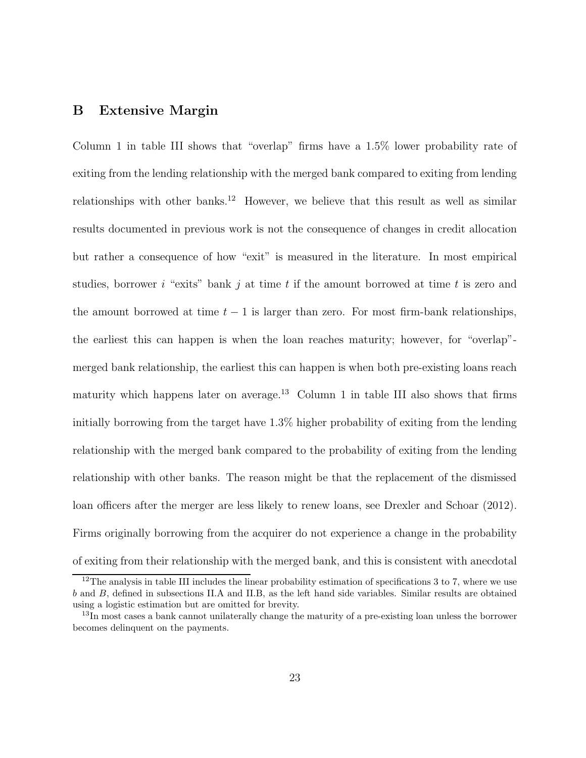## B Extensive Margin

Column 1 in table III shows that "overlap" firms have a 1.5% lower probability rate of exiting from the lending relationship with the merged bank compared to exiting from lending relationships with other banks.[12] However, we believe that this result as well as similar results documented in previous work is not the consequence of changes in credit allocation but rather a consequence of how "exit" is measured in the literature. In most empirical studies, borrower $i$ "exits" bank $j$ at time $t$ if the amount borrowed at time $t$ is zero and the amount borrowed at time $t-1$ is larger than zero. For most firm-bank relationships, the earliest this can happen is when the loan reaches maturity; however, for "overlap"-merged bank relationship, the earliest this can happen is when both pre-existing loans reach maturity which happens later on average.[13] Column 1 in table III also shows that firms initially borrowing from the target have 1.3% higher probability of exiting from the lending relationship with the merged bank compared to the probability of exiting from the lending relationship with other banks. The reason might be that the replacement of the dismissed loan officers after the merger are less likely to renew loans, see Drexler and Schoar (2012). Firms originally borrowing from the acquirer do not experience a change in the probability of exiting from their relationship with the merged bank, and this is consistent with anecdotal

[12] The analysis in table III includes the linear probability estimation of specifications 3 to 7, where we use $b$ and $B$, defined in subsections II.A and II.B, as the left hand side variables. Similar results are obtained using a logistic estimation but are omitted for brevity.

[13] In most cases a bank cannot unilaterally change the maturity of a pre-existing loan unless the borrower becomes delinquent on the payments.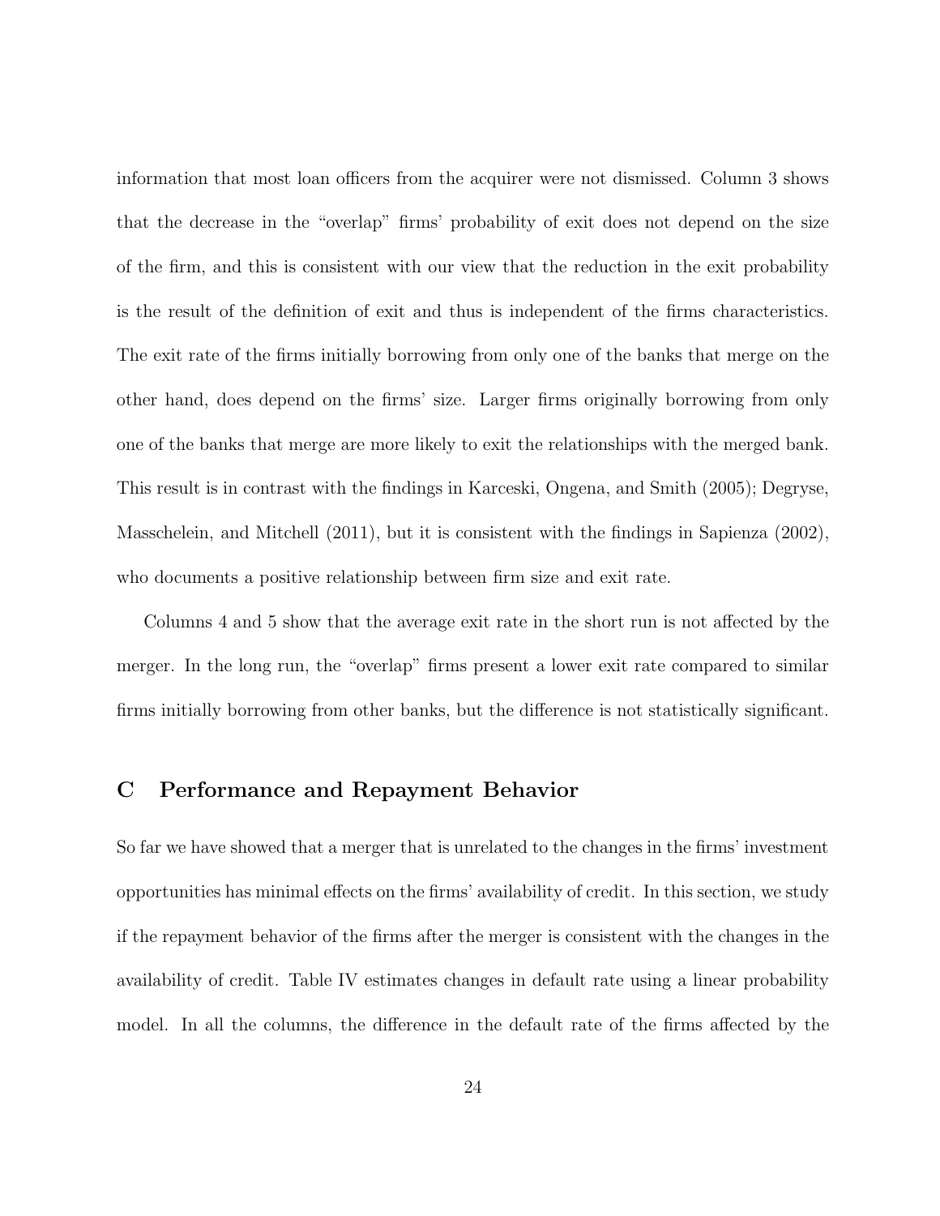information that most loan officers from the acquirer were not dismissed. Column 3 shows that the decrease in the "overlap" firms' probability of exit does not depend on the size of the firm, and this is consistent with our view that the reduction in the exit probability is the result of the definition of exit and thus is independent of the firms characteristics. The exit rate of the firms initially borrowing from only one of the banks that merge on the other hand, does depend on the firms' size. Larger firms originally borrowing from only one of the banks that merge are more likely to exit the relationships with the merged bank. This result is in contrast with the findings in Karceski, Ongena, and Smith (2005); Degryse, Masschelein, and Mitchell (2011), but it is consistent with the findings in Sapienza (2002), who documents a positive relationship between firm size and exit rate.

Columns 4 and 5 show that the average exit rate in the short run is not affected by the merger. In the long run, the "overlap" firms present a lower exit rate compared to similar firms initially borrowing from other banks, but the difference is not statistically significant.

## C Performance and Repayment Behavior

So far we have showed that a merger that is unrelated to the changes in the firms' investment opportunities has minimal effects on the firms' availability of credit. In this section, we study if the repayment behavior of the firms after the merger is consistent with the changes in the availability of credit. Table IV estimates changes in default rate using a linear probability model. In all the columns, the difference in the default rate of the firms affected by the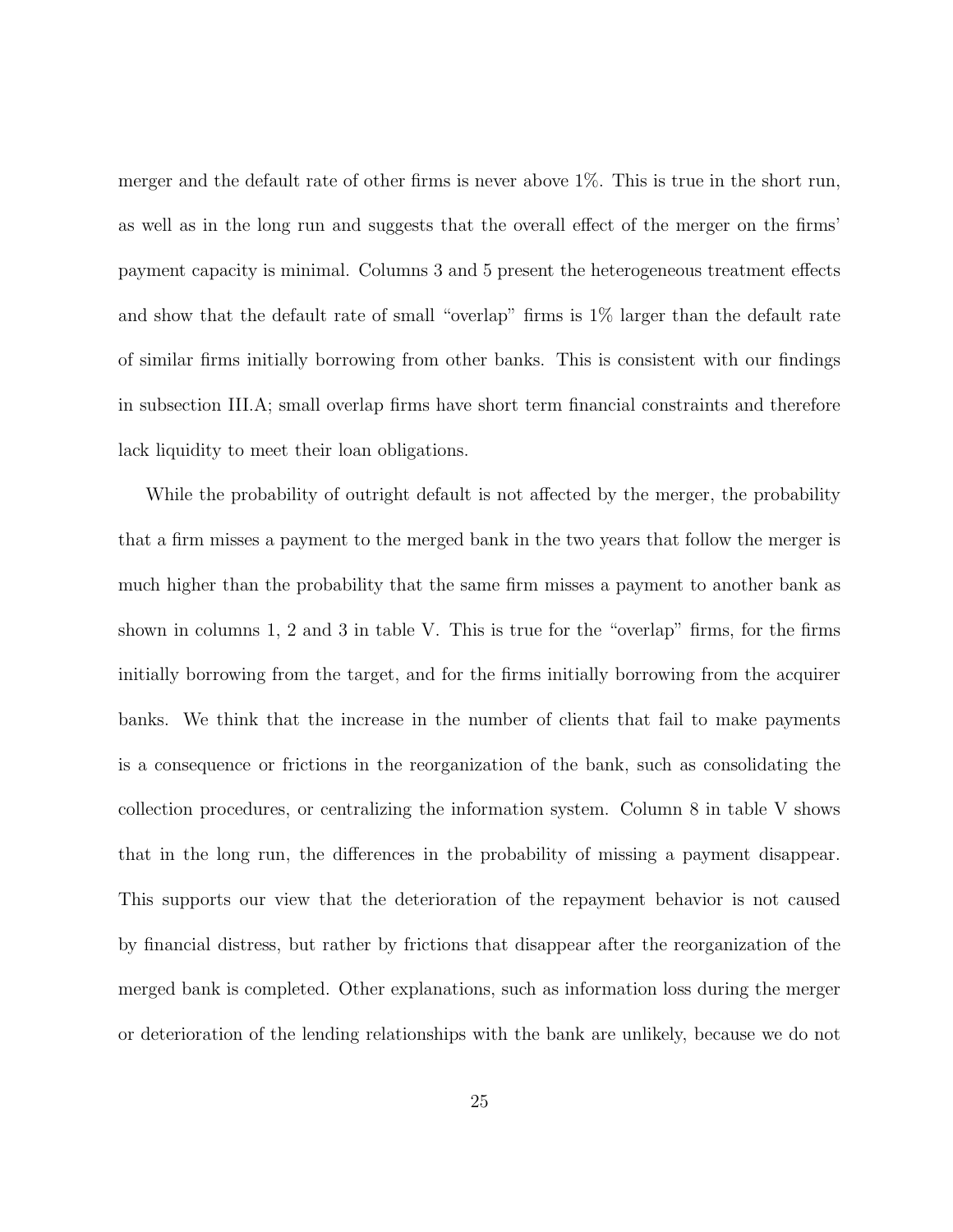merger and the default rate of other firms is never above 1%. This is true in the short run, as well as in the long run and suggests that the overall effect of the merger on the firms' payment capacity is minimal. Columns 3 and 5 present the heterogeneous treatment effects and show that the default rate of small "overlap" firms is 1% larger than the default rate of similar firms initially borrowing from other banks. This is consistent with our findings in subsection III.A; small overlap firms have short term financial constraints and therefore lack liquidity to meet their loan obligations.

While the probability of outright default is not affected by the merger, the probability that a firm misses a payment to the merged bank in the two years that follow the merger is much higher than the probability that the same firm misses a payment to another bank as shown in columns 1, 2 and 3 in table V. This is true for the "overlap" firms, for the firms initially borrowing from the target, and for the firms initially borrowing from the acquirer banks. We think that the increase in the number of clients that fail to make payments is a consequence or frictions in the reorganization of the bank, such as consolidating the collection procedures, or centralizing the information system. Column 8 in table V shows that in the long run, the differences in the probability of missing a payment disappear. This supports our view that the deterioration of the repayment behavior is not caused by financial distress, but rather by frictions that disappear after the reorganization of the merged bank is completed. Other explanations, such as information loss during the merger or deterioration of the lending relationships with the bank are unlikely, because we do not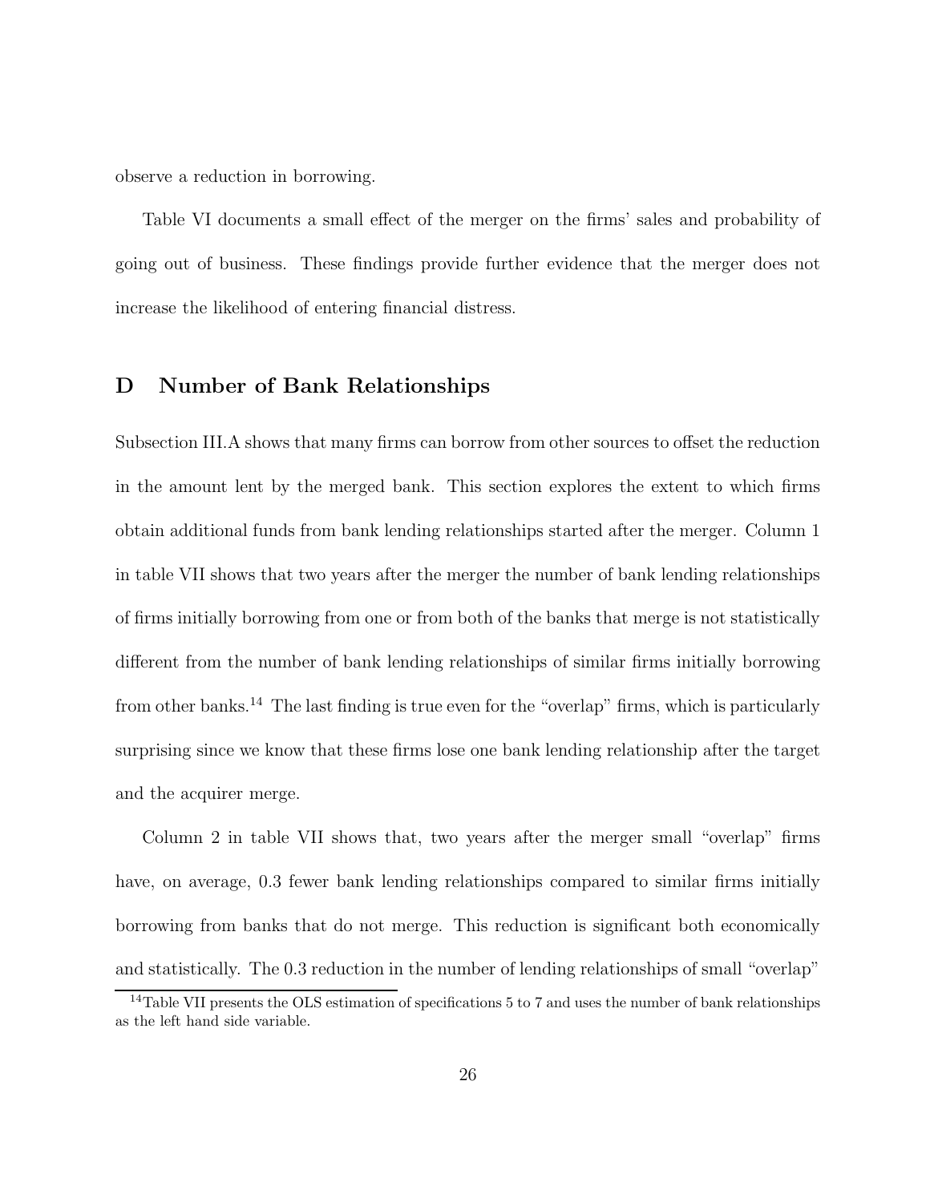observe a reduction in borrowing.

Table VI documents a small effect of the merger on the firms' sales and probability of going out of business. These findings provide further evidence that the merger does not increase the likelihood of entering financial distress.

## D Number of Bank Relationships

Subsection III.A shows that many firms can borrow from other sources to offset the reduction in the amount lent by the merged bank. This section explores the extent to which firms obtain additional funds from bank lending relationships started after the merger. Column 1 in table VII shows that two years after the merger the number of bank lending relationships of firms initially borrowing from one or from both of the banks that merge is not statistically different from the number of bank lending relationships of similar firms initially borrowing from other banks.[14] The last finding is true even for the "overlap" firms, which is particularly surprising since we know that these firms lose one bank lending relationship after the target and the acquirer merge.

Column 2 in table VII shows that, two years after the merger small "overlap" firms have, on average, 0.3 fewer bank lending relationships compared to similar firms initially borrowing from banks that do not merge. This reduction is significant both economically and statistically. The 0.3 reduction in the number of lending relationships of small "overlap"

[14] Table VII presents the OLS estimation of specifications 5 to 7 and uses the number of bank relationships as the left hand side variable.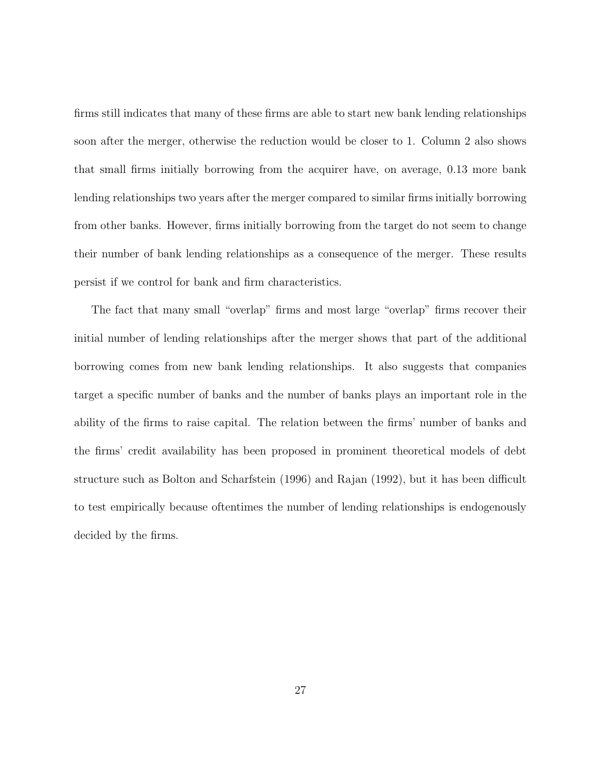firms still indicates that many of these firms are able to start new bank lending relationships soon after the merger, otherwise the reduction would be closer to 1. Column 2 also shows that small firms initially borrowing from the acquirer have, on average, 0.13 more bank lending relationships two years after the merger compared to similar firms initially borrowing from other banks. However, firms initially borrowing from the target do not seem to change their number of bank lending relationships as a consequence of the merger. These results persist if we control for bank and firm characteristics.

The fact that many small "overlap" firms and most large "overlap" firms recover their initial number of lending relationships after the merger shows that part of the additional borrowing comes from new bank lending relationships. It also suggests that companies target a specific number of banks and the number of banks plays an important role in the ability of the firms to raise capital. The relation between the firms' number of banks and the firms' credit availability has been proposed in prominent theoretical models of debt structure such as Bolton and Scharfstein (1996) and Rajan (1992), but it has been difficult to test empirically because oftentimes the number of lending relationships is endogenously decided by the firms.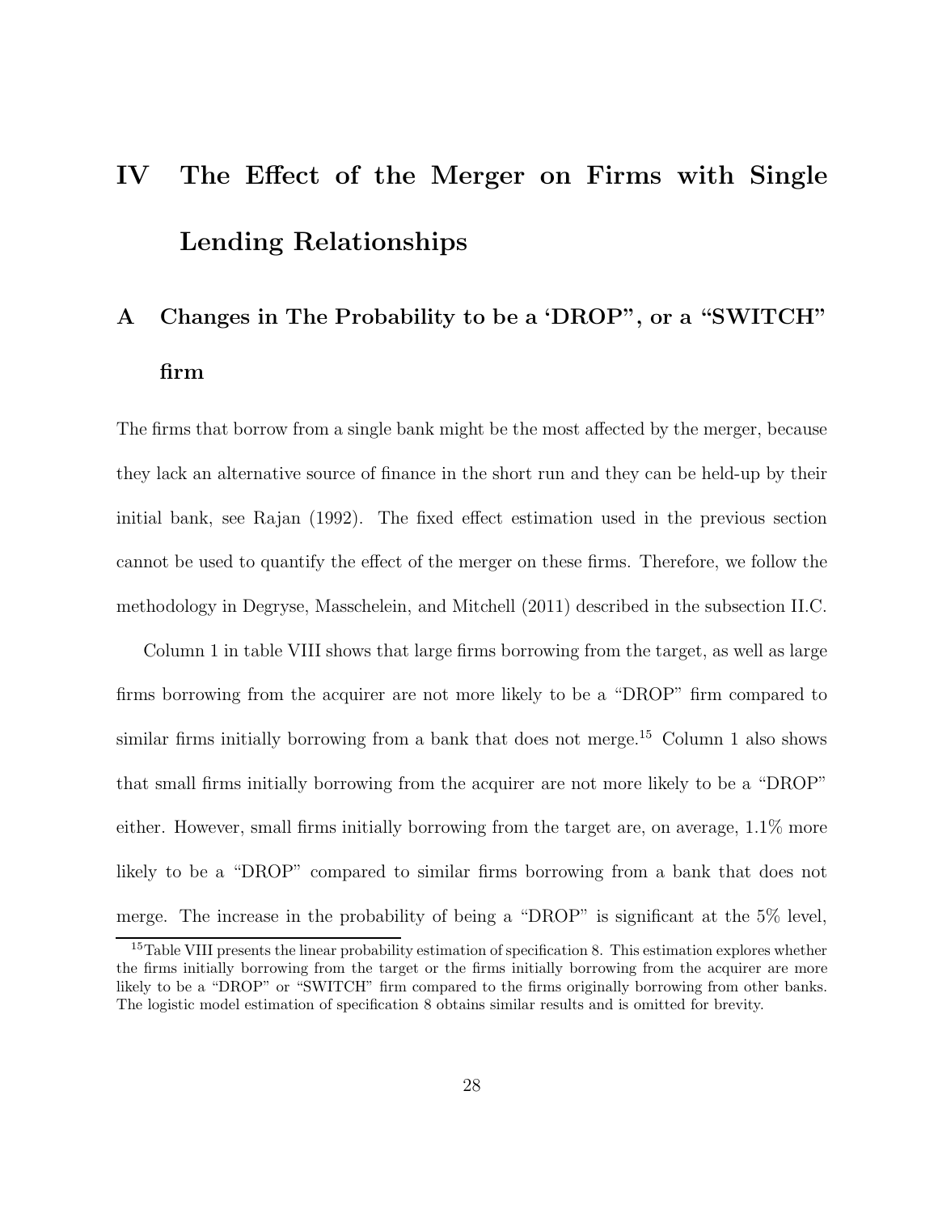# IV The Effect of the Merger on Firms with Single Lending Relationships

## A Changes in The Probability to be a 'DROP", or a "SWITCH" firm

The firms that borrow from a single bank might be the most affected by the merger, because they lack an alternative source of finance in the short run and they can be held-up by their initial bank, see Rajan (1992). The fixed effect estimation used in the previous section cannot be used to quantify the effect of the merger on these firms. Therefore, we follow the methodology in Degryse, Masschelein, and Mitchell (2011) described in the subsection II.C.

Column 1 in table VIII shows that large firms borrowing from the target, as well as large firms borrowing from the acquirer are not more likely to be a "DROP" firm compared to similar firms initially borrowing from a bank that does not merge.[15] Column 1 also shows that small firms initially borrowing from the acquirer are not more likely to be a "DROP" either. However, small firms initially borrowing from the target are, on average, 1.1% more likely to be a "DROP" compared to similar firms borrowing from a bank that does not merge. The increase in the probability of being a "DROP" is significant at the 5% level,

[15] Table VIII presents the linear probability estimation of specification 8. This estimation explores whether the firms initially borrowing from the target or the firms initially borrowing from the acquirer are more likely to be a "DROP" or "SWITCH" firm compared to the firms originally borrowing from other banks. The logistic model estimation of specification 8 obtains similar results and is omitted for brevity.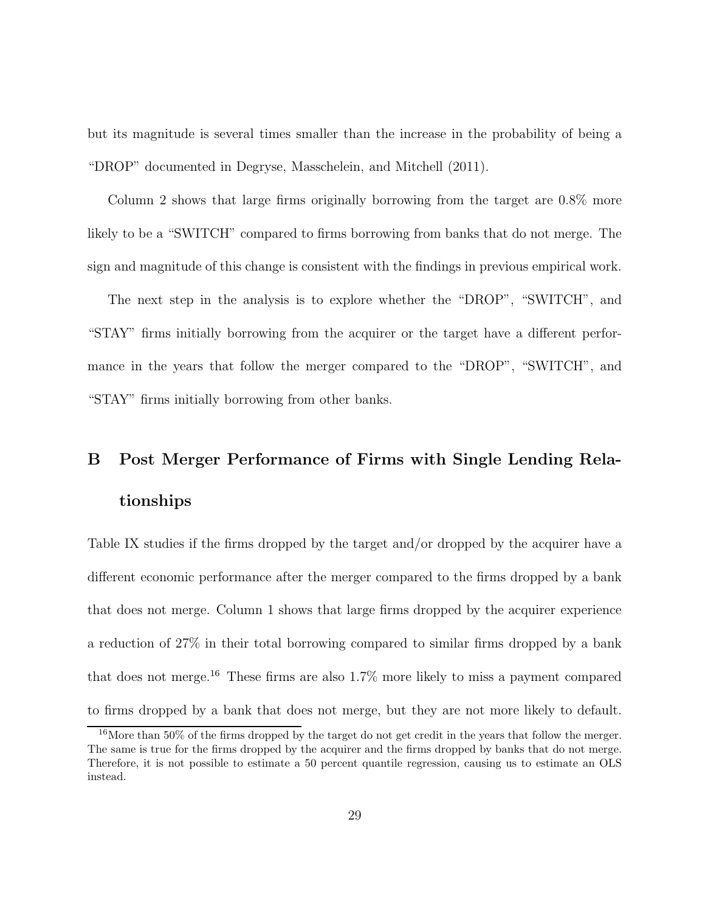but its magnitude is several times smaller than the increase in the probability of being a "DROP" documented in Degryse, Masschelein, and Mitchell (2011).

Column 2 shows that large firms originally borrowing from the target are 0.8% more likely to be a "SWITCH" compared to firms borrowing from banks that do not merge. The sign and magnitude of this change is consistent with the findings in previous empirical work.

The next step in the analysis is to explore whether the "DROP", "SWITCH", and "STAY" firms initially borrowing from the acquirer or the target have a different performance in the years that follow the merger compared to the "DROP", "SWITCH", and "STAY" firms initially borrowing from other banks.

## B Post Merger Performance of Firms with Single Lending Relationships

Table IX studies if the firms dropped by the target and/or dropped by the acquirer have a different economic performance after the merger compared to the firms dropped by a bank that does not merge. Column 1 shows that large firms dropped by the acquirer experience a reduction of 27% in their total borrowing compared to similar firms dropped by a bank that does not merge.[16] These firms are also 1.7% more likely to miss a payment compared to firms dropped by a bank that does not merge, but they are not more likely to default.

[16] More than 50% of the firms dropped by the target do not get credit in the years that follow the merger. The same is true for the firms dropped by the acquirer and the firms dropped by banks that do not merge. Therefore, it is not possible to estimate a 50 percent quantile regression, causing us to estimate an OLS instead.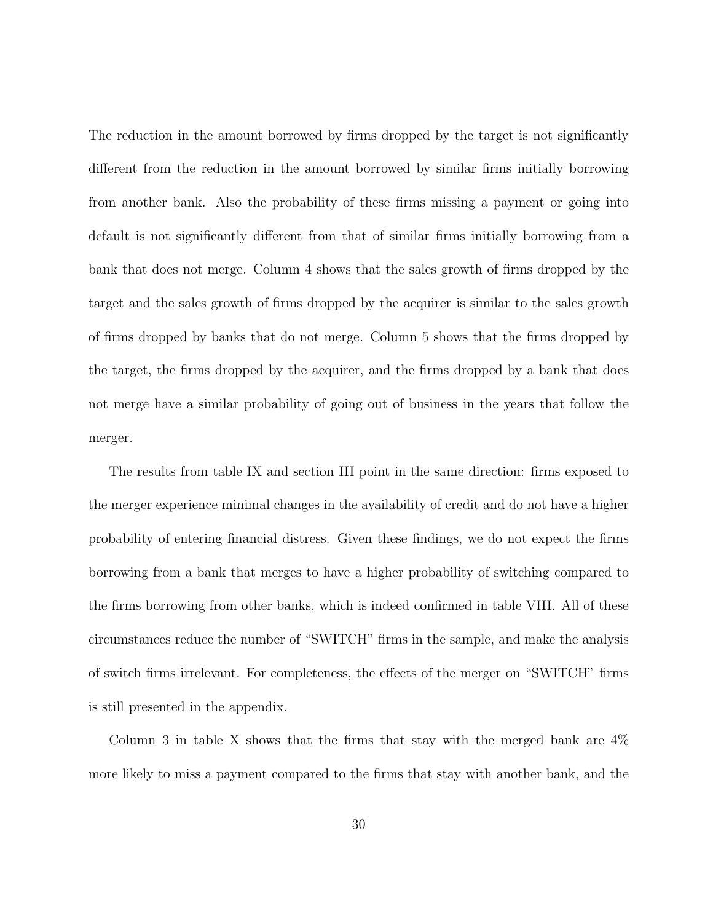The reduction in the amount borrowed by firms dropped by the target is not significantly different from the reduction in the amount borrowed by similar firms initially borrowing from another bank. Also the probability of these firms missing a payment or going into default is not significantly different from that of similar firms initially borrowing from a bank that does not merge. Column 4 shows that the sales growth of firms dropped by the target and the sales growth of firms dropped by the acquirer is similar to the sales growth of firms dropped by banks that do not merge. Column 5 shows that the firms dropped by the target, the firms dropped by the acquirer, and the firms dropped by a bank that does not merge have a similar probability of going out of business in the years that follow the merger.

The results from table IX and section III point in the same direction: firms exposed to the merger experience minimal changes in the availability of credit and do not have a higher probability of entering financial distress. Given these findings, we do not expect the firms borrowing from a bank that merges to have a higher probability of switching compared to the firms borrowing from other banks, which is indeed confirmed in table VIII. All of these circumstances reduce the number of "SWITCH" firms in the sample, and make the analysis of switch firms irrelevant. For completeness, the effects of the merger on "SWITCH" firms is still presented in the appendix.

Column 3 in table X shows that the firms that stay with the merged bank are 4% more likely to miss a payment compared to the firms that stay with another bank, and the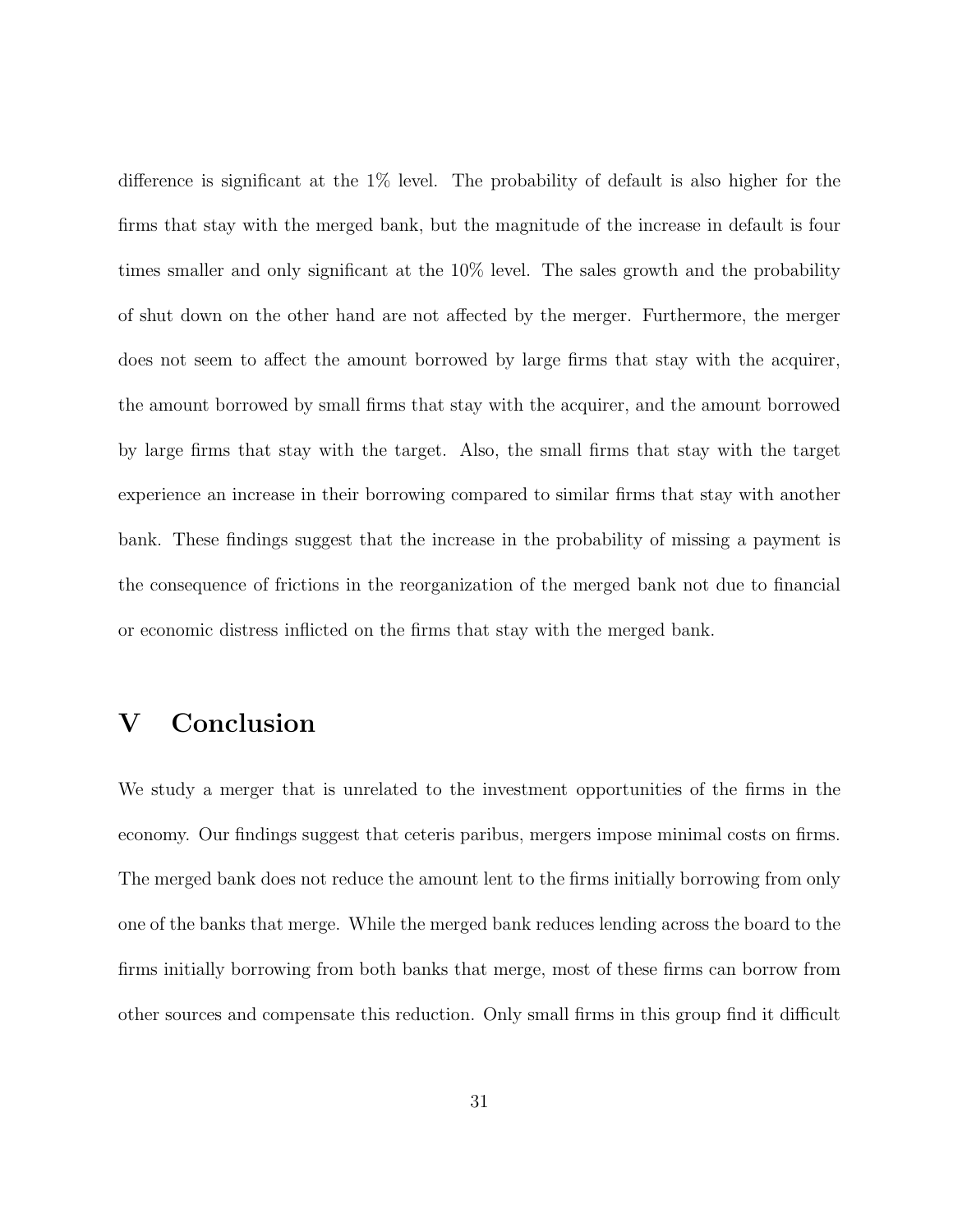difference is significant at the 1% level. The probability of default is also higher for the firms that stay with the merged bank, but the magnitude of the increase in default is four times smaller and only significant at the 10% level. The sales growth and the probability of shut down on the other hand are not affected by the merger. Furthermore, the merger does not seem to affect the amount borrowed by large firms that stay with the acquirer, the amount borrowed by small firms that stay with the acquirer, and the amount borrowed by large firms that stay with the target. Also, the small firms that stay with the target experience an increase in their borrowing compared to similar firms that stay with another bank. These findings suggest that the increase in the probability of missing a payment is the consequence of frictions in the reorganization of the merged bank not due to financial or economic distress inflicted on the firms that stay with the merged bank.

# V Conclusion

We study a merger that is unrelated to the investment opportunities of the firms in the economy. Our findings suggest that ceteris paribus, mergers impose minimal costs on firms. The merged bank does not reduce the amount lent to the firms initially borrowing from only one of the banks that merge. While the merged bank reduces lending across the board to the firms initially borrowing from both banks that merge, most of these firms can borrow from other sources and compensate this reduction. Only small firms in this group find it difficult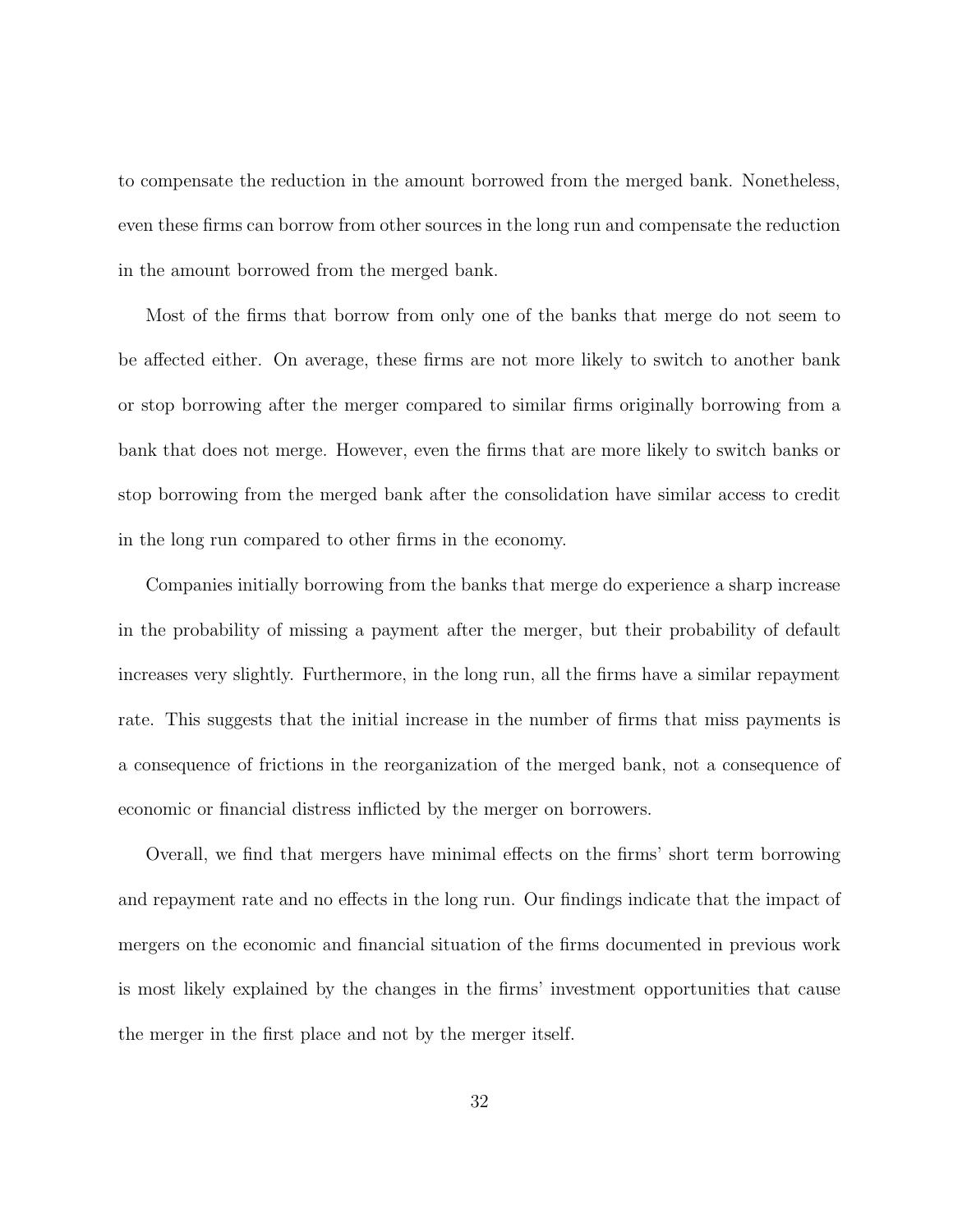to compensate the reduction in the amount borrowed from the merged bank. Nonetheless, even these firms can borrow from other sources in the long run and compensate the reduction in the amount borrowed from the merged bank.

Most of the firms that borrow from only one of the banks that merge do not seem to be affected either. On average, these firms are not more likely to switch to another bank or stop borrowing after the merger compared to similar firms originally borrowing from a bank that does not merge. However, even the firms that are more likely to switch banks or stop borrowing from the merged bank after the consolidation have similar access to credit in the long run compared to other firms in the economy.

Companies initially borrowing from the banks that merge do experience a sharp increase in the probability of missing a payment after the merger, but their probability of default increases very slightly. Furthermore, in the long run, all the firms have a similar repayment rate. This suggests that the initial increase in the number of firms that miss payments is a consequence of frictions in the reorganization of the merged bank, not a consequence of economic or financial distress inflicted by the merger on borrowers.

Overall, we find that mergers have minimal effects on the firms' short term borrowing and repayment rate and no effects in the long run. Our findings indicate that the impact of mergers on the economic and financial situation of the firms documented in previous work is most likely explained by the changes in the firms' investment opportunities that cause the merger in the first place and not by the merger itself.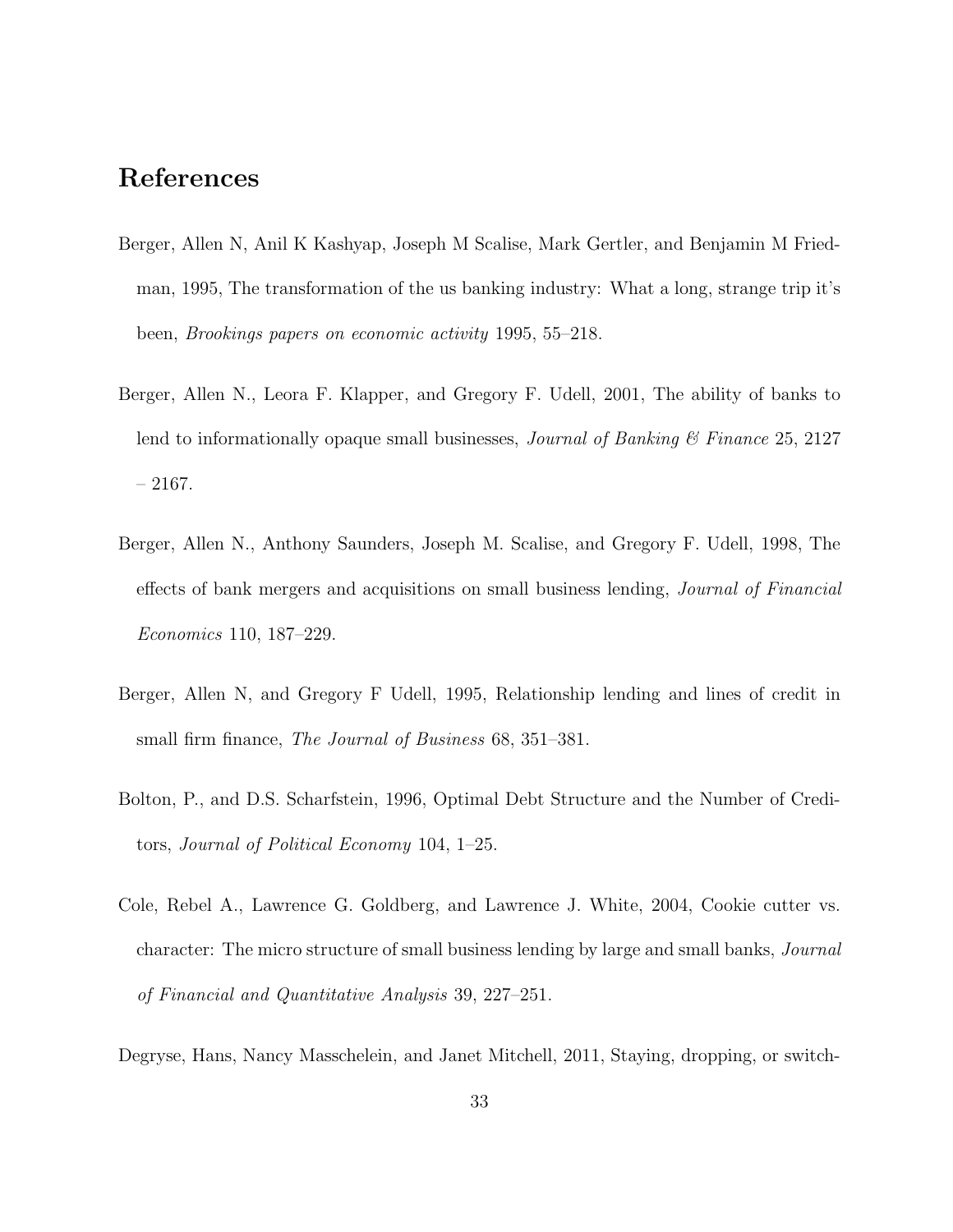# References

Berger, Allen N, Anil K Kashyap, Joseph M Scalise, Mark Gertler, and Benjamin M Friedman, 1995, The transformation of the us banking industry: What a long, strange trip it's been, *Brookings papers on economic activity* 1995, 55–218.

Berger, Allen N., Leora F. Klapper, and Gregory F. Udell, 2001, The ability of banks to lend to informationally opaque small businesses, *Journal of Banking & Finance* 25, 2127 – 2167.

Berger, Allen N., Anthony Saunders, Joseph M. Scalise, and Gregory F. Udell, 1998, The effects of bank mergers and acquisitions on small business lending, *Journal of Financial Economics* 110, 187–229.

Berger, Allen N, and Gregory F Udell, 1995, Relationship lending and lines of credit in small firm finance, *The Journal of Business* 68, 351–381.

Bolton, P., and D.S. Scharfstein, 1996, Optimal Debt Structure and the Number of Creditors, *Journal of Political Economy* 104, 1–25.

Cole, Rebel A., Lawrence G. Goldberg, and Lawrence J. White, 2004, Cookie cutter vs. character: The micro structure of small business lending by large and small banks, *Journal of Financial and Quantitative Analysis* 39, 227–251.

Degryse, Hans, Nancy Masschelein, and Janet Mitchell, 2011, Staying, dropping, or switch-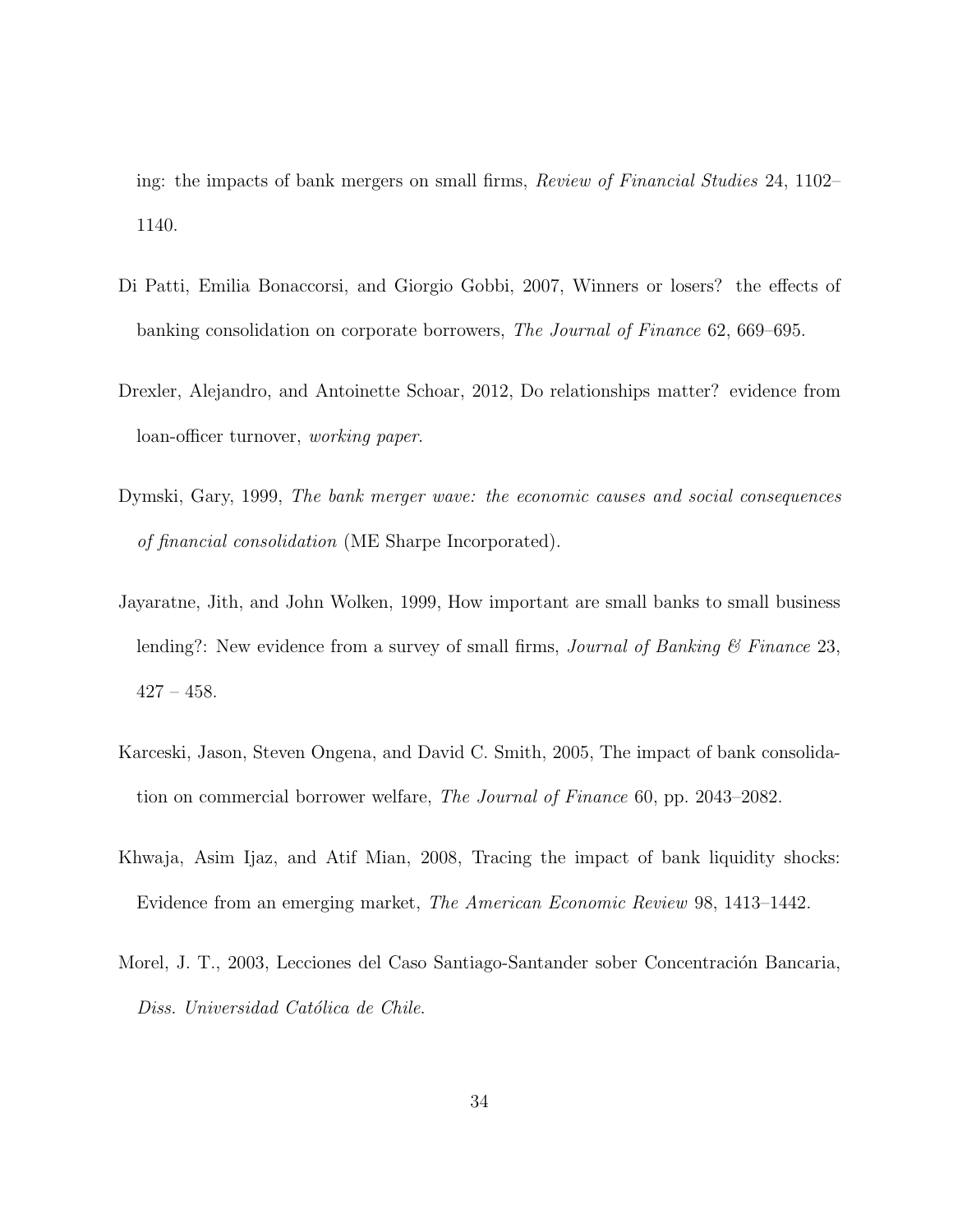ing: the impacts of bank mergers on small firms, *Review of Financial Studies* 24, 1102–1140.

Di Patti, Emilia Bonaccorsi, and Giorgio Gobbi, 2007, Winners or losers? the effects of banking consolidation on corporate borrowers, *The Journal of Finance* 62, 669–695.

Drexler, Alejandro, and Antoinette Schoar, 2012, Do relationships matter? evidence from loan-officer turnover, *working paper*.

Dymski, Gary, 1999, *The bank merger wave: the economic causes and social consequences of financial consolidation* (ME Sharpe Incorporated).

Jayaratne, Jith, and John Wolken, 1999, How important are small banks to small business lending?: New evidence from a survey of small firms, *Journal of Banking & Finance* 23, 427 – 458.

Karceski, Jason, Steven Ongena, and David C. Smith, 2005, The impact of bank consolidation on commercial borrower welfare, *The Journal of Finance* 60, pp. 2043–2082.

Khwaja, Asim Ijaz, and Atif Mian, 2008, Tracing the impact of bank liquidity shocks: Evidence from an emerging market, *The American Economic Review* 98, 1413–1442.

Morel, J. T., 2003, Lecciones del Caso Santiago-Santander sober Concentración Bancaria, *Diss. Universidad Católica de Chile*.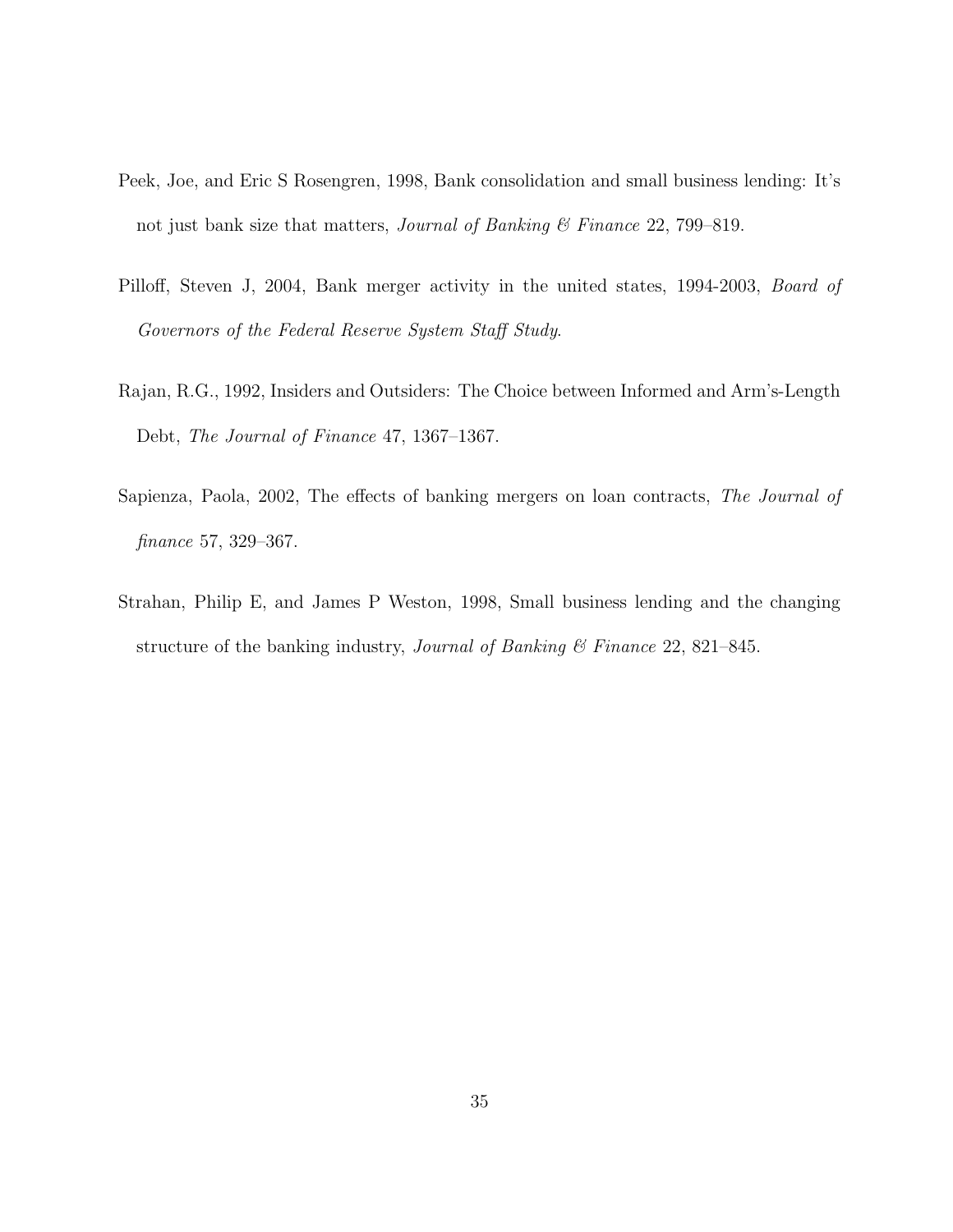Peek, Joe, and Eric S Rosengren, 1998, Bank consolidation and small business lending: It's not just bank size that matters, *Journal of Banking & Finance* 22, 799–819.

Pilloff, Steven J, 2004, Bank merger activity in the united states, 1994-2003, *Board of Governors of the Federal Reserve System Staff Study*.

Rajan, R.G., 1992, Insiders and Outsiders: The Choice between Informed and Arm's-Length Debt, *The Journal of Finance* 47, 1367–1367.

Sapienza, Paola, 2002, The effects of banking mergers on loan contracts, *The Journal of finance* 57, 329–367.

Strahan, Philip E, and James P Weston, 1998, Small business lending and the changing structure of the banking industry, *Journal of Banking & Finance* 22, 821–845.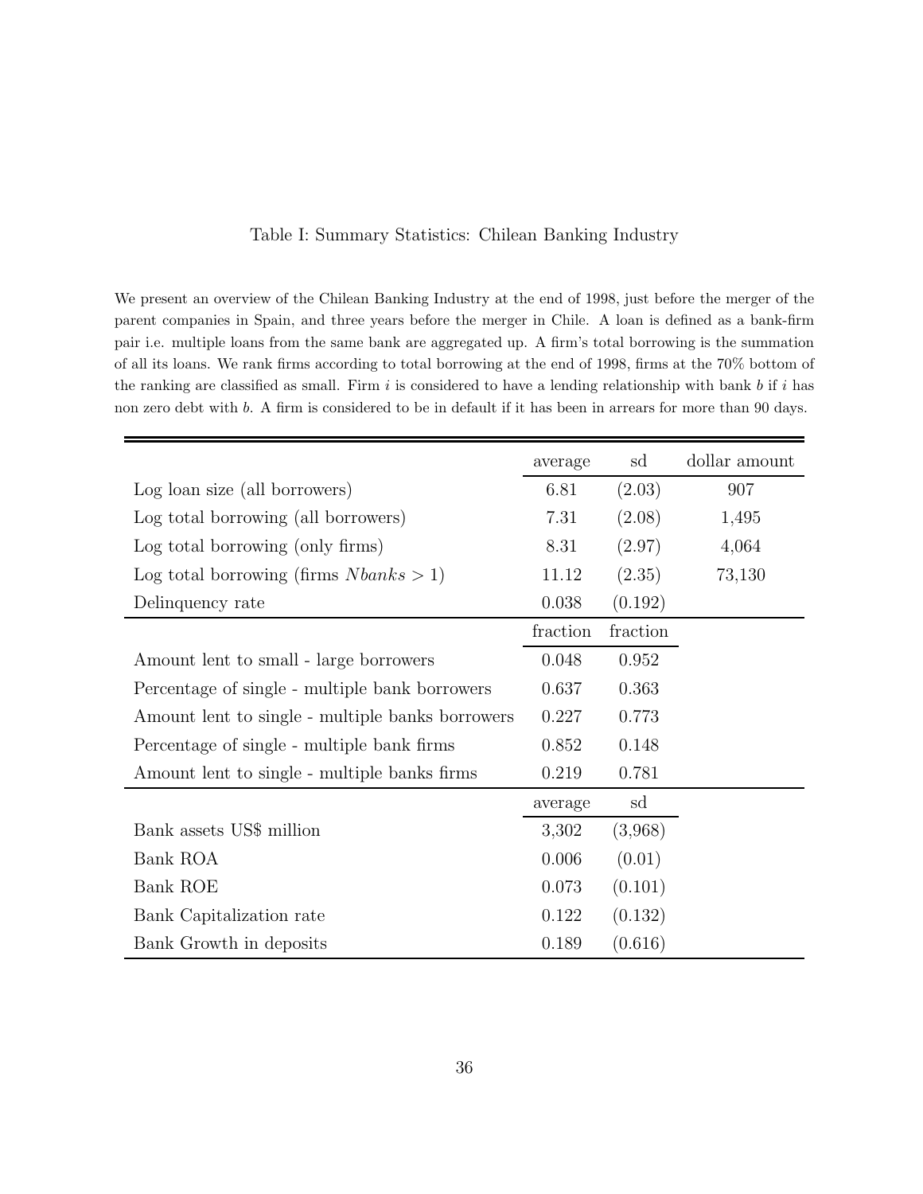Table I: Summary Statistics: Chilean Banking Industry

We present an overview of the Chilean Banking Industry at the end of 1998, just before the merger of the parent companies in Spain, and three years before the merger in Chile. A loan is defined as a bank-firm pair i.e. multiple loans from the same bank are aggregated up. A firm's total borrowing is the summation of all its loans. We rank firms according to total borrowing at the end of 1998, firms at the 70% bottom of the ranking are classified as small. Firm $i$ is considered to have a lending relationship with bank $b$ if $i$ has non zero debt with $b$. A firm is considered to be in default if it has been in arrears for more than 90 days.

| | average | sd | dollar amount |
|---|---|---|---|
| Log loan size (all borrowers) | 6.81 | (2.03) | 907 |
| Log total borrowing (all borrowers) | 7.31 | (2.08) | 1,495 |
| Log total borrowing (only firms) | 8.31 | (2.97) | 4,064 |
| Log total borrowing (firms $Nbanks > 1$) | 11.12 | (2.35) | 73,130 |
| Delinquency rate | 0.038 | (0.192) | |
| | fraction | fraction | |
| Amount lent to small - large borrowers | 0.048 | 0.952 | |
| Percentage of single - multiple bank borrowers | 0.637 | 0.363 | |
| Amount lent to single - multiple banks borrowers | 0.227 | 0.773 | |
| Percentage of single - multiple bank firms | 0.852 | 0.148 | |
| Amount lent to single - multiple banks firms | 0.219 | 0.781 | |
| | average | sd | |
| Bank assets US$ million | 3,302 | (3,968) | |
| Bank ROA | 0.006 | (0.01) | |
| Bank ROE | 0.073 | (0.101) | |
| Bank Capitalization rate | 0.122 | (0.132) | |
| Bank Growth in deposits | 0.189 | (0.616) | |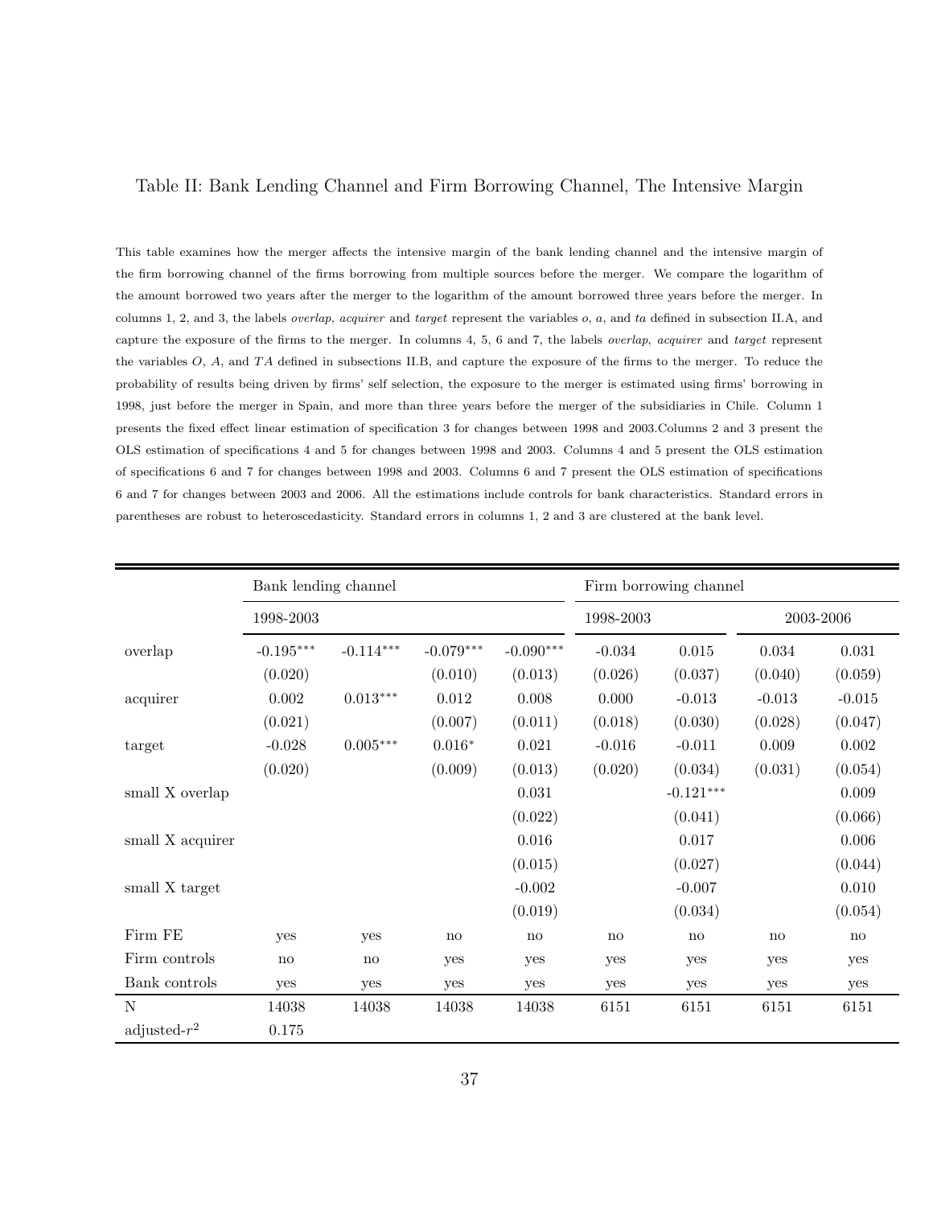Table II: Bank Lending Channel and Firm Borrowing Channel, The Intensive Margin

This table examines how the merger affects the intensive margin of the bank lending channel and the intensive margin of the firm borrowing channel of the firms borrowing from multiple sources before the merger. We compare the logarithm of the amount borrowed two years after the merger to the logarithm of the amount borrowed three years before the merger. In columns 1, 2, and 3, the labels *overlap*, *acquirer* and *target* represent the variables $o$, $a$, and $ta$ defined in subsection II.A, and capture the exposure of the firms to the merger. In columns 4, 5, 6 and 7, the labels *overlap*, *acquirer* and *target* represent the variables $O$, $A$, and $TA$ defined in subsections II.B, and capture the exposure of the firms to the merger. To reduce the probability of results being driven by firms' self selection, the exposure to the merger is estimated using firms' borrowing in 1998, just before the merger in Spain, and more than three years before the merger of the subsidiaries in Chile. Column 1 presents the fixed effect linear estimation of specification 3 for changes between 1998 and 2003.Columns 2 and 3 present the OLS estimation of specifications 4 and 5 for changes between 1998 and 2003. Columns 4 and 5 present the OLS estimation of specifications 6 and 7 for changes between 1998 and 2003. Columns 6 and 7 present the OLS estimation of specifications 6 and 7 for changes between 2003 and 2006. All the estimations include controls for bank characteristics. Standard errors in parentheses are robust to heteroscedasticity. Standard errors in columns 1, 2 and 3 are clustered at the bank level.

| | Bank lending channel | | | | Firm borrowing channel | | | |
|---|---|---|---|---|---|---|---|---|
| | 1998-2003 | | | | 1998-2003 | | 2003-2006 | |
| overlap | -0.195*** | -0.114*** | -0.079*** | -0.090*** | -0.034 | 0.015 | 0.034 | 0.031 |
| | (0.020) | | (0.010) | (0.013) | (0.026) | (0.037) | (0.040) | (0.059) |
| acquirer | 0.002 | 0.013*** | 0.012 | 0.008 | 0.000 | -0.013 | -0.013 | -0.015 |
| | (0.021) | | (0.007) | (0.011) | (0.018) | (0.030) | (0.028) | (0.047) |
| target | -0.028 | 0.005*** | 0.016* | 0.021 | -0.016 | -0.011 | 0.009 | 0.002 |
| | (0.020) | | (0.009) | (0.013) | (0.020) | (0.034) | (0.031) | (0.054) |
| small X overlap | | | | 0.031 | | -0.121*** | | 0.009 |
| | | | | (0.022) | | (0.041) | | (0.066) |
| small X acquirer | | | | 0.016 | | 0.017 | | 0.006 |
| | | | | (0.015) | | (0.027) | | (0.044) |
| small X target | | | | -0.002 | | -0.007 | | 0.010 |
| | | | | (0.019) | | (0.034) | | (0.054) |
| Firm FE | yes | yes | no | no | no | no | no | no |
| Firm controls | no | no | yes | yes | yes | yes | yes | yes |
| Bank controls | yes | yes | yes | yes | yes | yes | yes | yes |
| N | 14038 | 14038 | 14038 | 14038 | 6151 | 6151 | 6151 | 6151 |
| adjusted-$r^2$ | 0.175 | | | | | | | |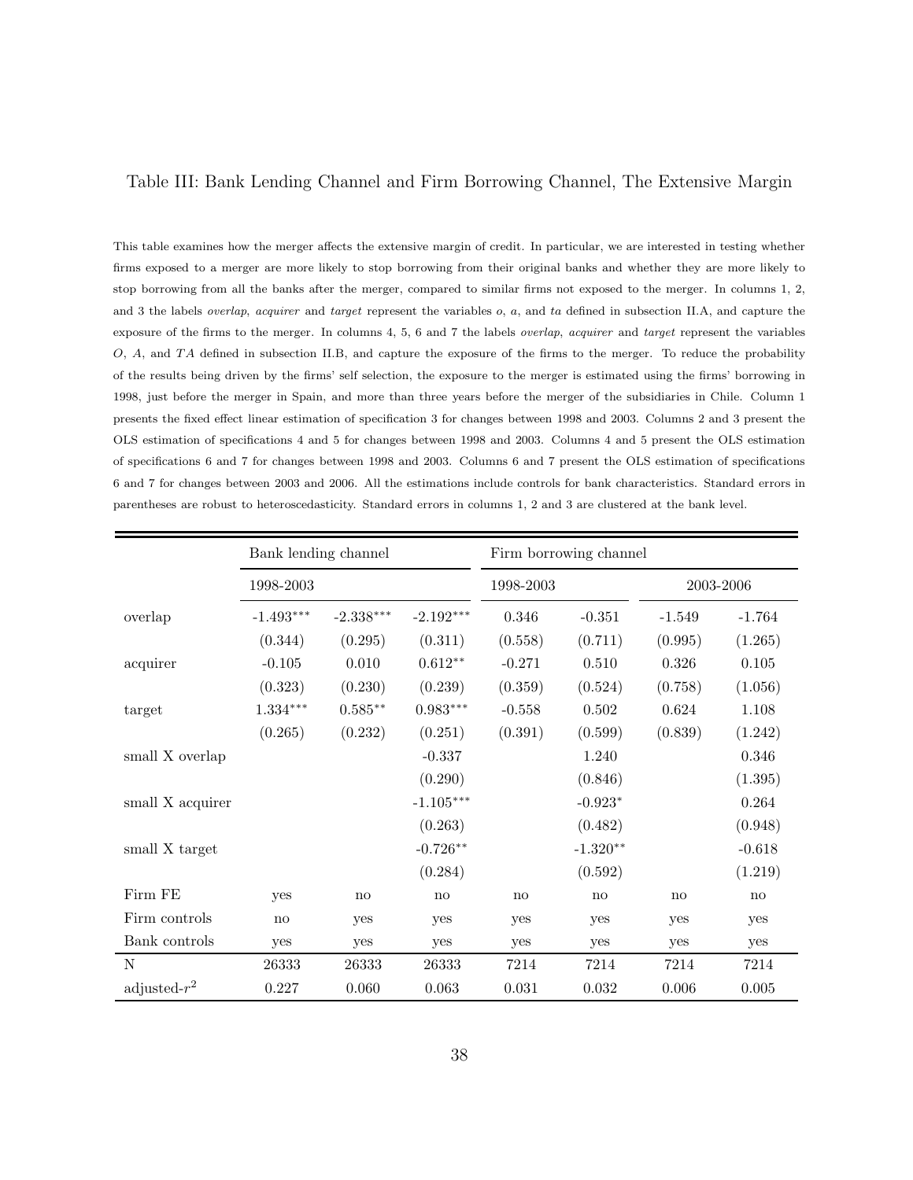Table III: Bank Lending Channel and Firm Borrowing Channel, The Extensive Margin

This table examines how the merger affects the extensive margin of credit. In particular, we are interested in testing whether firms exposed to a merger are more likely to stop borrowing from their original banks and whether they are more likely to stop borrowing from all the banks after the merger, compared to similar firms not exposed to the merger. In columns 1, 2, and 3 the labels *overlap*, *acquirer* and *target* represent the variables $o$, $a$, and $ta$ defined in subsection II.A, and capture the exposure of the firms to the merger. In columns 4, 5, 6 and 7 the labels *overlap*, *acquirer* and *target* represent the variables $O$, $A$, and $TA$ defined in subsection II.B, and capture the exposure of the firms to the merger. To reduce the probability of the results being driven by the firms' self selection, the exposure to the merger is estimated using the firms' borrowing in 1998, just before the merger in Spain, and more than three years before the merger of the subsidiaries in Chile. Column 1 presents the fixed effect linear estimation of specification 3 for changes between 1998 and 2003. Columns 2 and 3 present the OLS estimation of specifications 4 and 5 for changes between 1998 and 2003. Columns 4 and 5 present the OLS estimation of specifications 6 and 7 for changes between 1998 and 2003. Columns 6 and 7 present the OLS estimation of specifications 6 and 7 for changes between 2003 and 2006. All the estimations include controls for bank characteristics. Standard errors in parentheses are robust to heteroscedasticity. Standard errors in columns 1, 2 and 3 are clustered at the bank level.

| | Bank lending channel | | | Firm borrowing channel | | | |
|---|---|---|---|---|---|---|---|
| | 1998-2003 | | | 1998-2003 | | 2003-2006 | |
| overlap | -1.493*** | -2.338*** | -2.192*** | 0.346 | -0.351 | -1.549 | -1.764 |
| | (0.344) | (0.295) | (0.311) | (0.558) | (0.711) | (0.995) | (1.265) |
| acquirer | -0.105 | 0.010 | 0.612** | -0.271 | 0.510 | 0.326 | 0.105 |
| | (0.323) | (0.230) | (0.239) | (0.359) | (0.524) | (0.758) | (1.056) |
| target | 1.334*** | 0.585** | 0.983*** | -0.558 | 0.502 | 0.624 | 1.108 |
| | (0.265) | (0.232) | (0.251) | (0.391) | (0.599) | (0.839) | (1.242) |
| small X overlap | | | -0.337 | | 1.240 | | 0.346 |
| | | | (0.290) | | (0.846) | | (1.395) |
| small X acquirer | | | -1.105*** | | -0.923* | | 0.264 |
| | | | (0.263) | | (0.482) | | (0.948) |
| small X target | | | -0.726** | | -1.320** | | -0.618 |
| | | | (0.284) | | (0.592) | | (1.219) |
| Firm FE | yes | no | no | no | no | no | no |
| Firm controls | no | yes | yes | yes | yes | yes | yes |
| Bank controls | yes | yes | yes | yes | yes | yes | yes |
| N | 26333 | 26333 | 26333 | 7214 | 7214 | 7214 | 7214 |
| adjusted-$r^2$ | 0.227 | 0.060 | 0.063 | 0.031 | 0.032 | 0.006 | 0.005 |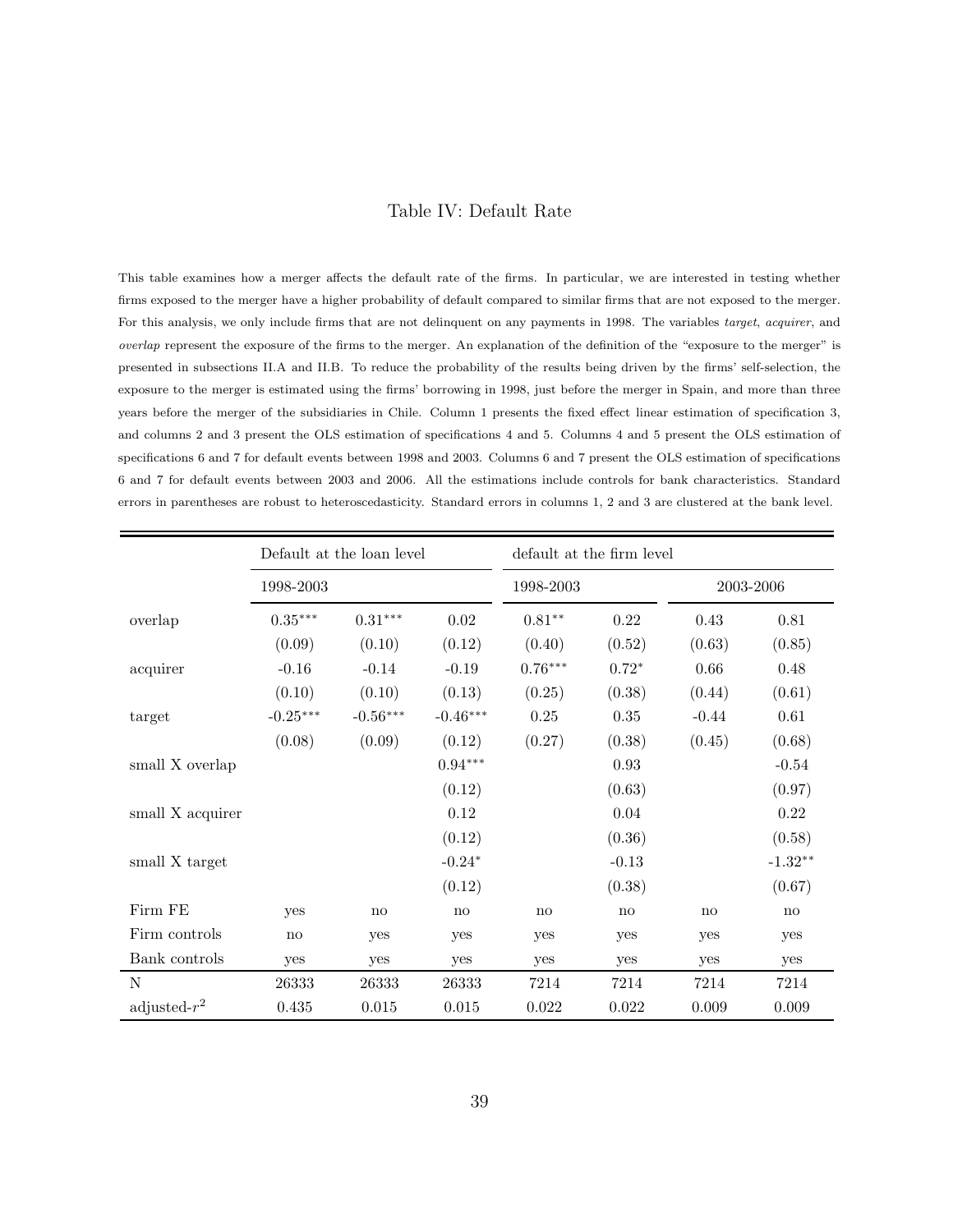# Table IV: Default Rate

This table examines how a merger affects the default rate of the firms. In particular, we are interested in testing whether firms exposed to the merger have a higher probability of default compared to similar firms that are not exposed to the merger. For this analysis, we only include firms that are not delinquent on any payments in 1998. The variables *target*, *acquirer*, and *overlap* represent the exposure of the firms to the merger. An explanation of the definition of the "exposure to the merger" is presented in subsections II.A and II.B. To reduce the probability of the results being driven by the firms' self-selection, the exposure to the merger is estimated using the firms' borrowing in 1998, just before the merger in Spain, and more than three years before the merger of the subsidiaries in Chile. Column 1 presents the fixed effect linear estimation of specification 3, and columns 2 and 3 present the OLS estimation of specifications 4 and 5. Columns 4 and 5 present the OLS estimation of specifications 6 and 7 for default events between 1998 and 2003. Columns 6 and 7 present the OLS estimation of specifications 6 and 7 for default events between 2003 and 2006. All the estimations include controls for bank characteristics. Standard errors in parentheses are robust to heteroscedasticity. Standard errors in columns 1, 2 and 3 are clustered at the bank level.

| | Default at the loan level | | | default at the firm level | | | |
|---|---|---|---|---|---|---|---|
| | 1998-2003 | | | 1998-2003 | | 2003-2006 | |
| overlap | 0.35*** | 0.31*** | 0.02 | 0.81** | 0.22 | 0.43 | 0.81 |
| | (0.09) | (0.10) | (0.12) | (0.40) | (0.52) | (0.63) | (0.85) |
| acquirer | -0.16 | -0.14 | -0.19 | 0.76*** | 0.72* | 0.66 | 0.48 |
| | (0.10) | (0.10) | (0.13) | (0.25) | (0.38) | (0.44) | (0.61) |
| target | -0.25*** | -0.56*** | -0.46*** | 0.25 | 0.35 | -0.44 | 0.61 |
| | (0.08) | (0.09) | (0.12) | (0.27) | (0.38) | (0.45) | (0.68) |
| small X overlap | | | 0.94*** | | 0.93 | | -0.54 |
| | | | (0.12) | | (0.63) | | (0.97) |
| small X acquirer | | | 0.12 | | 0.04 | | 0.22 |
| | | | (0.12) | | (0.36) | | (0.58) |
| small X target | | | -0.24* | | -0.13 | | -1.32** |
| | | | (0.12) | | (0.38) | | (0.67) |
| Firm FE | yes | no | no | no | no | no | no |
| Firm controls | no | yes | yes | yes | yes | yes | yes |
| Bank controls | yes | yes | yes | yes | yes | yes | yes |
| N | 26333 | 26333 | 26333 | 7214 | 7214 | 7214 | 7214 |
| adjusted-$r^2$ | 0.435 | 0.015 | 0.015 | 0.022 | 0.022 | 0.009 | 0.009 |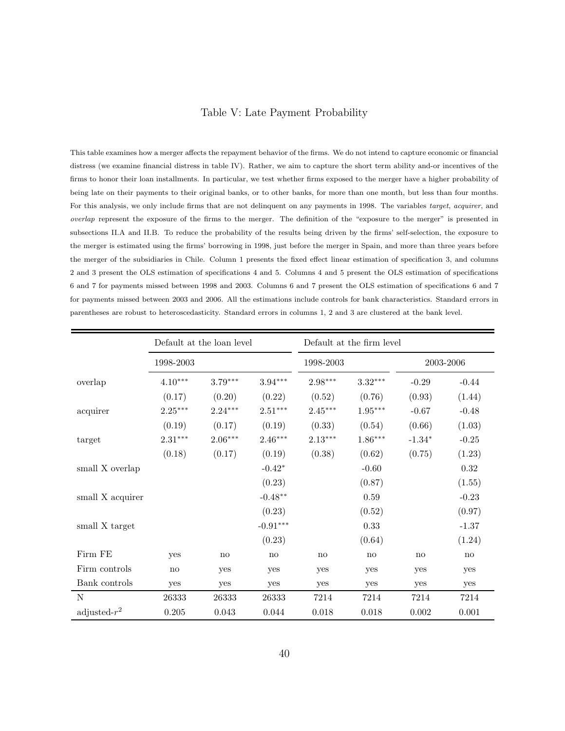# Table V: Late Payment Probability

This table examines how a merger affects the repayment behavior of the firms. We do not intend to capture economic or financial distress (we examine financial distress in table IV). Rather, we aim to capture the short term ability and-or incentives of the firms to honor their loan installments. In particular, we test whether firms exposed to the merger have a higher probability of being late on their payments to their original banks, or to other banks, for more than one month, but less than four months. For this analysis, we only include firms that are not delinquent on any payments in 1998. The variables *target*, *acquirer*, and *overlap* represent the exposure of the firms to the merger. The definition of the "exposure to the merger" is presented in subsections II.A and II.B. To reduce the probability of the results being driven by the firms' self-selection, the exposure to the merger is estimated using the firms' borrowing in 1998, just before the merger in Spain, and more than three years before the merger of the subsidiaries in Chile. Column 1 presents the fixed effect linear estimation of specification 3, and columns 2 and 3 present the OLS estimation of specifications 4 and 5. Columns 4 and 5 present the OLS estimation of specifications 6 and 7 for payments missed between 1998 and 2003. Columns 6 and 7 present the OLS estimation of specifications 6 and 7 for payments missed between 2003 and 2006. All the estimations include controls for bank characteristics. Standard errors in parentheses are robust to heteroscedasticity. Standard errors in columns 1, 2 and 3 are clustered at the bank level.

| | Default at the loan level | | | Default at the firm level | | | |
|---|---|---|---|---|---|---|---|
| | 1998-2003 | | | 1998-2003 | | 2003-2006 | |
| overlap | $4.10^{***}$ | $3.79^{***}$ | $3.94^{***}$ | $2.98^{***}$ | $3.32^{***}$ | -0.29 | -0.44 |
| | (0.17) | (0.20) | (0.22) | (0.52) | (0.76) | (0.93) | (1.44) |
| acquirer | $2.25^{***}$ | $2.24^{***}$ | $2.51^{***}$ | $2.45^{***}$ | $1.95^{***}$ | -0.67 | -0.48 |
| | (0.19) | (0.17) | (0.19) | (0.33) | (0.54) | (0.66) | (1.03) |
| target | $2.31^{***}$ | $2.06^{***}$ | $2.46^{***}$ | $2.13^{***}$ | $1.86^{***}$ | $-1.34^{*}$ | -0.25 |
| | (0.18) | (0.17) | (0.19) | (0.38) | (0.62) | (0.75) | (1.23) |
| small X overlap | | | $-0.42^{*}$ | | -0.60 | | 0.32 |
| | | | (0.23) | | (0.87) | | (1.55) |
| small X acquirer | | | $-0.48^{**}$ | | 0.59 | | -0.23 |
| | | | (0.23) | | (0.52) | | (0.97) |
| small X target | | | $-0.91^{***}$ | | 0.33 | | -1.37 |
| | | | (0.23) | | (0.64) | | (1.24) |
| Firm FE | yes | no | no | no | no | no | no |
| Firm controls | no | yes | yes | yes | yes | yes | yes |
| Bank controls | yes | yes | yes | yes | yes | yes | yes |
| N | 26333 | 26333 | 26333 | 7214 | 7214 | 7214 | 7214 |
| adjusted-$r^2$ | 0.205 | 0.043 | 0.044 | 0.018 | 0.018 | 0.002 | 0.001 |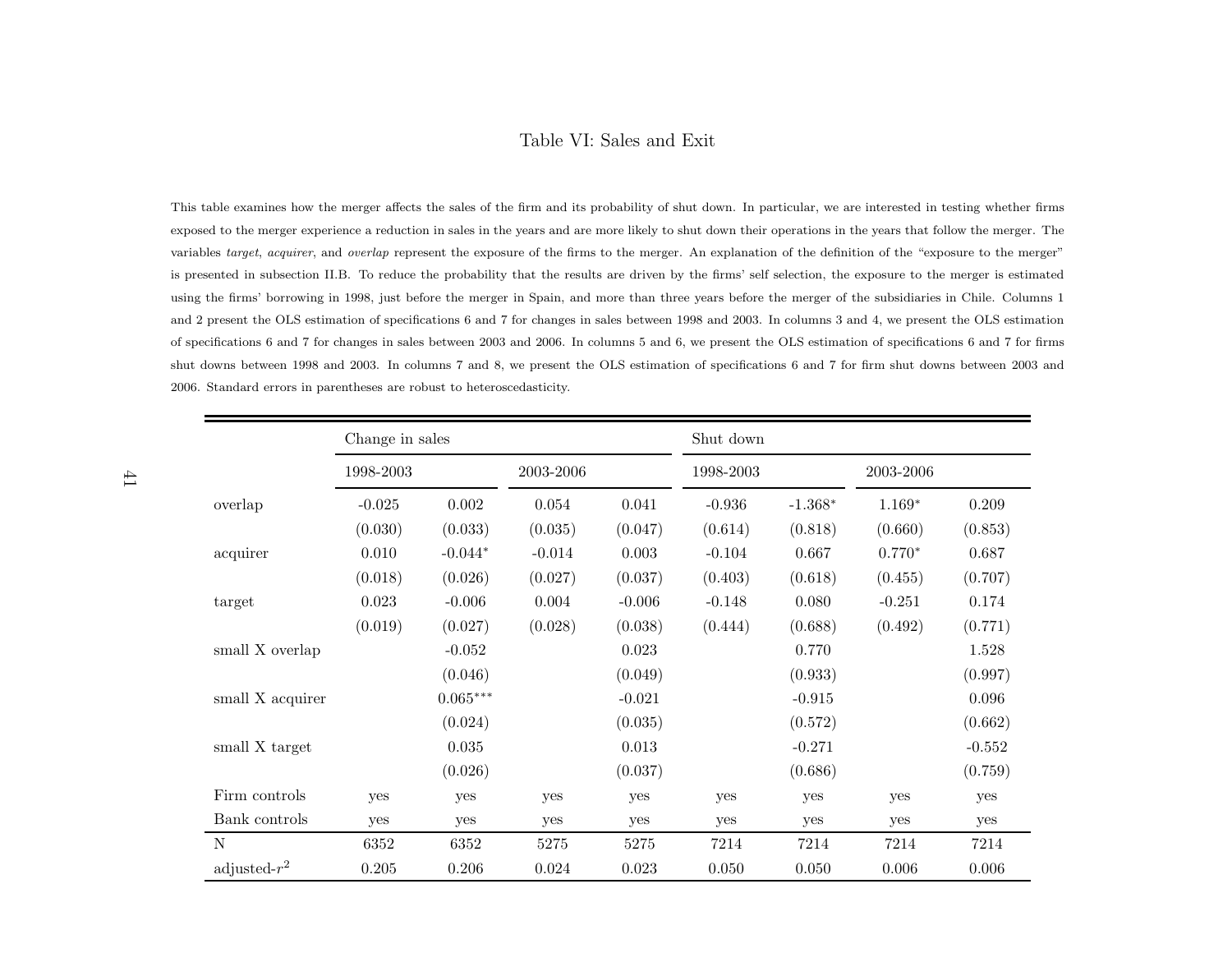# Table VI: Sales and Exit

This table examines how the merger affects the sales of the firm and its probability of shut down. In particular, we are interested in testing whether firms exposed to the merger experience a reduction in sales in the years and are more likely to shut down their operations in the years that follow the merger. The variables *target*, *acquirer*, and *overlap* represent the exposure of the firms to the merger. An explanation of the definition of the "exposure to the merger" is presented in subsection II.B. To reduce the probability that the results are driven by the firms' self selection, the exposure to the merger is estimated using the firms' borrowing in 1998, just before the merger in Spain, and more than three years before the merger of the subsidiaries in Chile. Columns 1 and 2 present the OLS estimation of specifications 6 and 7 for changes in sales between 1998 and 2003. In columns 3 and 4, we present the OLS estimation of specifications 6 and 7 for changes in sales between 2003 and 2006. In columns 5 and 6, we present the OLS estimation of specifications 6 and 7 for firms shut downs between 1998 and 2003. In columns 7 and 8, we present the OLS estimation of specifications 6 and 7 for firm shut downs between 2003 and 2006. Standard errors in parentheses are robust to heteroscedasticity.

| | Change in sales | | | | Shut down | | | |
|---|---|---|---|---|---|---|---|---|
| | 1998-2003 | | 2003-2006 | | 1998-2003 | | 2003-2006 | |
| overlap | -0.025 | 0.002 | 0.054 | 0.041 | -0.936 | -1.368$^{*}$ | 1.169$^{*}$ | 0.209 |
| | (0.030) | (0.033) | (0.035) | (0.047) | (0.614) | (0.818) | (0.660) | (0.853) |
| acquirer | 0.010 | -0.044$^{*}$ | -0.014 | 0.003 | -0.104 | 0.667 | 0.770$^{*}$ | 0.687 |
| | (0.018) | (0.026) | (0.027) | (0.037) | (0.403) | (0.618) | (0.455) | (0.707) |
| target | 0.023 | -0.006 | 0.004 | -0.006 | -0.148 | 0.080 | -0.251 | 0.174 |
| | (0.019) | (0.027) | (0.028) | (0.038) | (0.444) | (0.688) | (0.492) | (0.771) |
| small X overlap | | -0.052 | | 0.023 | | 0.770 | | 1.528 |
| | | (0.046) | | (0.049) | | (0.933) | | (0.997) |
| small X acquirer | | 0.065$^{***}$ | | -0.021 | | -0.915 | | 0.096 |
| | | (0.024) | | (0.035) | | (0.572) | | (0.662) |
| small X target | | 0.035 | | 0.013 | | -0.271 | | -0.552 |
| | | (0.026) | | (0.037) | | (0.686) | | (0.759) |
| Firm controls | yes | yes | yes | yes | yes | yes | yes | yes |
| Bank controls | yes | yes | yes | yes | yes | yes | yes | yes |
| N | 6352 | 6352 | 5275 | 5275 | 7214 | 7214 | 7214 | 7214 |
| adjusted-$r^2$ | 0.205 | 0.206 | 0.024 | 0.023 | 0.050 | 0.050 | 0.006 | 0.006 |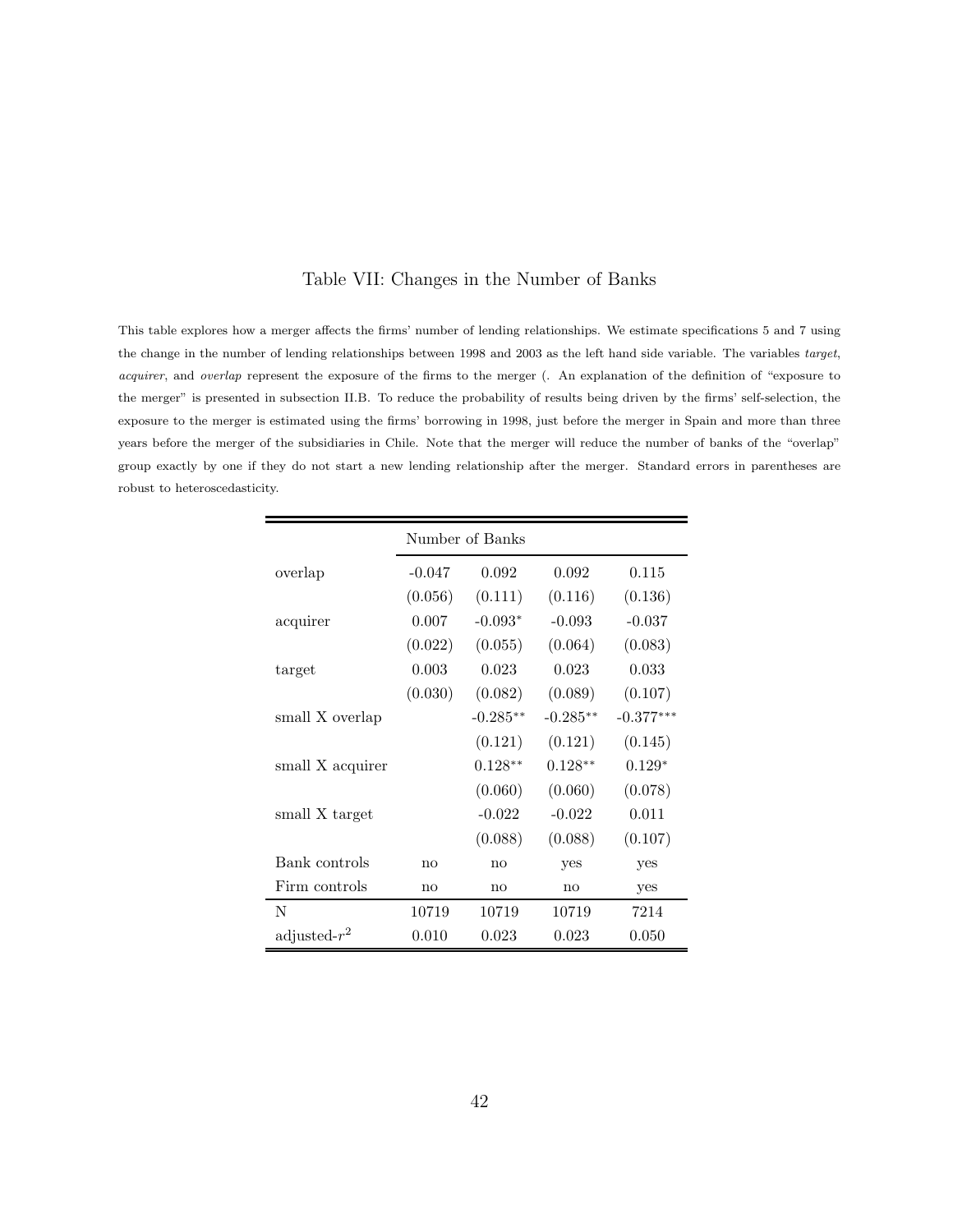# Table VII: Changes in the Number of Banks

This table explores how a merger affects the firms' number of lending relationships. We estimate specifications 5 and 7 using the change in the number of lending relationships between 1998 and 2003 as the left hand side variable. The variables *target*, *acquirer*, and *overlap* represent the exposure of the firms to the merger (. An explanation of the definition of "exposure to the merger" is presented in subsection II.B. To reduce the probability of results being driven by the firms' self-selection, the exposure to the merger is estimated using the firms' borrowing in 1998, just before the merger in Spain and more than three years before the merger of the subsidiaries in Chile. Note that the merger will reduce the number of banks of the "overlap" group exactly by one if they do not start a new lending relationship after the merger. Standard errors in parentheses are robust to heteroscedasticity.

| | Number of Banks | | | |
|---|---|---|---|---|
| overlap | -0.047 | 0.092 | 0.092 | 0.115 |
| | (0.056) | (0.111) | (0.116) | (0.136) |
| acquirer | 0.007 | -0.093* | -0.093 | -0.037 |
| | (0.022) | (0.055) | (0.064) | (0.083) |
| target | 0.003 | 0.023 | 0.023 | 0.033 |
| | (0.030) | (0.082) | (0.089) | (0.107) |
| small X overlap | | -0.285** | -0.285** | -0.377*** |
| | | (0.121) | (0.121) | (0.145) |
| small X acquirer | | 0.128** | 0.128** | 0.129* |
| | | (0.060) | (0.060) | (0.078) |
| small X target | | -0.022 | -0.022 | 0.011 |
| | | (0.088) | (0.088) | (0.107) |
| Bank controls | no | no | yes | yes |
| Firm controls | no | no | no | yes |
| N | 10719 | 10719 | 10719 | 7214 |
| adjusted-$r^2$ | 0.010 | 0.023 | 0.023 | 0.050 |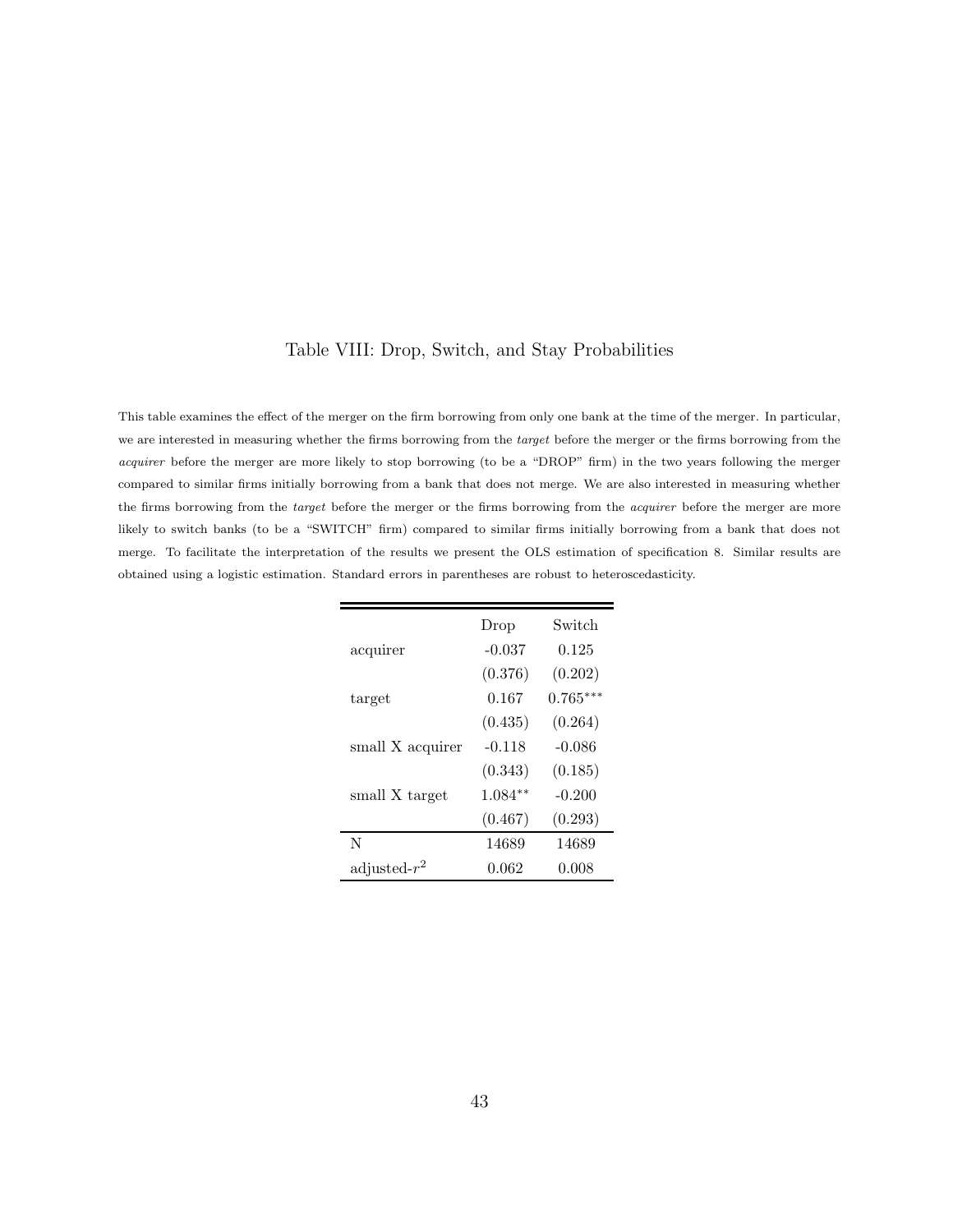# Table VIII: Drop, Switch, and Stay Probabilities

This table examines the effect of the merger on the firm borrowing from only one bank at the time of the merger. In particular, we are interested in measuring whether the firms borrowing from the *target* before the merger or the firms borrowing from the *acquirer* before the merger are more likely to stop borrowing (to be a "DROP" firm) in the two years following the merger compared to similar firms initially borrowing from a bank that does not merge. We are also interested in measuring whether the firms borrowing from the *target* before the merger or the firms borrowing from the *acquirer* before the merger are more likely to switch banks (to be a "SWITCH" firm) compared to similar firms initially borrowing from a bank that does not merge. To facilitate the interpretation of the results we present the OLS estimation of specification 8. Similar results are obtained using a logistic estimation. Standard errors in parentheses are robust to heteroscedasticity.

| | Drop | Switch |
|---|---|---|
| acquirer | -0.037 | 0.125 |
| | (0.376) | (0.202) |
| target | 0.167 | $0.765^{***}$ |
| | (0.435) | (0.264) |
| small X acquirer | -0.118 | -0.086 |
| | (0.343) | (0.185) |
| small X target | $1.084^{**}$ | -0.200 |
| | (0.467) | (0.293) |
| N | 14689 | 14689 |
| adjusted-$r^2$ | 0.062 | 0.008 |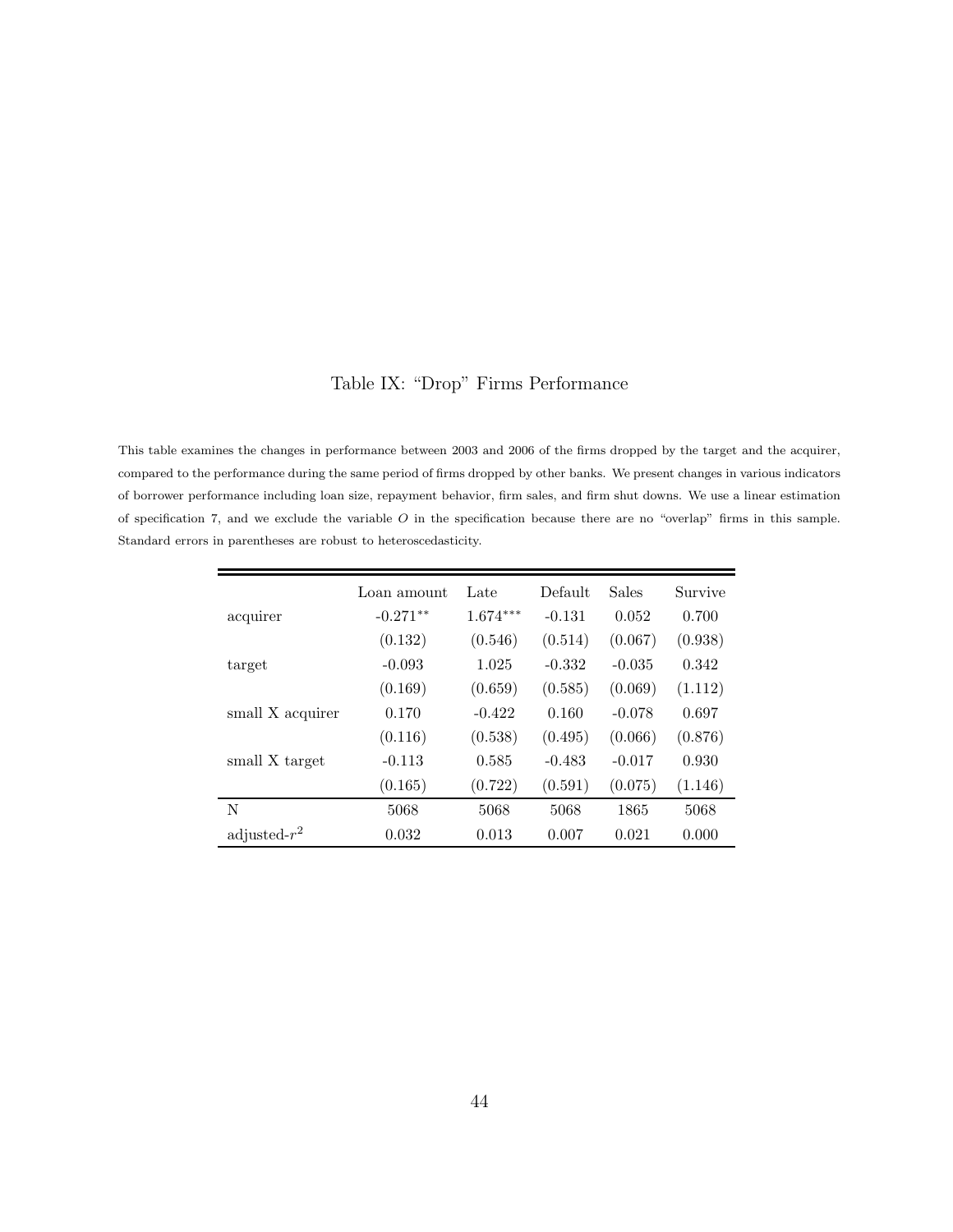# Table IX: "Drop" Firms Performance

This table examines the changes in performance between 2003 and 2006 of the firms dropped by the target and the acquirer, compared to the performance during the same period of firms dropped by other banks. We present changes in various indicators of borrower performance including loan size, repayment behavior, firm sales, and firm shut downs. We use a linear estimation of specification 7, and we exclude the variable $O$ in the specification because there are no "overlap" firms in this sample. Standard errors in parentheses are robust to heteroscedasticity.

| | Loan amount | Late | Default | Sales | Survive |
|---|---|---|---|---|---|
| acquirer | -0.271** | 1.674*** | -0.131 | 0.052 | 0.700 |
| | (0.132) | (0.546) | (0.514) | (0.067) | (0.938) |
| target | -0.093 | 1.025 | -0.332 | -0.035 | 0.342 |
| | (0.169) | (0.659) | (0.585) | (0.069) | (1.112) |
| small X acquirer | 0.170 | -0.422 | 0.160 | -0.078 | 0.697 |
| | (0.116) | (0.538) | (0.495) | (0.066) | (0.876) |
| small X target | -0.113 | 0.585 | -0.483 | -0.017 | 0.930 |
| | (0.165) | (0.722) | (0.591) | (0.075) | (1.146) |
| N | 5068 | 5068 | 5068 | 1865 | 5068 |
| adjusted-$r^2$ | 0.032 | 0.013 | 0.007 | 0.021 | 0.000 |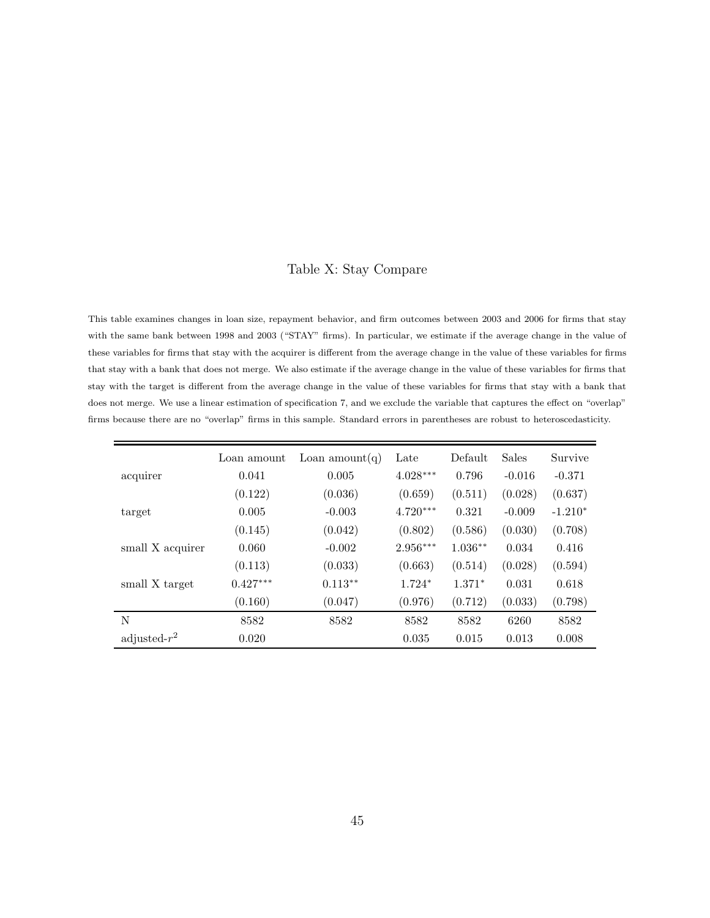# Table X: Stay Compare

This table examines changes in loan size, repayment behavior, and firm outcomes between 2003 and 2006 for firms that stay with the same bank between 1998 and 2003 ("STAY" firms). In particular, we estimate if the average change in the value of these variables for firms that stay with the acquirer is different from the average change in the value of these variables for firms that stay with a bank that does not merge. We also estimate if the average change in the value of these variables for firms that stay with the target is different from the average change in the value of these variables for firms that stay with a bank that does not merge. We use a linear estimation of specification 7, and we exclude the variable that captures the effect on "overlap" firms because there are no "overlap" firms in this sample. Standard errors in parentheses are robust to heteroscedasticity.

| | Loan amount | Loan amount(q) | Late | Default | Sales | Survive |
|---|---|---|---|---|---|---|
| acquirer | 0.041 | 0.005 | $4.028^{***}$ | 0.796 | -0.016 | -0.371 |
| | (0.122) | (0.036) | (0.659) | (0.511) | (0.028) | (0.637) |
| target | 0.005 | -0.003 | $4.720^{***}$ | 0.321 | -0.009 | $-1.210^{*}$ |
| | (0.145) | (0.042) | (0.802) | (0.586) | (0.030) | (0.708) |
| small X acquirer | 0.060 | -0.002 | $2.956^{***}$ | $1.036^{**}$ | 0.034 | 0.416 |
| | (0.113) | (0.033) | (0.663) | (0.514) | (0.028) | (0.594) |
| small X target | $0.427^{***}$ | $0.113^{**}$ | $1.724^{*}$ | $1.371^{*}$ | 0.031 | 0.618 |
| | (0.160) | (0.047) | (0.976) | (0.712) | (0.033) | (0.798) |
| N | 8582 | 8582 | 8582 | 8582 | 6260 | 8582 |
| adjusted-$r^2$ | 0.020 | | 0.035 | 0.015 | 0.013 | 0.008 |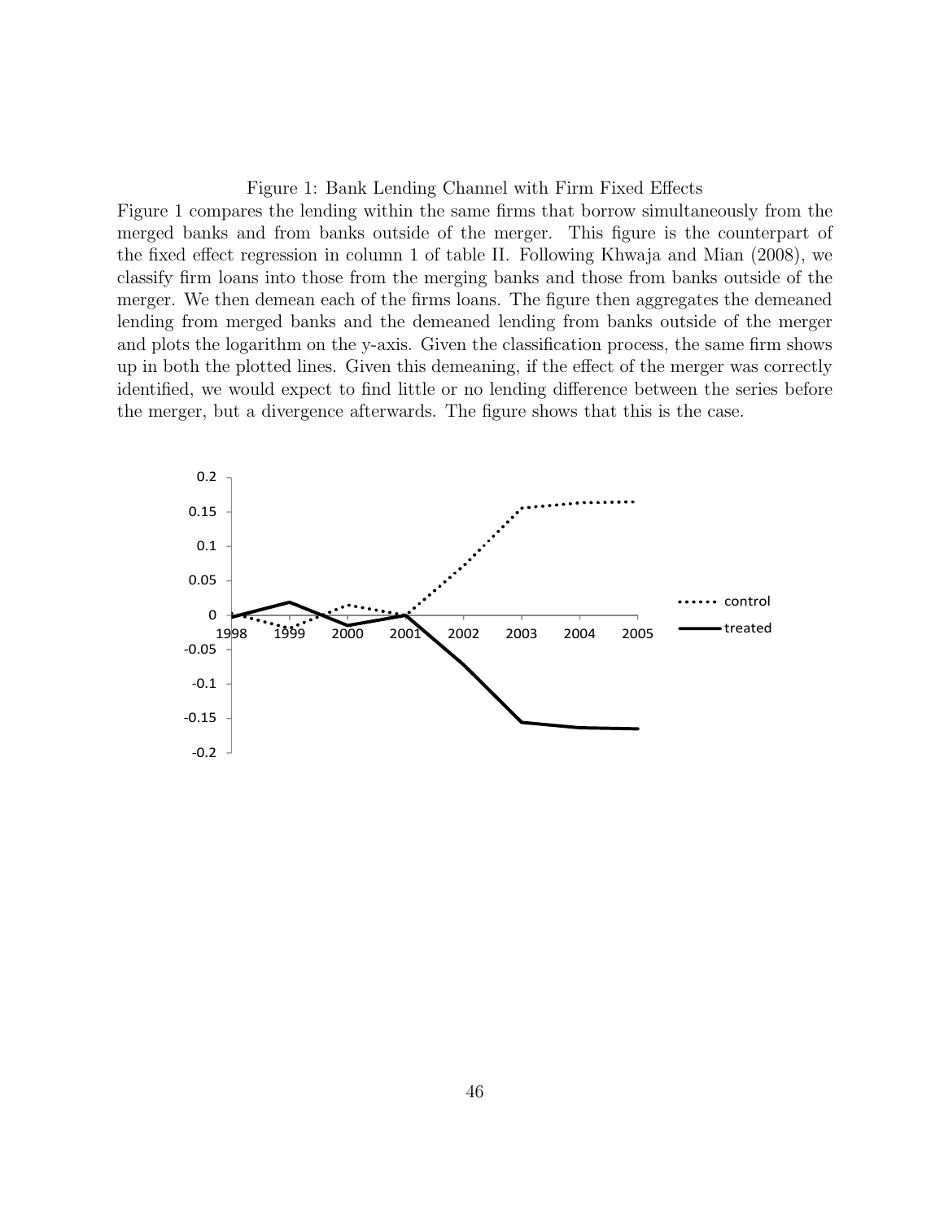Figure 1: Bank Lending Channel with Firm Fixed Effects

Figure 1 compares the lending within the same firms that borrow simultaneously from the merged banks and from banks outside of the merger. This figure is the counterpart of the fixed effect regression in column 1 of table II. Following Khwaja and Mian (2008), we classify firm loans into those from the merging banks and those from banks outside of the merger. We then demean each of the firms loans. The figure then aggregates the demeaned lending from merged banks and the demeaned lending from banks outside of the merger and plots the logarithm on the y-axis. Given the classification process, the same firm shows up in both the plotted lines. Given this demeaning, if the effect of the merger was correctly identified, we would expect to find little or no lending difference between the series before the merger, but a divergence afterwards. The figure shows that this is the case.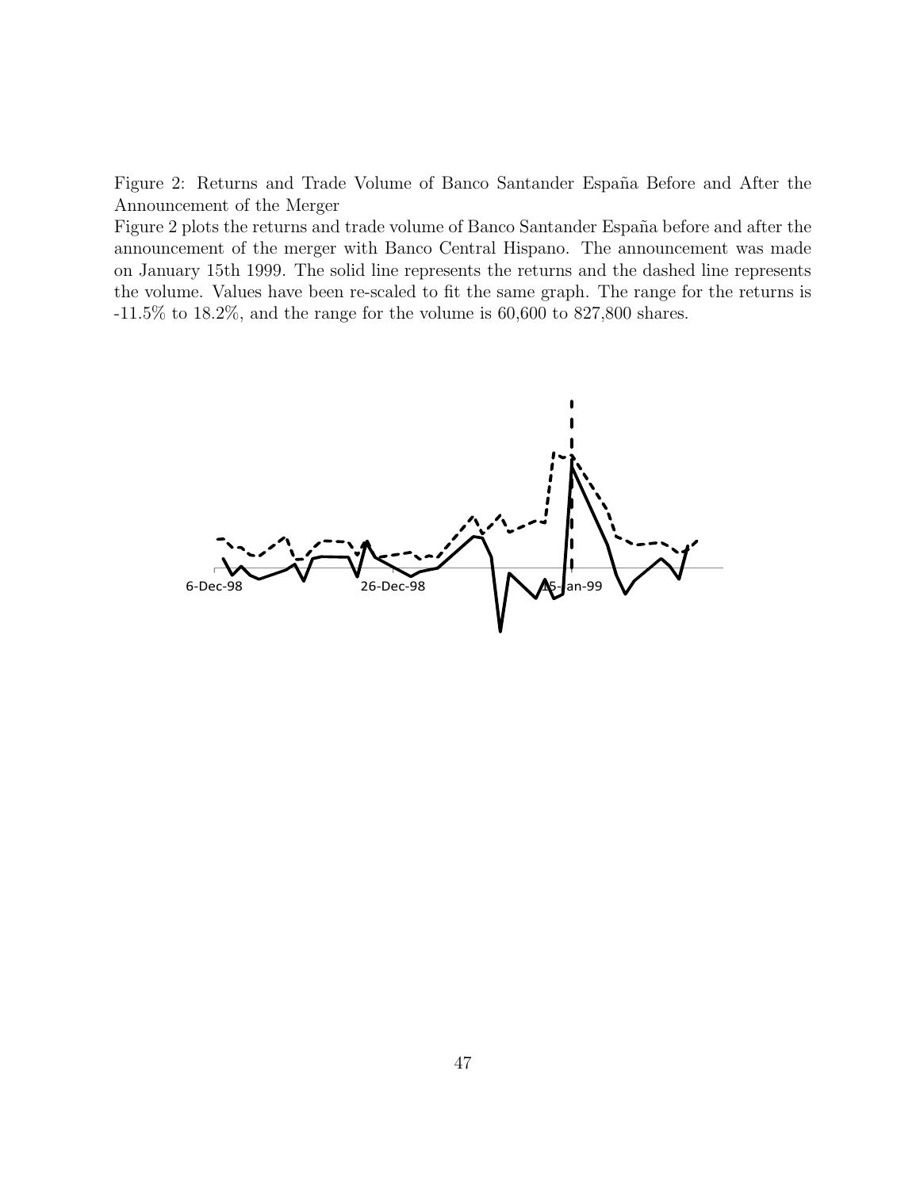Figure 2: Returns and Trade Volume of Banco Santander España Before and After the Announcement of the Merger

Figure 2 plots the returns and trade volume of Banco Santander España before and after the announcement of the merger with Banco Central Hispano. The announcement was made on January 15th 1999. The solid line represents the returns and the dashed line represents the volume. Values have been re-scaled to fit the same graph. The range for the returns is -11.5% to 18.2%, and the range for the volume is 60,600 to 827,800 shares.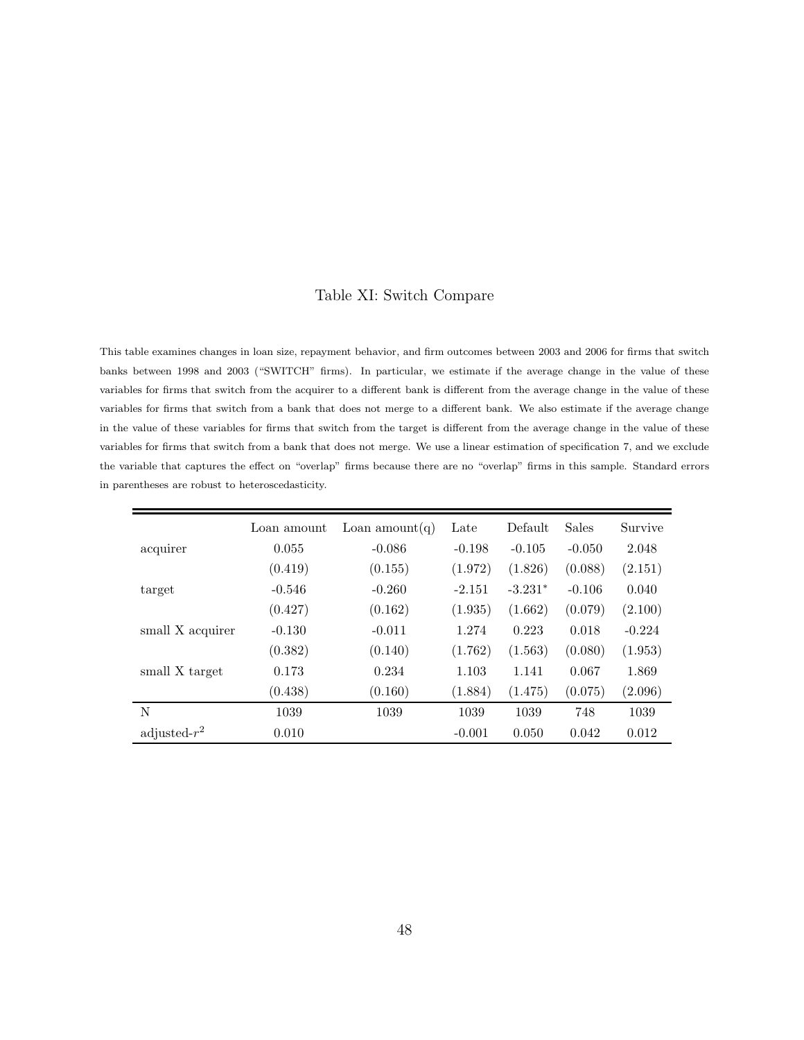# Table XI: Switch Compare

This table examines changes in loan size, repayment behavior, and firm outcomes between 2003 and 2006 for firms that switch banks between 1998 and 2003 ("SWITCH" firms). In particular, we estimate if the average change in the value of these variables for firms that switch from the acquirer to a different bank is different from the average change in the value of these variables for firms that switch from a bank that does not merge to a different bank. We also estimate if the average change in the value of these variables for firms that switch from the target is different from the average change in the value of these variables for firms that switch from a bank that does not merge. We use a linear estimation of specification 7, and we exclude the variable that captures the effect on "overlap" firms because there are no "overlap" firms in this sample. Standard errors in parentheses are robust to heteroscedasticity.

| | Loan amount | Loan amount(q) | Late | Default | Sales | Survive |
|---|---|---|---|---|---|---|
| acquirer | 0.055 | -0.086 | -0.198 | -0.105 | -0.050 | 2.048 |
| | (0.419) | (0.155) | (1.972) | (1.826) | (0.088) | (2.151) |
| target | -0.546 | -0.260 | -2.151 | -3.231* | -0.106 | 0.040 |
| | (0.427) | (0.162) | (1.935) | (1.662) | (0.079) | (2.100) |
| small X acquirer | -0.130 | -0.011 | 1.274 | 0.223 | 0.018 | -0.224 |
| | (0.382) | (0.140) | (1.762) | (1.563) | (0.080) | (1.953) |
| small X target | 0.173 | 0.234 | 1.103 | 1.141 | 0.067 | 1.869 |
| | (0.438) | (0.160) | (1.884) | (1.475) | (0.075) | (2.096) |
| N | 1039 | 1039 | 1039 | 1039 | 748 | 1039 |
| adjusted-$r^2$ | 0.010 | | -0.001 | 0.050 | 0.042 | 0.012 |